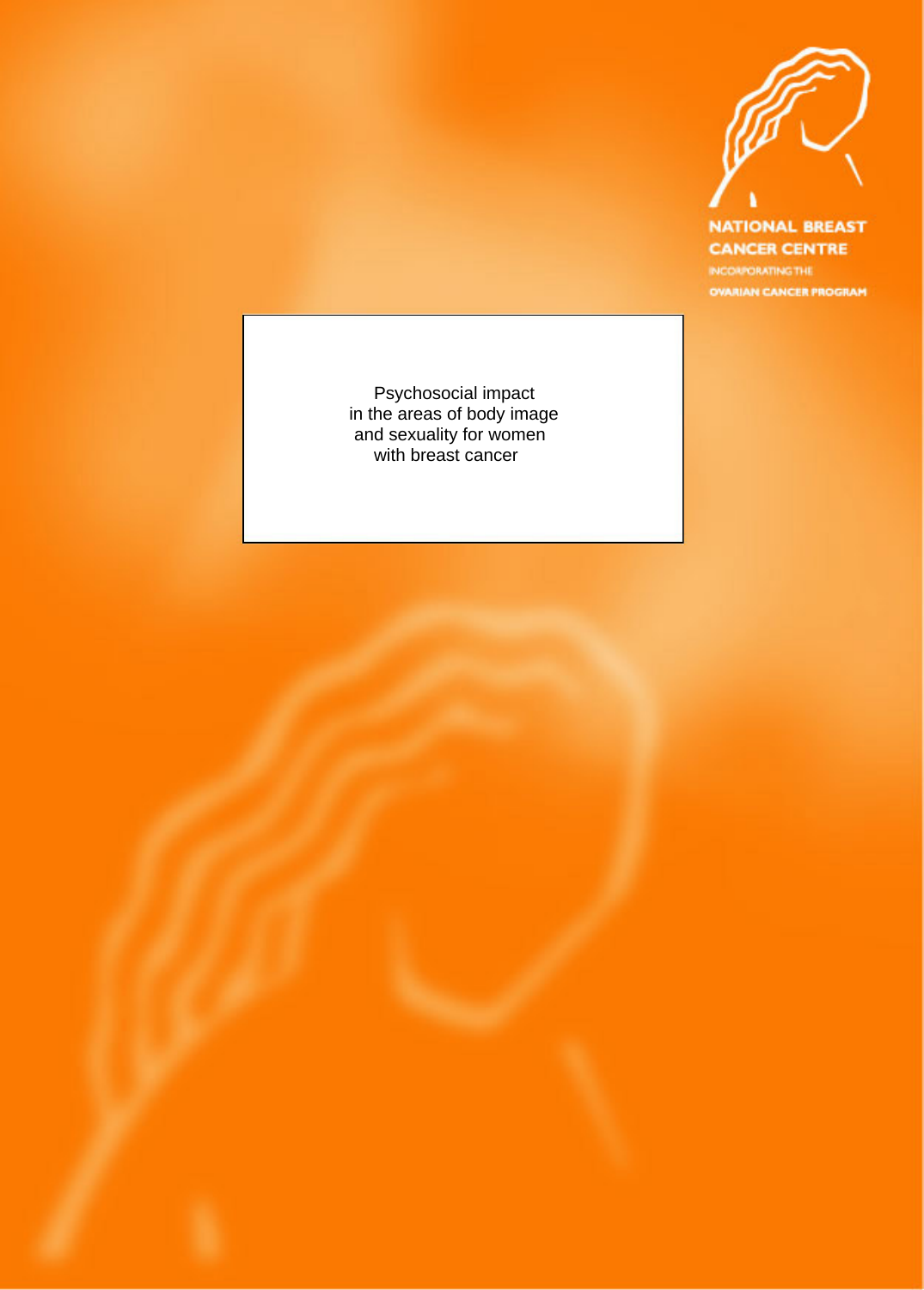NATIONAL BREAST CANCER CENTRE

INCORPORATING THE OVARIAN CANCER PROGRAM

# Psychosocial impact in the areas of body image and sexuality for women with breast cancer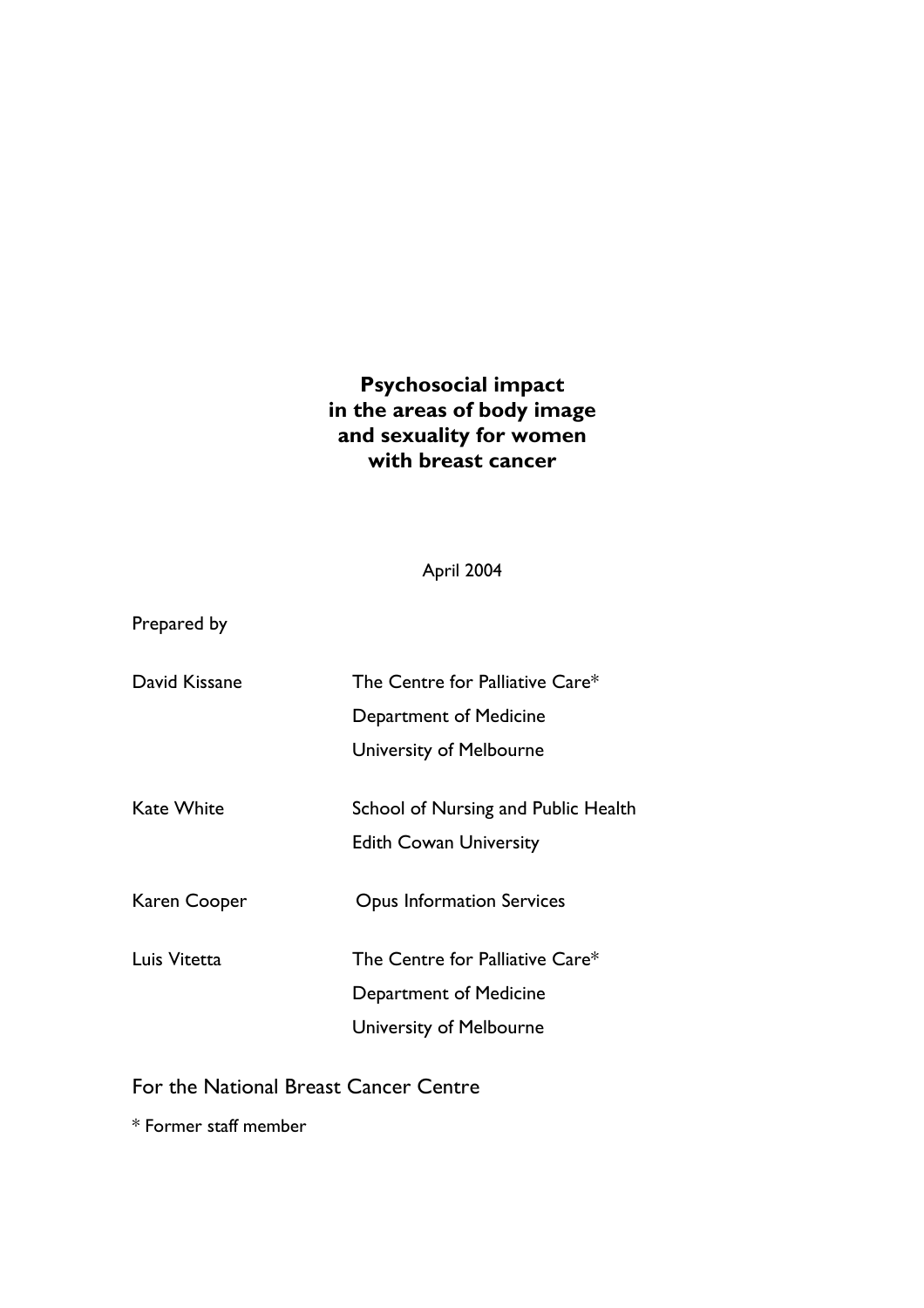# Psychosocial impact in the areas of body image and sexuality for women with breast cancer

April 2004

Prepared by

| | |
|---|---|
| David Kissane | The Centre for Palliative Care* <br> Department of Medicine <br> University of Melbourne |
| Kate White | School of Nursing and Public Health <br> Edith Cowan University |
| Karen Cooper | Opus Information Services |
| Luis Vitetta | The Centre for Palliative Care* <br> Department of Medicine <br> University of Melbourne |

For the National Breast Cancer Centre

* Former staff member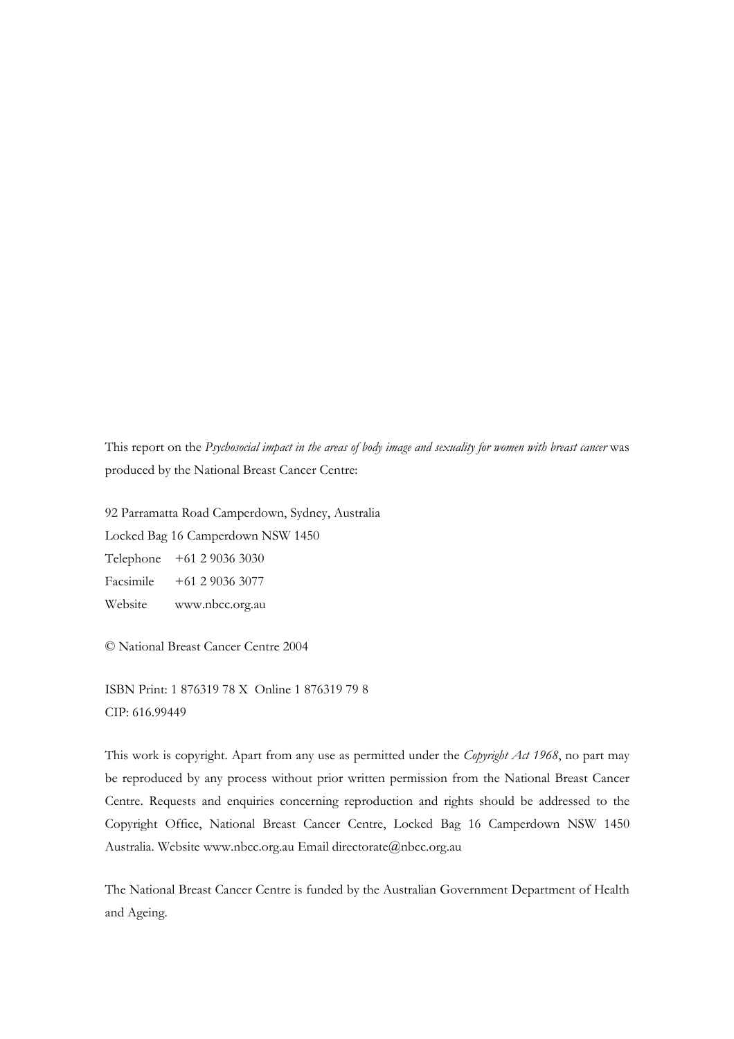This report on the *Psychosocial impact in the areas of body image and sexuality for women with breast cancer* was produced by the National Breast Cancer Centre:

92 Parramatta Road Camperdown, Sydney, Australia
Locked Bag 16 Camperdown NSW 1450
Telephone +61 2 9036 3030
Facsimile +61 2 9036 3077
Website www.nbcc.org.au

© National Breast Cancer Centre 2004

ISBN Print: 1 876319 78 X Online 1 876319 79 8
CIP: 616.99449

This work is copyright. Apart from any use as permitted under the *Copyright Act 1968*, no part may be reproduced by any process without prior written permission from the National Breast Cancer Centre. Requests and enquiries concerning reproduction and rights should be addressed to the Copyright Office, National Breast Cancer Centre, Locked Bag 16 Camperdown NSW 1450 Australia. Website www.nbcc.org.au Email directorate@nbcc.org.au

The National Breast Cancer Centre is funded by the Australian Government Department of Health and Ageing.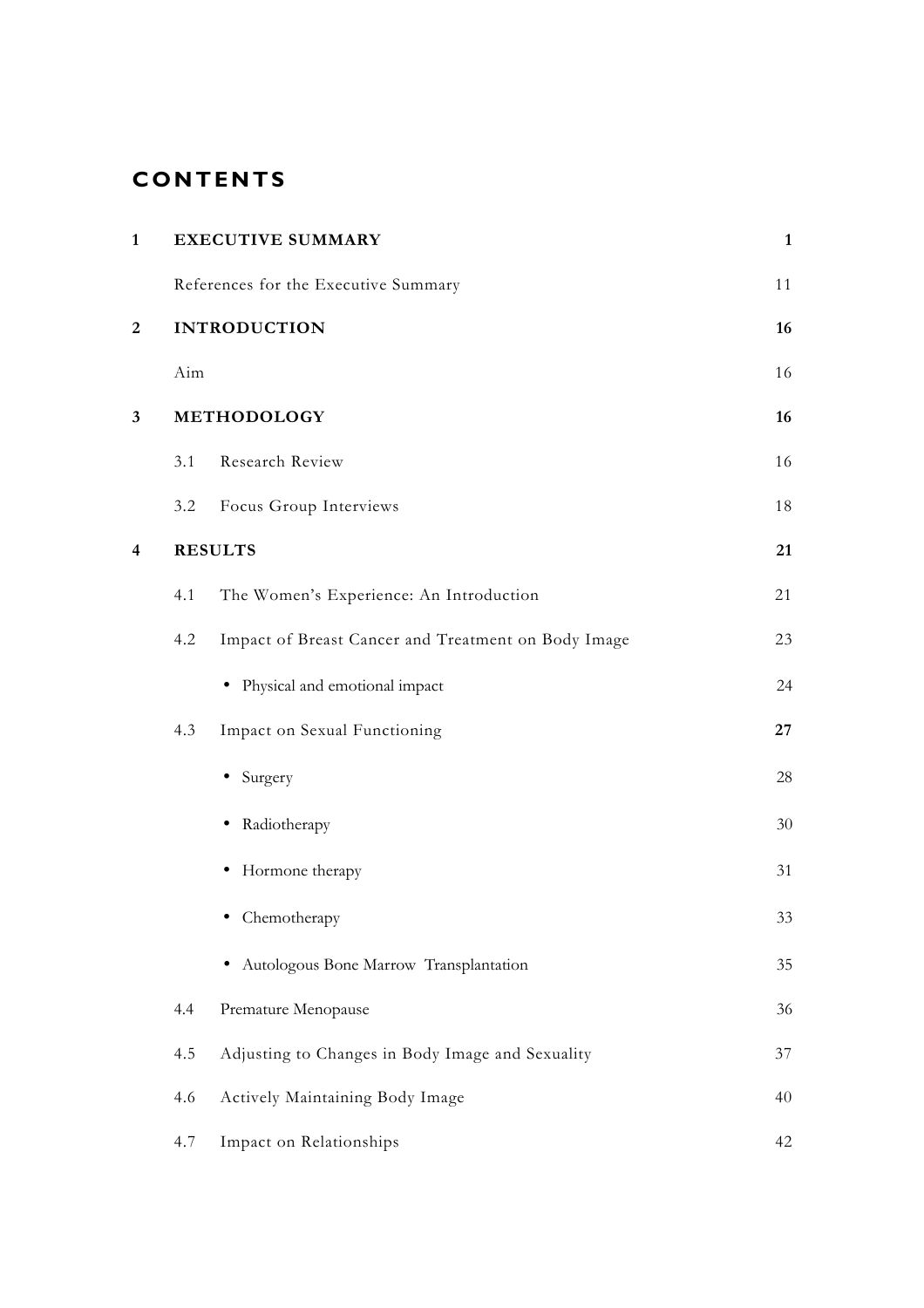# CONTENTS

| | | |
|---|---|---|
| **1** | **EXECUTIVE SUMMARY** | **1** |
| | References for the Executive Summary | 11 |
| **2** | **INTRODUCTION** | **16** |
| | Aim | 16 |
| **3** | **METHODOLOGY** | **16** |
| | 3.1 Research Review | 16 |
| | 3.2 Focus Group Interviews | 18 |
| **4** | **RESULTS** | **21** |
| | 4.1 The Women's Experience: An Introduction | 21 |
| | 4.2 Impact of Breast Cancer and Treatment on Body Image | 23 |
| | • Physical and emotional impact | 24 |
| | 4.3 Impact on Sexual Functioning | **27** |
| | • Surgery | 28 |
| | • Radiotherapy | 30 |
| | • Hormone therapy | 31 |
| | • Chemotherapy | 33 |
| | • Autologous Bone Marrow Transplantation | 35 |
| | 4.4 Premature Menopause | 36 |
| | 4.5 Adjusting to Changes in Body Image and Sexuality | 37 |
| | 4.6 Actively Maintaining Body Image | 40 |
| | 4.7 Impact on Relationships | 42 |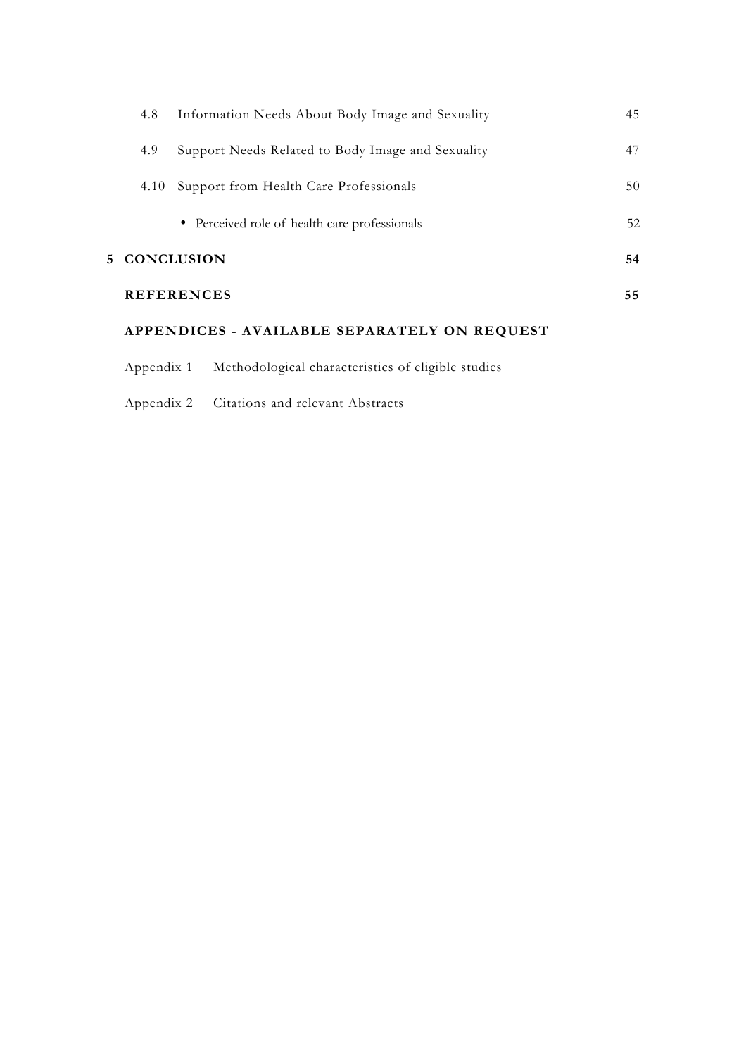| | | |
|---|---|---|
| 4.8 | Information Needs About Body Image and Sexuality | 45 |
| 4.9 | Support Needs Related to Body Image and Sexuality | 47 |
| 4.10 | Support from Health Care Professionals | 50 |
| | • Perceived role of health care professionals | 52 |
| **5** | **CONCLUSION** | **54** |
| | **REFERENCES** | **55** |
| | **APPENDICES - AVAILABLE SEPARATELY ON REQUEST** | |
| | Appendix 1 Methodological characteristics of eligible studies | |
| | Appendix 2 Citations and relevant Abstracts | |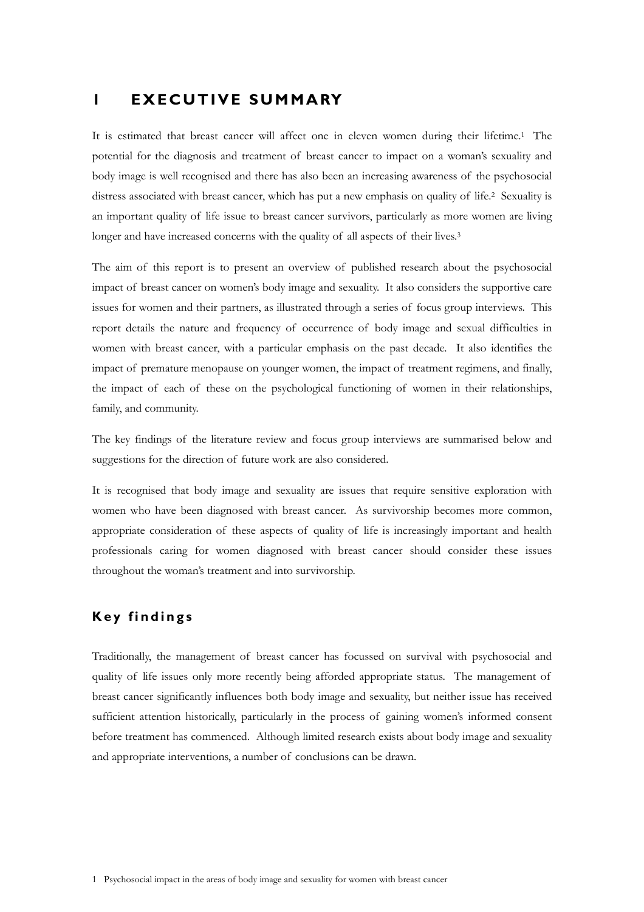# 1 EXECUTIVE SUMMARY

It is estimated that breast cancer will affect one in eleven women during their lifetime.[1] The potential for the diagnosis and treatment of breast cancer to impact on a woman's sexuality and body image is well recognised and there has also been an increasing awareness of the psychosocial distress associated with breast cancer, which has put a new emphasis on quality of life.[2] Sexuality is an important quality of life issue to breast cancer survivors, particularly as more women are living longer and have increased concerns with the quality of all aspects of their lives.[3]

The aim of this report is to present an overview of published research about the psychosocial impact of breast cancer on women's body image and sexuality. It also considers the supportive care issues for women and their partners, as illustrated through a series of focus group interviews. This report details the nature and frequency of occurrence of body image and sexual difficulties in women with breast cancer, with a particular emphasis on the past decade. It also identifies the impact of premature menopause on younger women, the impact of treatment regimens, and finally, the impact of each of these on the psychological functioning of women in their relationships, family, and community.

The key findings of the literature review and focus group interviews are summarised below and suggestions for the direction of future work are also considered.

It is recognised that body image and sexuality are issues that require sensitive exploration with women who have been diagnosed with breast cancer. As survivorship becomes more common, appropriate consideration of these aspects of quality of life is increasingly important and health professionals caring for women diagnosed with breast cancer should consider these issues throughout the woman's treatment and into survivorship.

## Key findings

Traditionally, the management of breast cancer has focussed on survival with psychosocial and quality of life issues only more recently being afforded appropriate status. The management of breast cancer significantly influences both body image and sexuality, but neither issue has received sufficient attention historically, particularly in the process of gaining women's informed consent before treatment has commenced. Although limited research exists about body image and sexuality and appropriate interventions, a number of conclusions can be drawn.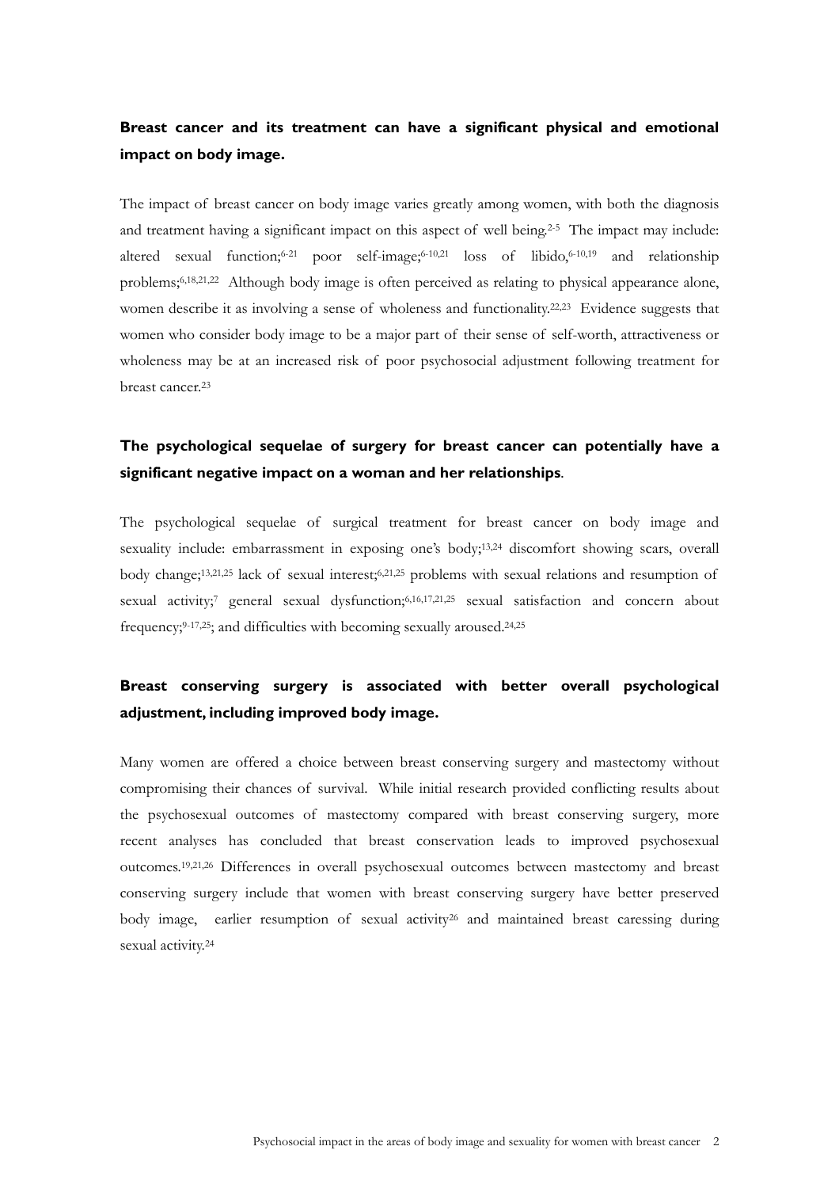**Breast cancer and its treatment can have a significant physical and emotional impact on body image.**

The impact of breast cancer on body image varies greatly among women, with both the diagnosis and treatment having a significant impact on this aspect of well being.[2-5] The impact may include: altered sexual function;[6-21] poor self-image;[6-10,21] loss of libido,[6-10,19] and relationship problems;[6,18,21,22] Although body image is often perceived as relating to physical appearance alone, women describe it as involving a sense of wholeness and functionality.[22,23] Evidence suggests that women who consider body image to be a major part of their sense of self-worth, attractiveness or wholeness may be at an increased risk of poor psychosocial adjustment following treatment for breast cancer.[23]

**The psychological sequelae of surgery for breast cancer can potentially have a significant negative impact on a woman and her relationships**.

The psychological sequelae of surgical treatment for breast cancer on body image and sexuality include: embarrassment in exposing one's body;[13,24] discomfort showing scars, overall body change;[13,21,25] lack of sexual interest;[6,21,25] problems with sexual relations and resumption of sexual activity;[7] general sexual dysfunction;[6,16,17,21,25] sexual satisfaction and concern about frequency;[9-17,25]; and difficulties with becoming sexually aroused.[24,25]

**Breast conserving surgery is associated with better overall psychological adjustment, including improved body image.**

Many women are offered a choice between breast conserving surgery and mastectomy without compromising their chances of survival. While initial research provided conflicting results about the psychosexual outcomes of mastectomy compared with breast conserving surgery, more recent analyses has concluded that breast conservation leads to improved psychosexual outcomes.[19,21,26] Differences in overall psychosexual outcomes between mastectomy and breast conserving surgery include that women with breast conserving surgery have better preserved body image, earlier resumption of sexual activity[26] and maintained breast caressing during sexual activity.[24]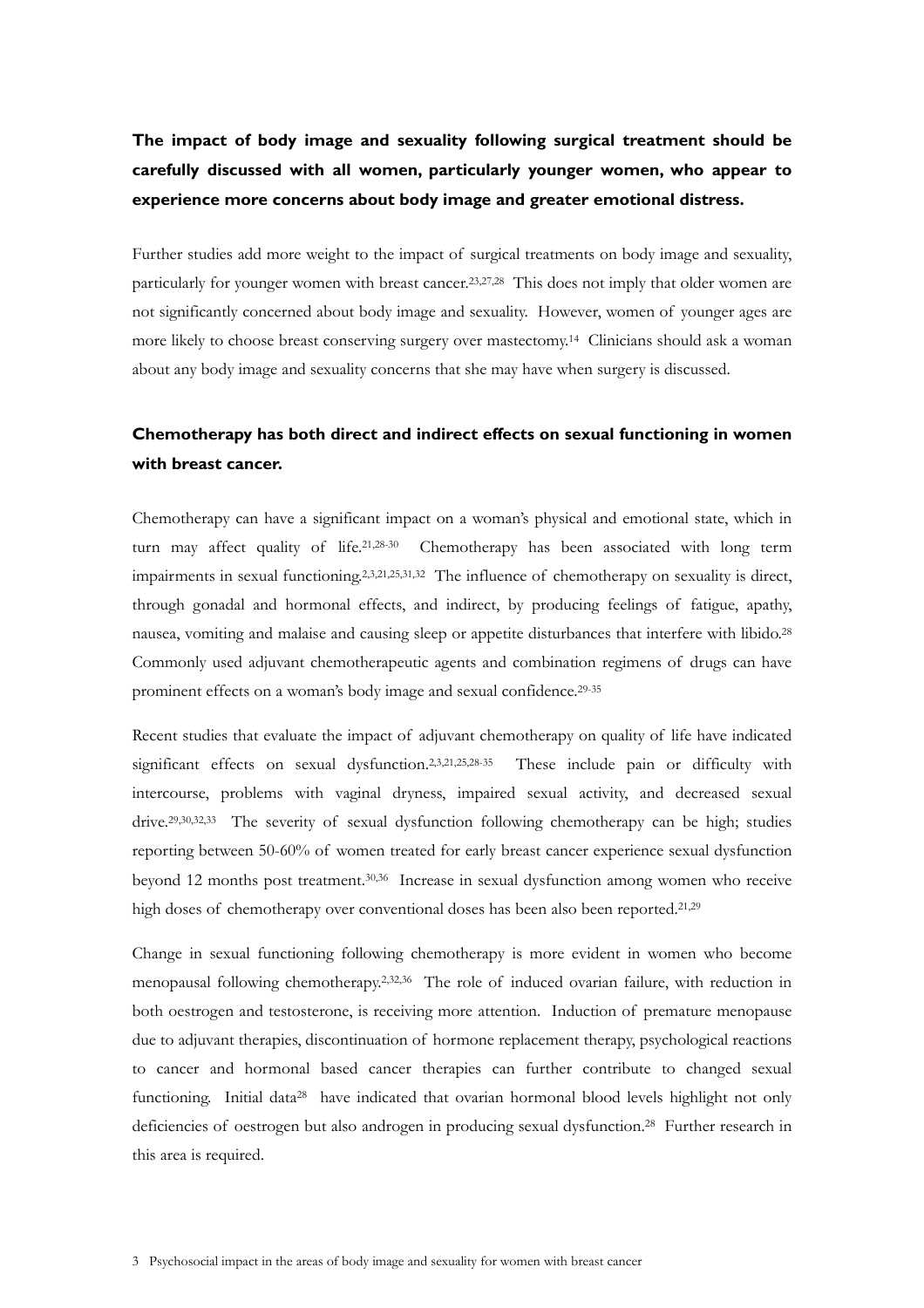**The impact of body image and sexuality following surgical treatment should be carefully discussed with all women, particularly younger women, who appear to experience more concerns about body image and greater emotional distress.**

Further studies add more weight to the impact of surgical treatments on body image and sexuality, particularly for younger women with breast cancer.[23,27,28] This does not imply that older women are not significantly concerned about body image and sexuality. However, women of younger ages are more likely to choose breast conserving surgery over mastectomy.[14] Clinicians should ask a woman about any body image and sexuality concerns that she may have when surgery is discussed.

**Chemotherapy has both direct and indirect effects on sexual functioning in women with breast cancer.**

Chemotherapy can have a significant impact on a woman's physical and emotional state, which in turn may affect quality of life.[21,28-30] Chemotherapy has been associated with long term impairments in sexual functioning.[2,3,21,25,31,32] The influence of chemotherapy on sexuality is direct, through gonadal and hormonal effects, and indirect, by producing feelings of fatigue, apathy, nausea, vomiting and malaise and causing sleep or appetite disturbances that interfere with libido.[28] Commonly used adjuvant chemotherapeutic agents and combination regimens of drugs can have prominent effects on a woman's body image and sexual confidence.[29-35]

Recent studies that evaluate the impact of adjuvant chemotherapy on quality of life have indicated significant effects on sexual dysfunction.[2,3,21,25,28-35] These include pain or difficulty with intercourse, problems with vaginal dryness, impaired sexual activity, and decreased sexual drive.[29,30,32,33] The severity of sexual dysfunction following chemotherapy can be high; studies reporting between 50-60% of women treated for early breast cancer experience sexual dysfunction beyond 12 months post treatment.[30,36] Increase in sexual dysfunction among women who receive high doses of chemotherapy over conventional doses has been also been reported.[21,29]

Change in sexual functioning following chemotherapy is more evident in women who become menopausal following chemotherapy.[2,32,36] The role of induced ovarian failure, with reduction in both oestrogen and testosterone, is receiving more attention. Induction of premature menopause due to adjuvant therapies, discontinuation of hormone replacement therapy, psychological reactions to cancer and hormonal based cancer therapies can further contribute to changed sexual functioning. Initial data[28] have indicated that ovarian hormonal blood levels highlight not only deficiencies of oestrogen but also androgen in producing sexual dysfunction.[28] Further research in this area is required.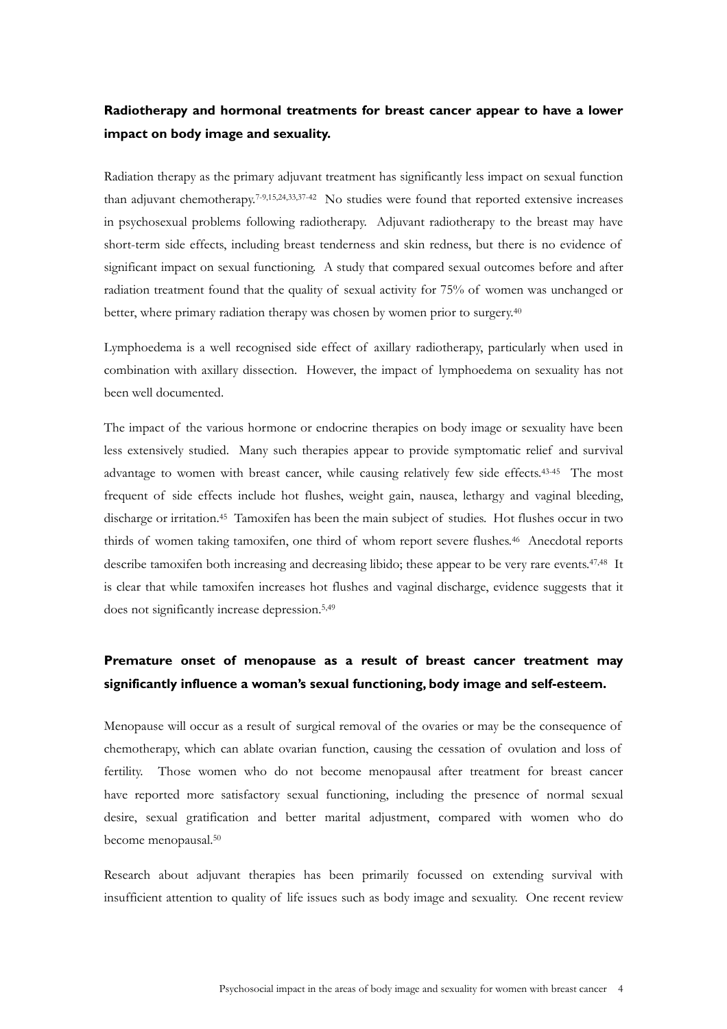**Radiotherapy and hormonal treatments for breast cancer appear to have a lower impact on body image and sexuality.**

Radiation therapy as the primary adjuvant treatment has significantly less impact on sexual function than adjuvant chemotherapy.[7-9,15,24,33,37-42] No studies were found that reported extensive increases in psychosexual problems following radiotherapy. Adjuvant radiotherapy to the breast may have short-term side effects, including breast tenderness and skin redness, but there is no evidence of significant impact on sexual functioning. A study that compared sexual outcomes before and after radiation treatment found that the quality of sexual activity for 75% of women was unchanged or better, where primary radiation therapy was chosen by women prior to surgery.[40]

Lymphoedema is a well recognised side effect of axillary radiotherapy, particularly when used in combination with axillary dissection. However, the impact of lymphoedema on sexuality has not been well documented.

The impact of the various hormone or endocrine therapies on body image or sexuality have been less extensively studied. Many such therapies appear to provide symptomatic relief and survival advantage to women with breast cancer, while causing relatively few side effects.[43-45] The most frequent of side effects include hot flushes, weight gain, nausea, lethargy and vaginal bleeding, discharge or irritation.[45] Tamoxifen has been the main subject of studies. Hot flushes occur in two thirds of women taking tamoxifen, one third of whom report severe flushes.[46] Anecdotal reports describe tamoxifen both increasing and decreasing libido; these appear to be very rare events.[47,48] It is clear that while tamoxifen increases hot flushes and vaginal discharge, evidence suggests that it does not significantly increase depression.[5,49]

**Premature onset of menopause as a result of breast cancer treatment may significantly influence a woman's sexual functioning, body image and self-esteem.**

Menopause will occur as a result of surgical removal of the ovaries or may be the consequence of chemotherapy, which can ablate ovarian function, causing the cessation of ovulation and loss of fertility. Those women who do not become menopausal after treatment for breast cancer have reported more satisfactory sexual functioning, including the presence of normal sexual desire, sexual gratification and better marital adjustment, compared with women who do become menopausal.[50]

Research about adjuvant therapies has been primarily focussed on extending survival with insufficient attention to quality of life issues such as body image and sexuality. One recent review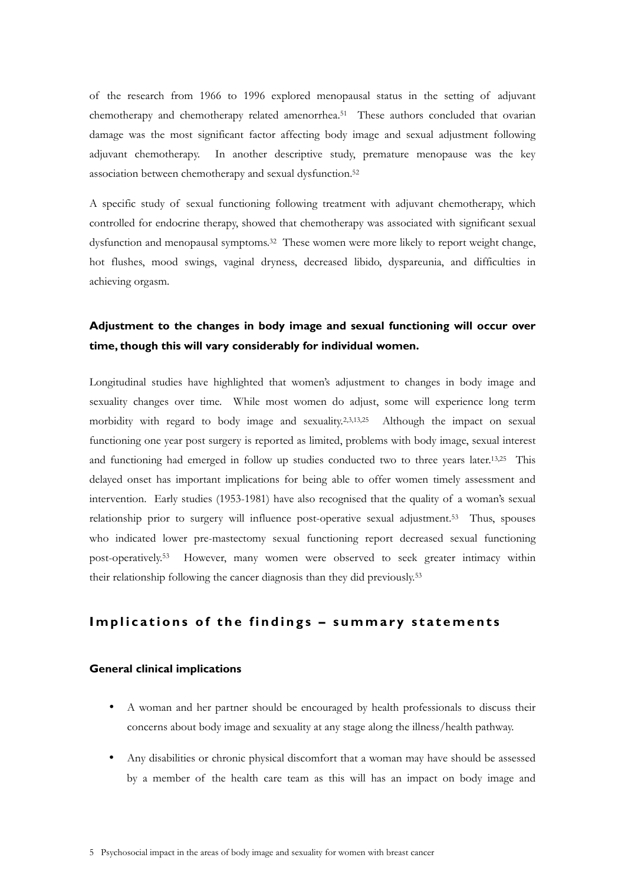of the research from 1966 to 1996 explored menopausal status in the setting of adjuvant chemotherapy and chemotherapy related amenorrhea.[51] These authors concluded that ovarian damage was the most significant factor affecting body image and sexual adjustment following adjuvant chemotherapy. In another descriptive study, premature menopause was the key association between chemotherapy and sexual dysfunction.[52]

A specific study of sexual functioning following treatment with adjuvant chemotherapy, which controlled for endocrine therapy, showed that chemotherapy was associated with significant sexual dysfunction and menopausal symptoms.[32] These women were more likely to report weight change, hot flushes, mood swings, vaginal dryness, decreased libido, dyspareunia, and difficulties in achieving orgasm.

**Adjustment to the changes in body image and sexual functioning will occur over time, though this will vary considerably for individual women.**

Longitudinal studies have highlighted that women's adjustment to changes in body image and sexuality changes over time. While most women do adjust, some will experience long term morbidity with regard to body image and sexuality.[2,3,13,25] Although the impact on sexual functioning one year post surgery is reported as limited, problems with body image, sexual interest and functioning had emerged in follow up studies conducted two to three years later.[13,25] This delayed onset has important implications for being able to offer women timely assessment and intervention. Early studies (1953-1981) have also recognised that the quality of a woman's sexual relationship prior to surgery will influence post-operative sexual adjustment.[53] Thus, spouses who indicated lower pre-mastectomy sexual functioning report decreased sexual functioning post-operatively.[53] However, many women were observed to seek greater intimacy within their relationship following the cancer diagnosis than they did previously.[53]

## Implications of the findings – summary statements

### General clinical implications

- A woman and her partner should be encouraged by health professionals to discuss their concerns about body image and sexuality at any stage along the illness/health pathway.
- Any disabilities or chronic physical discomfort that a woman may have should be assessed by a member of the health care team as this will has an impact on body image and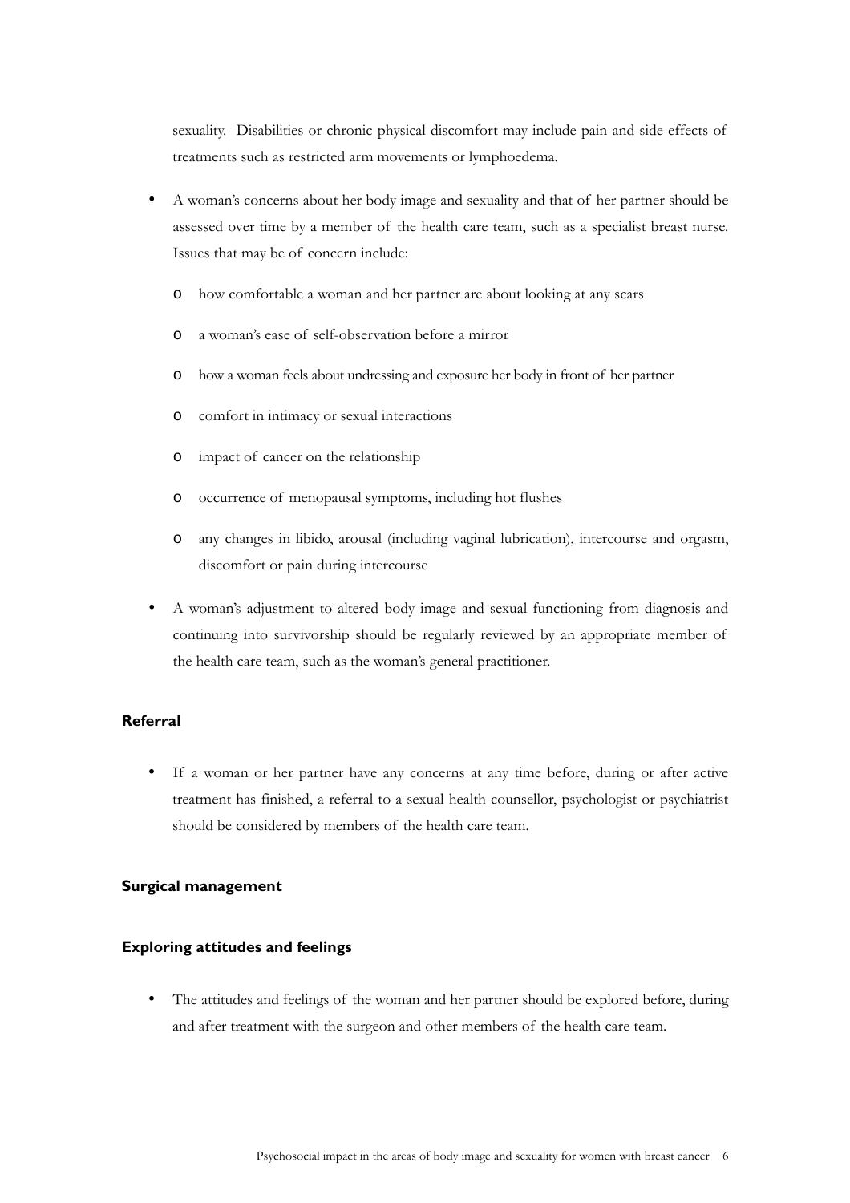sexuality. Disabilities or chronic physical discomfort may include pain and side effects of treatments such as restricted arm movements or lymphoedema.

- A woman's concerns about her body image and sexuality and that of her partner should be assessed over time by a member of the health care team, such as a specialist breast nurse. Issues that may be of concern include:
  - how comfortable a woman and her partner are about looking at any scars
  - a woman's ease of self-observation before a mirror
  - how a woman feels about undressing and exposure her body in front of her partner
  - comfort in intimacy or sexual interactions
  - impact of cancer on the relationship
  - occurrence of menopausal symptoms, including hot flushes
  - any changes in libido, arousal (including vaginal lubrication), intercourse and orgasm, discomfort or pain during intercourse
- A woman's adjustment to altered body image and sexual functioning from diagnosis and continuing into survivorship should be regularly reviewed by an appropriate member of the health care team, such as the woman's general practitioner.

### Referral

- If a woman or her partner have any concerns at any time before, during or after active treatment has finished, a referral to a sexual health counsellor, psychologist or psychiatrist should be considered by members of the health care team.

### Surgical management

### Exploring attitudes and feelings

- The attitudes and feelings of the woman and her partner should be explored before, during and after treatment with the surgeon and other members of the health care team.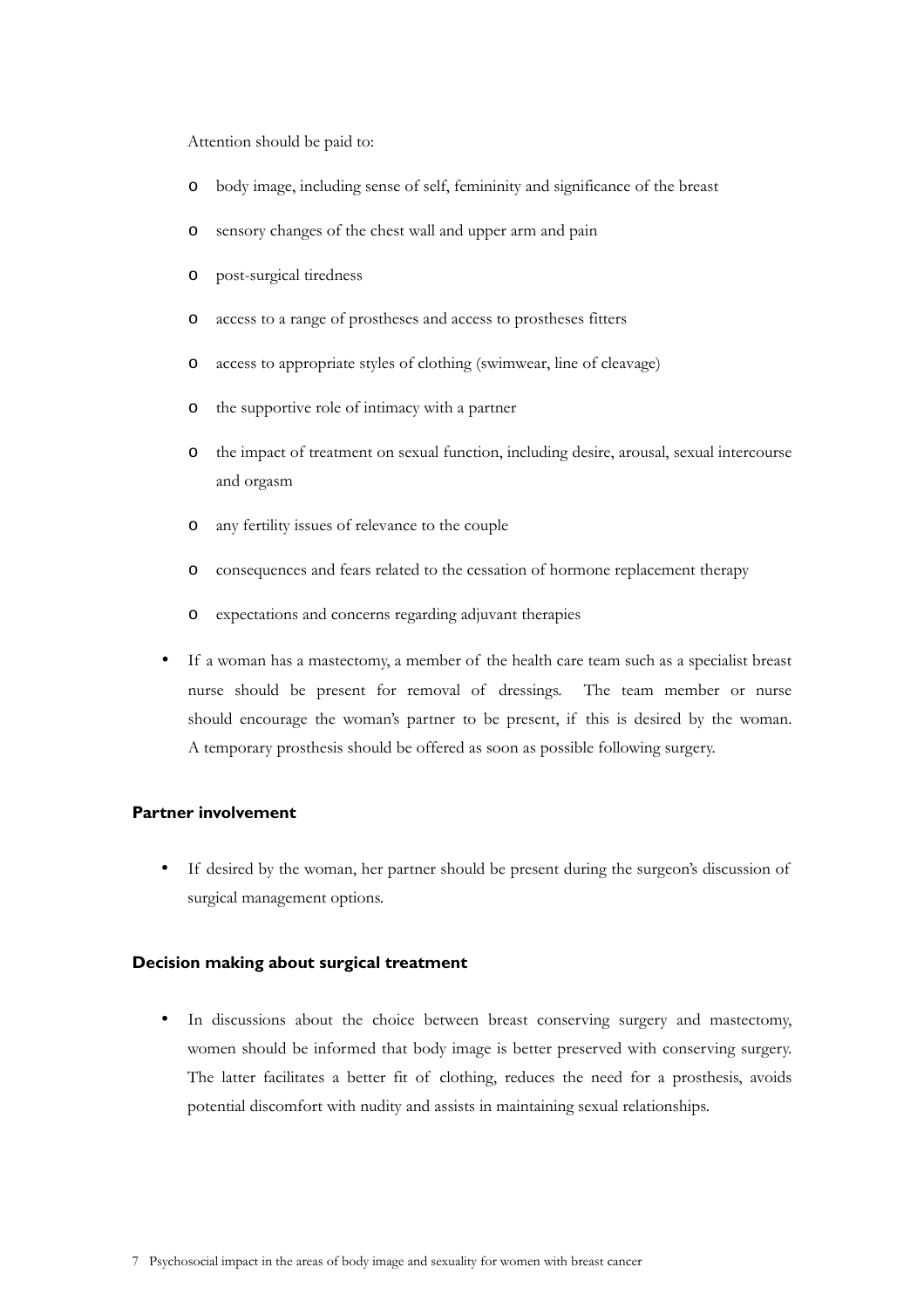Attention should be paid to:

  - body image, including sense of self, femininity and significance of the breast
  - sensory changes of the chest wall and upper arm and pain
  - post-surgical tiredness
  - access to a range of prostheses and access to prostheses fitters
  - access to appropriate styles of clothing (swimwear, line of cleavage)
  - the supportive role of intimacy with a partner
  - the impact of treatment on sexual function, including desire, arousal, sexual intercourse and orgasm
  - any fertility issues of relevance to the couple
  - consequences and fears related to the cessation of hormone replacement therapy
  - expectations and concerns regarding adjuvant therapies

- If a woman has a mastectomy, a member of the health care team such as a specialist breast nurse should be present for removal of dressings. The team member or nurse should encourage the woman's partner to be present, if this is desired by the woman. A temporary prosthesis should be offered as soon as possible following surgery.

### Partner involvement

- If desired by the woman, her partner should be present during the surgeon's discussion of surgical management options.

### Decision making about surgical treatment

- In discussions about the choice between breast conserving surgery and mastectomy, women should be informed that body image is better preserved with conserving surgery. The latter facilitates a better fit of clothing, reduces the need for a prosthesis, avoids potential discomfort with nudity and assists in maintaining sexual relationships.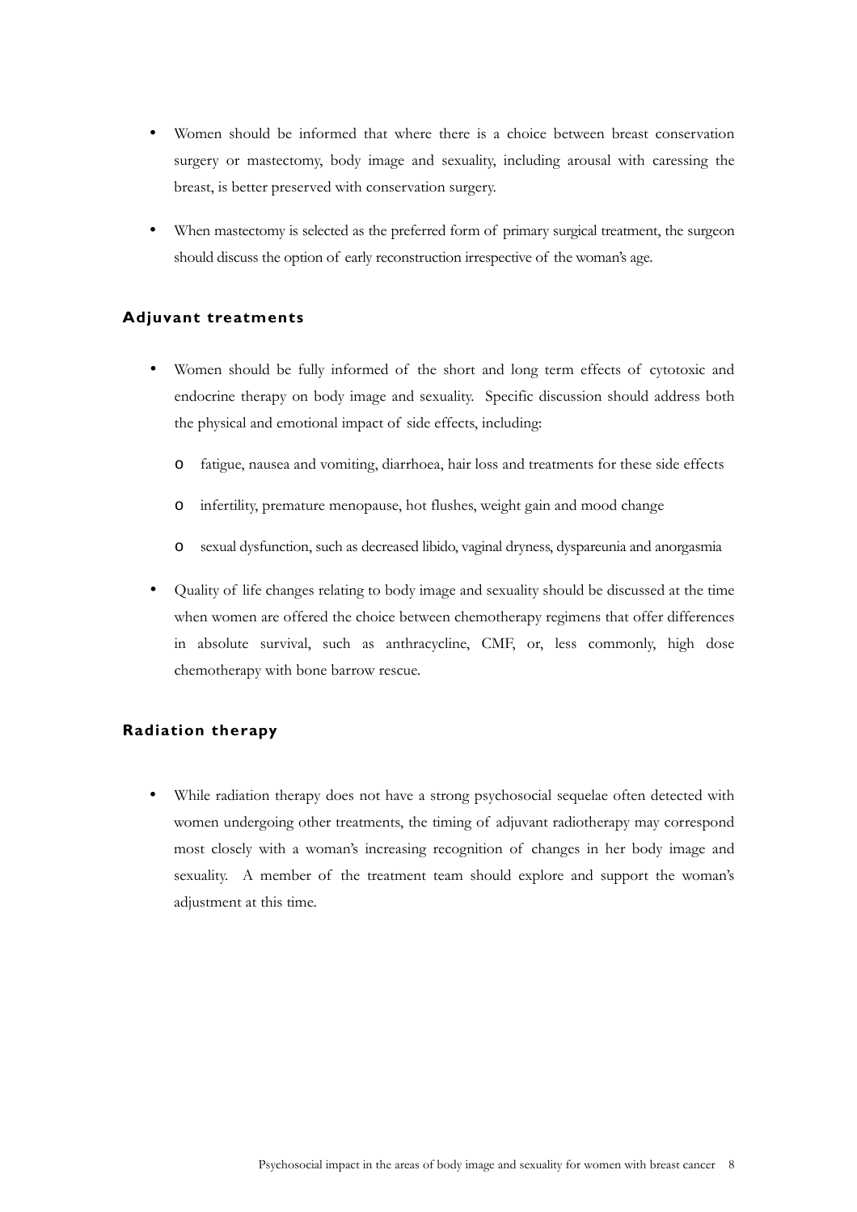- Women should be informed that where there is a choice between breast conservation surgery or mastectomy, body image and sexuality, including arousal with caressing the breast, is better preserved with conservation surgery.

- When mastectomy is selected as the preferred form of primary surgical treatment, the surgeon should discuss the option of early reconstruction irrespective of the woman's age.

### Adjuvant treatments

- Women should be fully informed of the short and long term effects of cytotoxic and endocrine therapy on body image and sexuality. Specific discussion should address both the physical and emotional impact of side effects, including:
  - fatigue, nausea and vomiting, diarrhoea, hair loss and treatments for these side effects
  - infertility, premature menopause, hot flushes, weight gain and mood change
  - sexual dysfunction, such as decreased libido, vaginal dryness, dyspareunia and anorgasmia

- Quality of life changes relating to body image and sexuality should be discussed at the time when women are offered the choice between chemotherapy regimens that offer differences in absolute survival, such as anthracycline, CMF, or, less commonly, high dose chemotherapy with bone barrow rescue.

### Radiation therapy

- While radiation therapy does not have a strong psychosocial sequelae often detected with women undergoing other treatments, the timing of adjuvant radiotherapy may correspond most closely with a woman's increasing recognition of changes in her body image and sexuality. A member of the treatment team should explore and support the woman's adjustment at this time.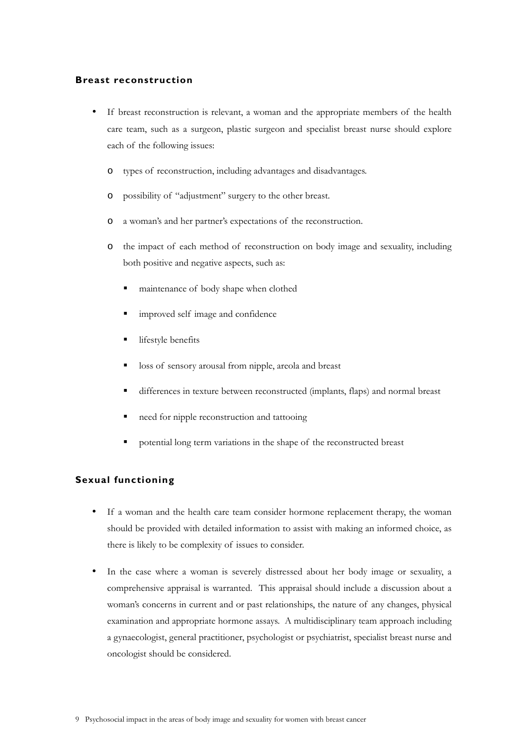### Breast reconstruction

- If breast reconstruction is relevant, a woman and the appropriate members of the health care team, such as a surgeon, plastic surgeon and specialist breast nurse should explore each of the following issues:
  - types of reconstruction, including advantages and disadvantages.
  - possibility of "adjustment" surgery to the other breast.
  - a woman's and her partner's expectations of the reconstruction.
  - the impact of each method of reconstruction on body image and sexuality, including both positive and negative aspects, such as:
    - maintenance of body shape when clothed
    - improved self image and confidence
    - lifestyle benefits
    - loss of sensory arousal from nipple, areola and breast
    - differences in texture between reconstructed (implants, flaps) and normal breast
    - need for nipple reconstruction and tattooing
    - potential long term variations in the shape of the reconstructed breast

### Sexual functioning

- If a woman and the health care team consider hormone replacement therapy, the woman should be provided with detailed information to assist with making an informed choice, as there is likely to be complexity of issues to consider.
- In the case where a woman is severely distressed about her body image or sexuality, a comprehensive appraisal is warranted. This appraisal should include a discussion about a woman's concerns in current and or past relationships, the nature of any changes, physical examination and appropriate hormone assays. A multidisciplinary team approach including a gynaecologist, general practitioner, psychologist or psychiatrist, specialist breast nurse and oncologist should be considered.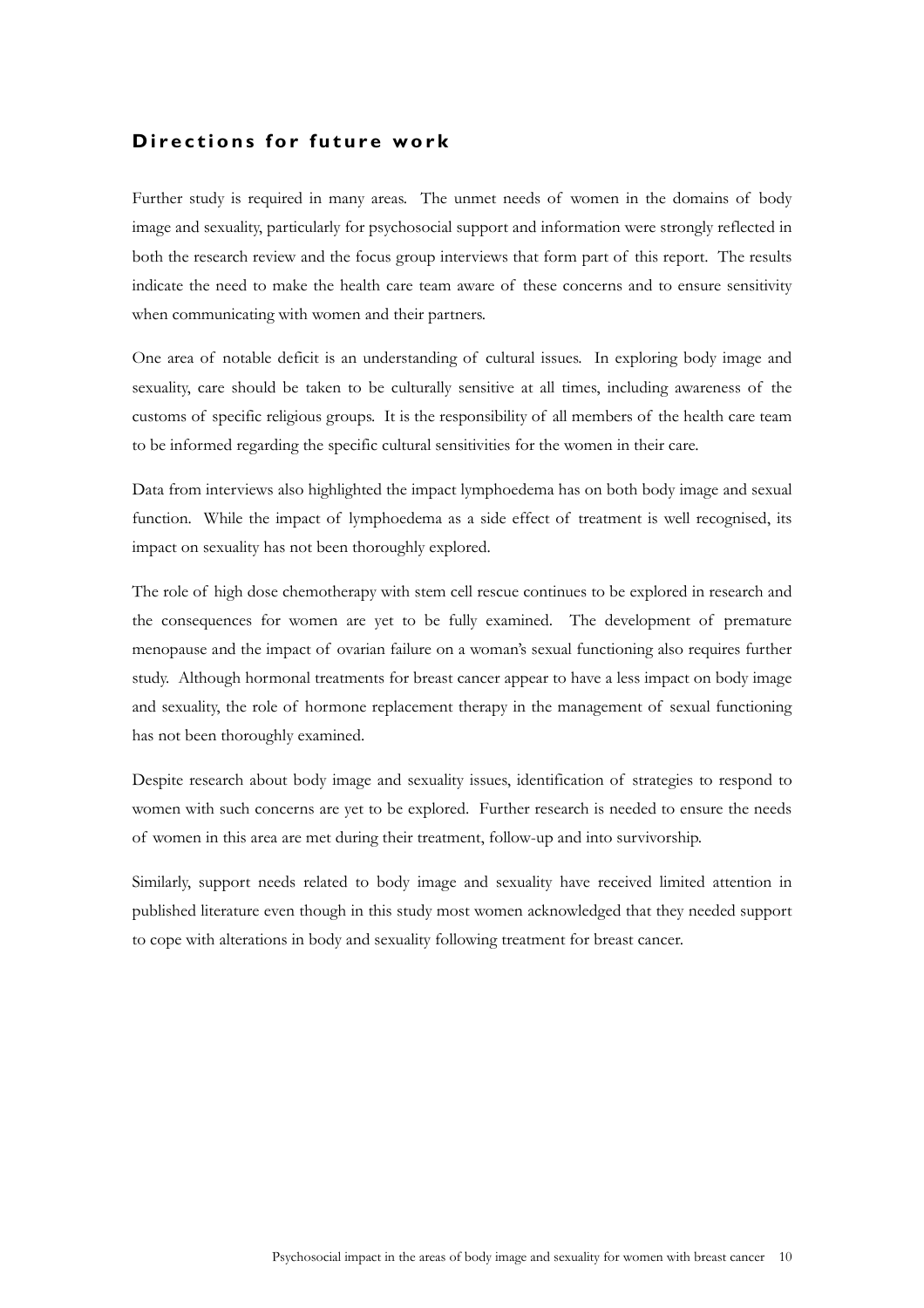## Directions for future work

Further study is required in many areas. The unmet needs of women in the domains of body image and sexuality, particularly for psychosocial support and information were strongly reflected in both the research review and the focus group interviews that form part of this report. The results indicate the need to make the health care team aware of these concerns and to ensure sensitivity when communicating with women and their partners.

One area of notable deficit is an understanding of cultural issues. In exploring body image and sexuality, care should be taken to be culturally sensitive at all times, including awareness of the customs of specific religious groups. It is the responsibility of all members of the health care team to be informed regarding the specific cultural sensitivities for the women in their care.

Data from interviews also highlighted the impact lymphoedema has on both body image and sexual function. While the impact of lymphoedema as a side effect of treatment is well recognised, its impact on sexuality has not been thoroughly explored.

The role of high dose chemotherapy with stem cell rescue continues to be explored in research and the consequences for women are yet to be fully examined. The development of premature menopause and the impact of ovarian failure on a woman's sexual functioning also requires further study. Although hormonal treatments for breast cancer appear to have a less impact on body image and sexuality, the role of hormone replacement therapy in the management of sexual functioning has not been thoroughly examined.

Despite research about body image and sexuality issues, identification of strategies to respond to women with such concerns are yet to be explored. Further research is needed to ensure the needs of women in this area are met during their treatment, follow-up and into survivorship.

Similarly, support needs related to body image and sexuality have received limited attention in published literature even though in this study most women acknowledged that they needed support to cope with alterations in body and sexuality following treatment for breast cancer.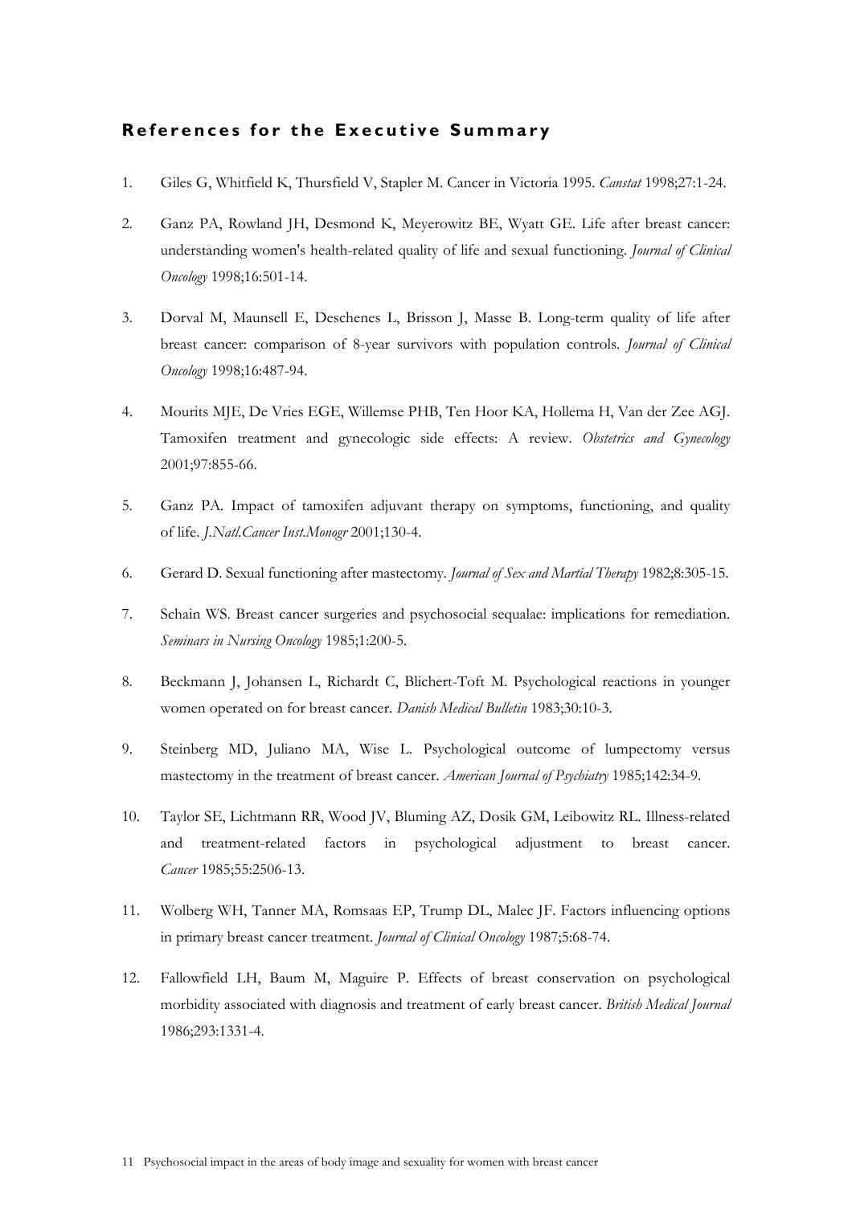## References for the Executive Summary

1. Giles G, Whitfield K, Thursfield V, Stapler M. Cancer in Victoria 1995. *Canstat* 1998;27:1-24.

2. Ganz PA, Rowland JH, Desmond K, Meyerowitz BE, Wyatt GE. Life after breast cancer: understanding women's health-related quality of life and sexual functioning. *Journal of Clinical Oncology* 1998;16:501-14.

3. Dorval M, Maunsell E, Deschenes L, Brisson J, Masse B. Long-term quality of life after breast cancer: comparison of 8-year survivors with population controls. *Journal of Clinical Oncology* 1998;16:487-94.

4. Mourits MJE, De Vries EGE, Willemse PHB, Ten Hoor KA, Hollema H, Van der Zee AGJ. Tamoxifen treatment and gynecologic side effects: A review. *Obstetrics and Gynecology* 2001;97:855-66.

5. Ganz PA. Impact of tamoxifen adjuvant therapy on symptoms, functioning, and quality of life. *J.Natl.Cancer Inst.Monogr* 2001;130-4.

6. Gerard D. Sexual functioning after mastectomy. *Journal of Sex and Martial Therapy* 1982;8:305-15.

7. Schain WS. Breast cancer surgeries and psychosocial sequalae: implications for remediation. *Seminars in Nursing Oncology* 1985;1:200-5.

8. Beckmann J, Johansen L, Richardt C, Blichert-Toft M. Psychological reactions in younger women operated on for breast cancer. *Danish Medical Bulletin* 1983;30:10-3.

9. Steinberg MD, Juliano MA, Wise L. Psychological outcome of lumpectomy versus mastectomy in the treatment of breast cancer. *American Journal of Psychiatry* 1985;142:34-9.

10. Taylor SE, Lichtmann RR, Wood JV, Bluming AZ, Dosik GM, Leibowitz RL. Illness-related and treatment-related factors in psychological adjustment to breast cancer. *Cancer* 1985;55:2506-13.

11. Wolberg WH, Tanner MA, Romsaas EP, Trump DL, Malec JF. Factors influencing options in primary breast cancer treatment. *Journal of Clinical Oncology* 1987;5:68-74.

12. Fallowfield LH, Baum M, Maguire P. Effects of breast conservation on psychological morbidity associated with diagnosis and treatment of early breast cancer. *British Medical Journal* 1986;293:1331-4.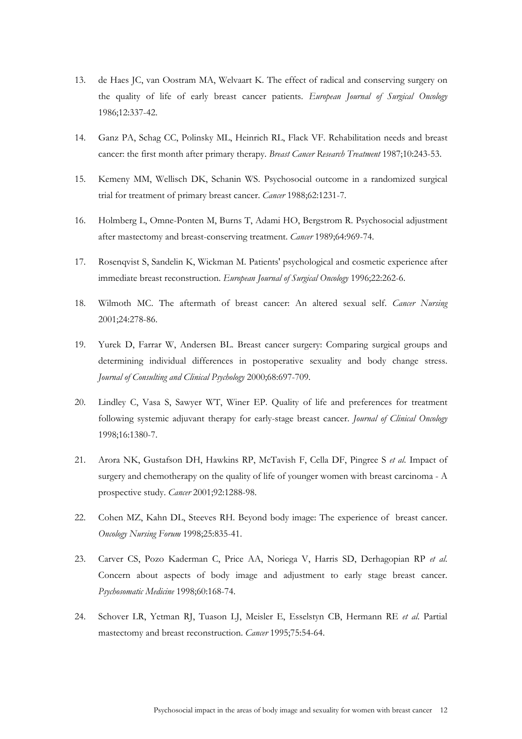13. de Haes JC, van Oostram MA, Welvaart K. The effect of radical and conserving surgery on the quality of life of early breast cancer patients. *European Journal of Surgical Oncology* 1986;12:337-42.

14. Ganz PA, Schag CC, Polinsky ML, Heinrich RL, Flack VF. Rehabilitation needs and breast cancer: the first month after primary therapy. *Breast Cancer Research Treatment* 1987;10:243-53.

15. Kemeny MM, Wellisch DK, Schanin WS. Psychosocial outcome in a randomized surgical trial for treatment of primary breast cancer. *Cancer* 1988;62:1231-7.

16. Holmberg L, Omne-Ponten M, Burns T, Adami HO, Bergstrom R. Psychosocial adjustment after mastectomy and breast-conserving treatment. *Cancer* 1989;64:969-74.

17. Rosenqvist S, Sandelin K, Wickman M. Patients' psychological and cosmetic experience after immediate breast reconstruction. *European Journal of Surgical Oncology* 1996;22:262-6.

18. Wilmoth MC. The aftermath of breast cancer: An altered sexual self. *Cancer Nursing* 2001;24:278-86.

19. Yurek D, Farrar W, Andersen BL. Breast cancer surgery: Comparing surgical groups and determining individual differences in postoperative sexuality and body change stress. *Journal of Consulting and Clinical Psychology* 2000;68:697-709.

20. Lindley C, Vasa S, Sawyer WT, Winer EP. Quality of life and preferences for treatment following systemic adjuvant therapy for early-stage breast cancer. *Journal of Clinical Oncology* 1998;16:1380-7.

21. Arora NK, Gustafson DH, Hawkins RP, McTavish F, Cella DF, Pingree S *et al.* Impact of surgery and chemotherapy on the quality of life of younger women with breast carcinoma - A prospective study. *Cancer* 2001;92:1288-98.

22. Cohen MZ, Kahn DL, Steeves RH. Beyond body image: The experience of breast cancer. *Oncology Nursing Forum* 1998;25:835-41.

23. Carver CS, Pozo Kaderman C, Price AA, Noriega V, Harris SD, Derhagopian RP *et al*. Concern about aspects of body image and adjustment to early stage breast cancer. *Psychosomatic Medicine* 1998;60:168-74.

24. Schover LR, Yetman RJ, Tuason LJ, Meisler E, Esselstyn CB, Hermann RE *et al*. Partial mastectomy and breast reconstruction. *Cancer* 1995;75:54-64.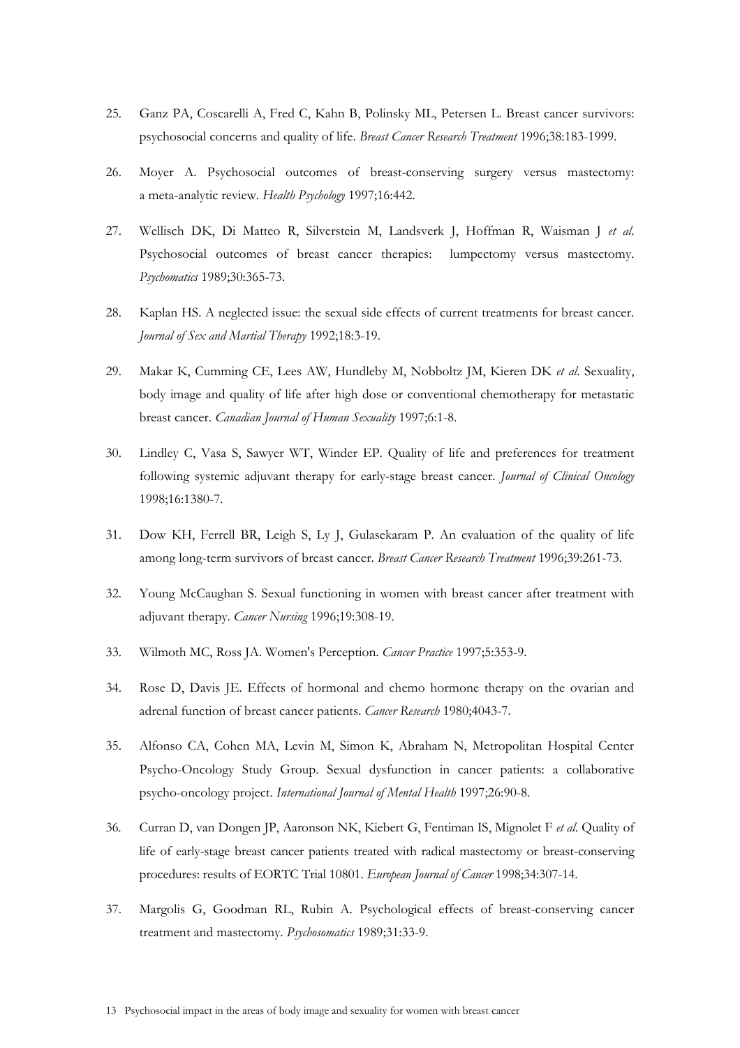25. Ganz PA, Coscarelli A, Fred C, Kahn B, Polinsky ML, Petersen L. Breast cancer survivors: psychosocial concerns and quality of life. *Breast Cancer Research Treatment* 1996;38:183-1999.

26. Moyer A. Psychosocial outcomes of breast-conserving surgery versus mastectomy: a meta-analytic review. *Health Psychology* 1997;16:442.

27. Wellisch DK, Di Matteo R, Silverstein M, Landsverk J, Hoffman R, Waisman J *et al*. Psychosocial outcomes of breast cancer therapies: lumpectomy versus mastectomy. *Psychomatics* 1989;30:365-73.

28. Kaplan HS. A neglected issue: the sexual side effects of current treatments for breast cancer. *Journal of Sex and Martial Therapy* 1992;18:3-19.

29. Makar K, Cumming CE, Lees AW, Hundleby M, Nobboltz JM, Kieren DK *et al*. Sexuality, body image and quality of life after high dose or conventional chemotherapy for metastatic breast cancer. *Canadian Journal of Human Sexuality* 1997;6:1-8.

30. Lindley C, Vasa S, Sawyer WT, Winder EP. Quality of life and preferences for treatment following systemic adjuvant therapy for early-stage breast cancer. *Journal of Clinical Oncology* 1998;16:1380-7.

31. Dow KH, Ferrell BR, Leigh S, Ly J, Gulasekaram P. An evaluation of the quality of life among long-term survivors of breast cancer. *Breast Cancer Research Treatment* 1996;39:261-73.

32. Young McCaughan S. Sexual functioning in women with breast cancer after treatment with adjuvant therapy. *Cancer Nursing* 1996;19:308-19.

33. Wilmoth MC, Ross JA. Women's Perception. *Cancer Practice* 1997;5:353-9.

34. Rose D, Davis JE. Effects of hormonal and chemo hormone therapy on the ovarian and adrenal function of breast cancer patients. *Cancer Research* 1980;4043-7.

35. Alfonso CA, Cohen MA, Levin M, Simon K, Abraham N, Metropolitan Hospital Center Psycho-Oncology Study Group. Sexual dysfunction in cancer patients: a collaborative psycho-oncology project. *International Journal of Mental Health* 1997;26:90-8.

36. Curran D, van Dongen JP, Aaronson NK, Kiebert G, Fentiman IS, Mignolet F *et al*. Quality of life of early-stage breast cancer patients treated with radical mastectomy or breast-conserving procedures: results of EORTC Trial 10801. *European Journal of Cancer* 1998;34:307-14.

37. Margolis G, Goodman RL, Rubin A. Psychological effects of breast-conserving cancer treatment and mastectomy. *Psychosomatics* 1989;31:33-9.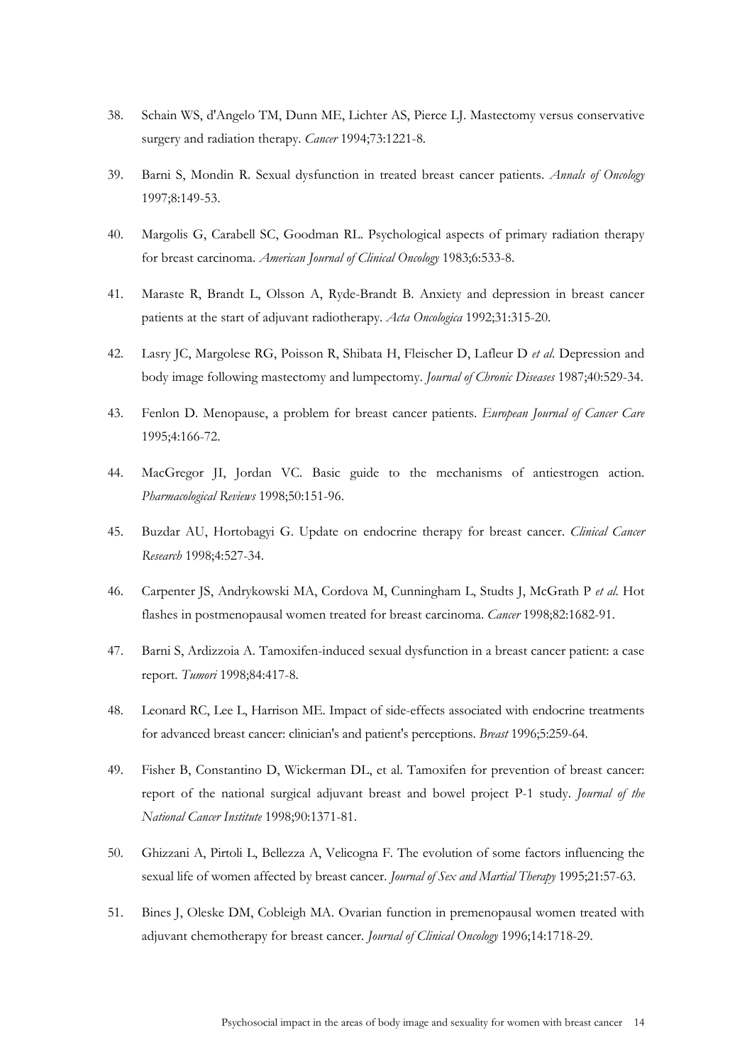38. Schain WS, d'Angelo TM, Dunn ME, Lichter AS, Pierce LJ. Mastectomy versus conservative surgery and radiation therapy. *Cancer* 1994;73:1221-8.

39. Barni S, Mondin R. Sexual dysfunction in treated breast cancer patients. *Annals of Oncology* 1997;8:149-53.

40. Margolis G, Carabell SC, Goodman RL. Psychological aspects of primary radiation therapy for breast carcinoma. *American Journal of Clinical Oncology* 1983;6:533-8.

41. Maraste R, Brandt L, Olsson A, Ryde-Brandt B. Anxiety and depression in breast cancer patients at the start of adjuvant radiotherapy. *Acta Oncologica* 1992;31:315-20.

42. Lasry JC, Margolese RG, Poisson R, Shibata H, Fleischer D, Lafleur D *et al*. Depression and body image following mastectomy and lumpectomy. *Journal of Chronic Diseases* 1987;40:529-34.

43. Fenlon D. Menopause, a problem for breast cancer patients. *European Journal of Cancer Care* 1995;4:166-72.

44. MacGregor JI, Jordan VC. Basic guide to the mechanisms of antiestrogen action. *Pharmacological Reviews* 1998;50:151-96.

45. Buzdar AU, Hortobagyi G. Update on endocrine therapy for breast cancer. *Clinical Cancer Research* 1998;4:527-34.

46. Carpenter JS, Andrykowski MA, Cordova M, Cunningham L, Studts J, McGrath P *et al*. Hot flashes in postmenopausal women treated for breast carcinoma. *Cancer* 1998;82:1682-91.

47. Barni S, Ardizzoia A. Tamoxifen-induced sexual dysfunction in a breast cancer patient: a case report. *Tumori* 1998;84:417-8.

48. Leonard RC, Lee L, Harrison ME. Impact of side-effects associated with endocrine treatments for advanced breast cancer: clinician's and patient's perceptions. *Breast* 1996;5:259-64.

49. Fisher B, Constantino D, Wickerman DL, et al. Tamoxifen for prevention of breast cancer: report of the national surgical adjuvant breast and bowel project P-1 study. *Journal of the National Cancer Institute* 1998;90:1371-81.

50. Ghizzani A, Pirtoli L, Bellezza A, Velicogna F. The evolution of some factors influencing the sexual life of women affected by breast cancer. *Journal of Sex and Martial Therapy* 1995;21:57-63.

51. Bines J, Oleske DM, Cobleigh MA. Ovarian function in premenopausal women treated with adjuvant chemotherapy for breast cancer. *Journal of Clinical Oncology* 1996;14:1718-29.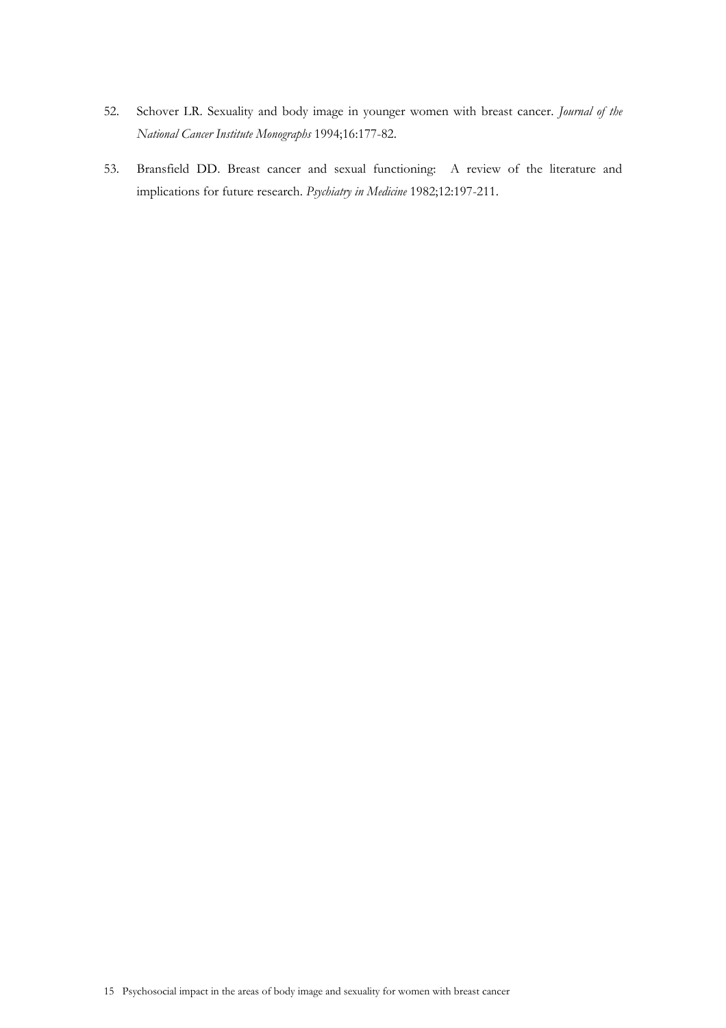52. Schover LR. Sexuality and body image in younger women with breast cancer. *Journal of the National Cancer Institute Monographs* 1994;16:177-82.

53. Bransfield DD. Breast cancer and sexual functioning: A review of the literature and implications for future research. *Psychiatry in Medicine* 1982;12:197-211.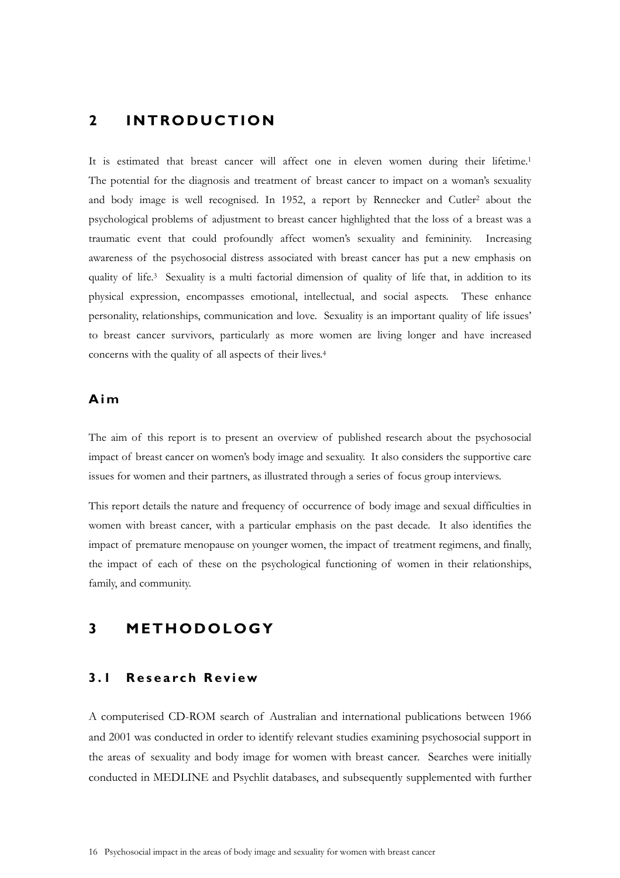# 2 INTRODUCTION

It is estimated that breast cancer will affect one in eleven women during their lifetime.[1] The potential for the diagnosis and treatment of breast cancer to impact on a woman's sexuality and body image is well recognised. In 1952, a report by Rennecker and Cutler[2] about the psychological problems of adjustment to breast cancer highlighted that the loss of a breast was a traumatic event that could profoundly affect women's sexuality and femininity. Increasing awareness of the psychosocial distress associated with breast cancer has put a new emphasis on quality of life.[3] Sexuality is a multi factorial dimension of quality of life that, in addition to its physical expression, encompasses emotional, intellectual, and social aspects. These enhance personality, relationships, communication and love. Sexuality is an important quality of life issues' to breast cancer survivors, particularly as more women are living longer and have increased concerns with the quality of all aspects of their lives.[4]

### Aim

The aim of this report is to present an overview of published research about the psychosocial impact of breast cancer on women's body image and sexuality. It also considers the supportive care issues for women and their partners, as illustrated through a series of focus group interviews.

This report details the nature and frequency of occurrence of body image and sexual difficulties in women with breast cancer, with a particular emphasis on the past decade. It also identifies the impact of premature menopause on younger women, the impact of treatment regimens, and finally, the impact of each of these on the psychological functioning of women in their relationships, family, and community.

# 3 METHODOLOGY

## 3.1 Research Review

A computerised CD-ROM search of Australian and international publications between 1966 and 2001 was conducted in order to identify relevant studies examining psychosocial support in the areas of sexuality and body image for women with breast cancer. Searches were initially conducted in MEDLINE and Psychlit databases, and subsequently supplemented with further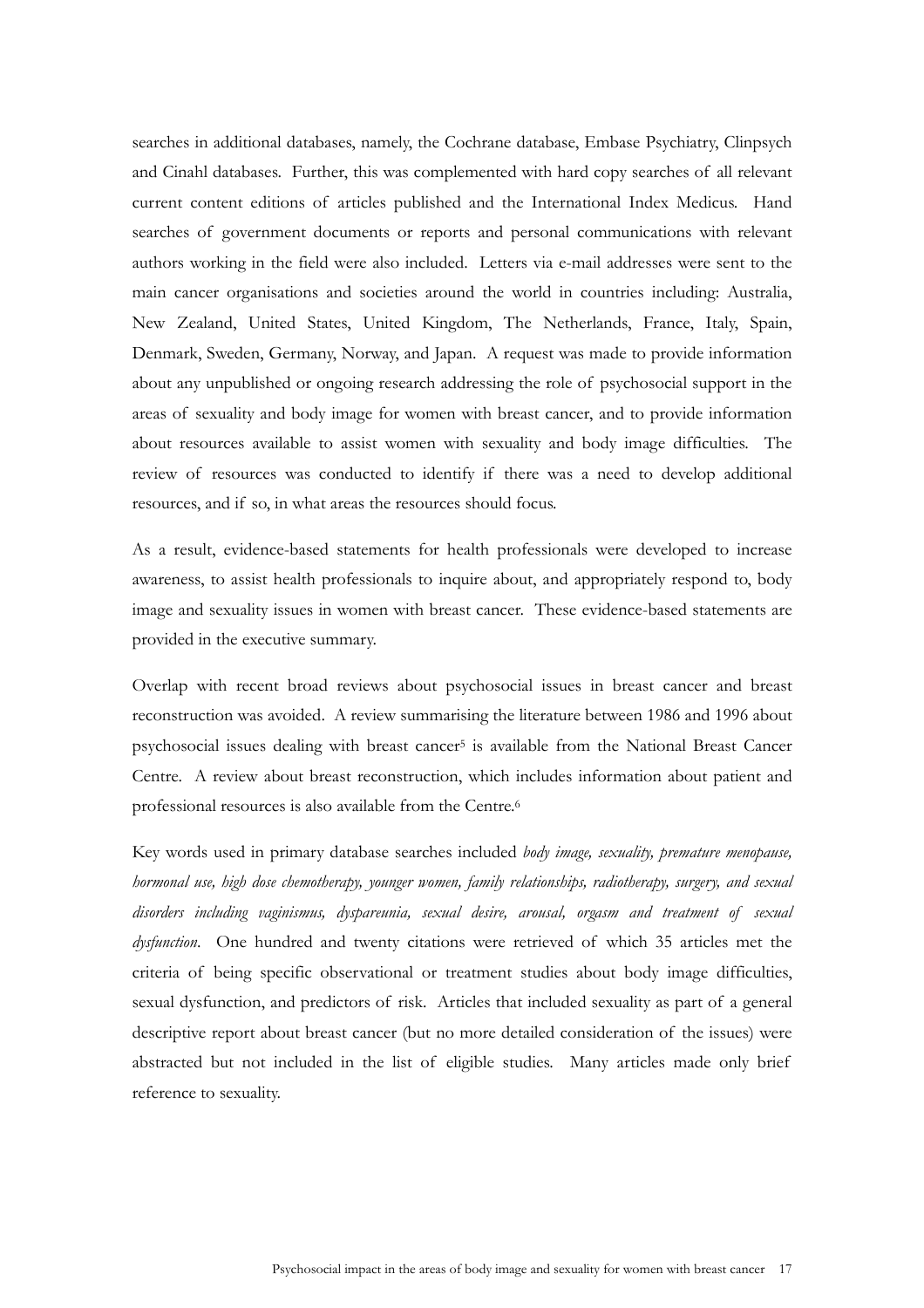searches in additional databases, namely, the Cochrane database, Embase Psychiatry, Clinpsych and Cinahl databases. Further, this was complemented with hard copy searches of all relevant current content editions of articles published and the International Index Medicus. Hand searches of government documents or reports and personal communications with relevant authors working in the field were also included. Letters via e-mail addresses were sent to the main cancer organisations and societies around the world in countries including: Australia, New Zealand, United States, United Kingdom, The Netherlands, France, Italy, Spain, Denmark, Sweden, Germany, Norway, and Japan. A request was made to provide information about any unpublished or ongoing research addressing the role of psychosocial support in the areas of sexuality and body image for women with breast cancer, and to provide information about resources available to assist women with sexuality and body image difficulties. The review of resources was conducted to identify if there was a need to develop additional resources, and if so, in what areas the resources should focus.

As a result, evidence-based statements for health professionals were developed to increase awareness, to assist health professionals to inquire about, and appropriately respond to, body image and sexuality issues in women with breast cancer. These evidence-based statements are provided in the executive summary.

Overlap with recent broad reviews about psychosocial issues in breast cancer and breast reconstruction was avoided. A review summarising the literature between 1986 and 1996 about psychosocial issues dealing with breast cancer[5] is available from the National Breast Cancer Centre. A review about breast reconstruction, which includes information about patient and professional resources is also available from the Centre.[6]

Key words used in primary database searches included *body image, sexuality, premature menopause, hormonal use, high dose chemotherapy, younger women, family relationships, radiotherapy, surgery, and sexual disorders including vaginismus, dyspareunia, sexual desire, arousal, orgasm and treatment of sexual dysfunction*. One hundred and twenty citations were retrieved of which 35 articles met the criteria of being specific observational or treatment studies about body image difficulties, sexual dysfunction, and predictors of risk. Articles that included sexuality as part of a general descriptive report about breast cancer (but no more detailed consideration of the issues) were abstracted but not included in the list of eligible studies. Many articles made only brief reference to sexuality.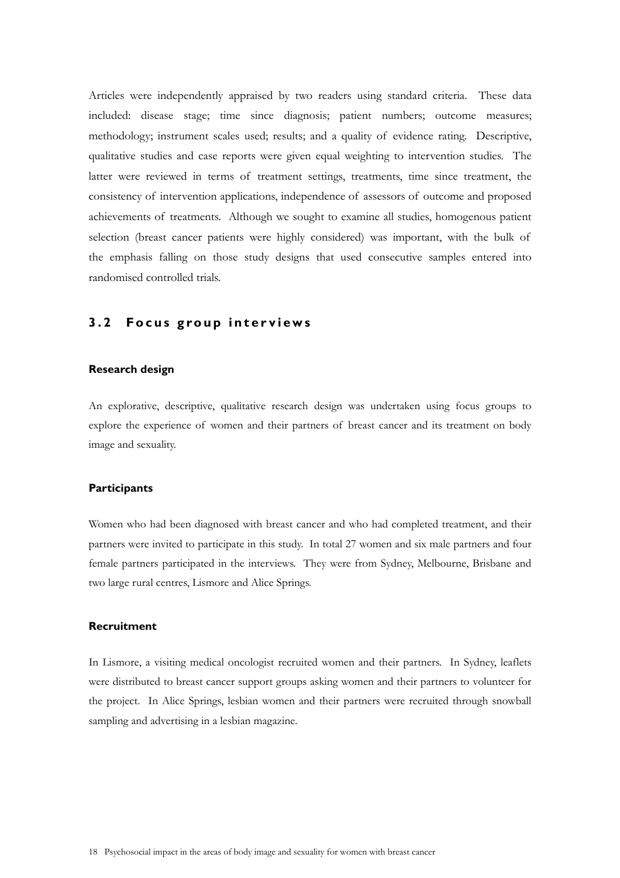Articles were independently appraised by two readers using standard criteria. These data included: disease stage; time since diagnosis; patient numbers; outcome measures; methodology; instrument scales used; results; and a quality of evidence rating. Descriptive, qualitative studies and case reports were given equal weighting to intervention studies. The latter were reviewed in terms of treatment settings, treatments, time since treatment, the consistency of intervention applications, independence of assessors of outcome and proposed achievements of treatments. Although we sought to examine all studies, homogenous patient selection (breast cancer patients were highly considered) was important, with the bulk of the emphasis falling on those study designs that used consecutive samples entered into randomised controlled trials.

## 3.2 Focus group interviews

### Research design

An explorative, descriptive, qualitative research design was undertaken using focus groups to explore the experience of women and their partners of breast cancer and its treatment on body image and sexuality.

### Participants

Women who had been diagnosed with breast cancer and who had completed treatment, and their partners were invited to participate in this study. In total 27 women and six male partners and four female partners participated in the interviews. They were from Sydney, Melbourne, Brisbane and two large rural centres, Lismore and Alice Springs.

### Recruitment

In Lismore, a visiting medical oncologist recruited women and their partners. In Sydney, leaflets were distributed to breast cancer support groups asking women and their partners to volunteer for the project. In Alice Springs, lesbian women and their partners were recruited through snowball sampling and advertising in a lesbian magazine.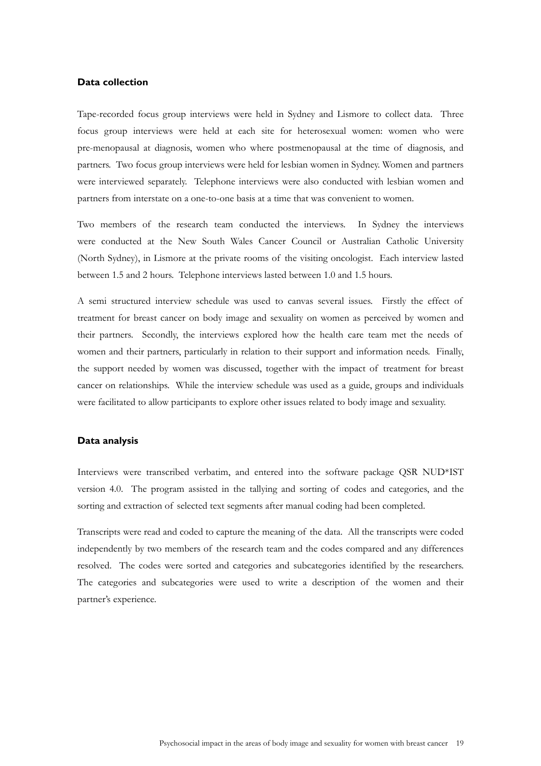## Data collection

Tape-recorded focus group interviews were held in Sydney and Lismore to collect data. Three focus group interviews were held at each site for heterosexual women: women who were pre-menopausal at diagnosis, women who where postmenopausal at the time of diagnosis, and partners. Two focus group interviews were held for lesbian women in Sydney. Women and partners were interviewed separately. Telephone interviews were also conducted with lesbian women and partners from interstate on a one-to-one basis at a time that was convenient to women.

Two members of the research team conducted the interviews. In Sydney the interviews were conducted at the New South Wales Cancer Council or Australian Catholic University (North Sydney), in Lismore at the private rooms of the visiting oncologist. Each interview lasted between 1.5 and 2 hours. Telephone interviews lasted between 1.0 and 1.5 hours.

A semi structured interview schedule was used to canvas several issues. Firstly the effect of treatment for breast cancer on body image and sexuality on women as perceived by women and their partners. Secondly, the interviews explored how the health care team met the needs of women and their partners, particularly in relation to their support and information needs. Finally, the support needed by women was discussed, together with the impact of treatment for breast cancer on relationships. While the interview schedule was used as a guide, groups and individuals were facilitated to allow participants to explore other issues related to body image and sexuality.

## Data analysis

Interviews were transcribed verbatim, and entered into the software package QSR NUD*IST version 4.0. The program assisted in the tallying and sorting of codes and categories, and the sorting and extraction of selected text segments after manual coding had been completed.

Transcripts were read and coded to capture the meaning of the data. All the transcripts were coded independently by two members of the research team and the codes compared and any differences resolved. The codes were sorted and categories and subcategories identified by the researchers. The categories and subcategories were used to write a description of the women and their partner's experience.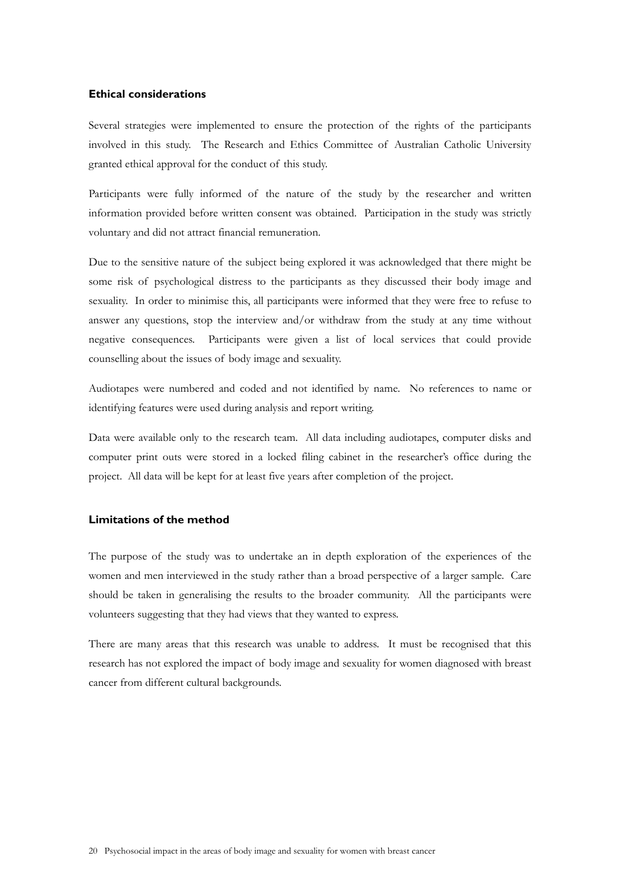### Ethical considerations

Several strategies were implemented to ensure the protection of the rights of the participants involved in this study. The Research and Ethics Committee of Australian Catholic University granted ethical approval for the conduct of this study.

Participants were fully informed of the nature of the study by the researcher and written information provided before written consent was obtained. Participation in the study was strictly voluntary and did not attract financial remuneration.

Due to the sensitive nature of the subject being explored it was acknowledged that there might be some risk of psychological distress to the participants as they discussed their body image and sexuality. In order to minimise this, all participants were informed that they were free to refuse to answer any questions, stop the interview and/or withdraw from the study at any time without negative consequences. Participants were given a list of local services that could provide counselling about the issues of body image and sexuality.

Audiotapes were numbered and coded and not identified by name. No references to name or identifying features were used during analysis and report writing.

Data were available only to the research team. All data including audiotapes, computer disks and computer print outs were stored in a locked filing cabinet in the researcher's office during the project. All data will be kept for at least five years after completion of the project.

### Limitations of the method

The purpose of the study was to undertake an in depth exploration of the experiences of the women and men interviewed in the study rather than a broad perspective of a larger sample. Care should be taken in generalising the results to the broader community. All the participants were volunteers suggesting that they had views that they wanted to express.

There are many areas that this research was unable to address. It must be recognised that this research has not explored the impact of body image and sexuality for women diagnosed with breast cancer from different cultural backgrounds.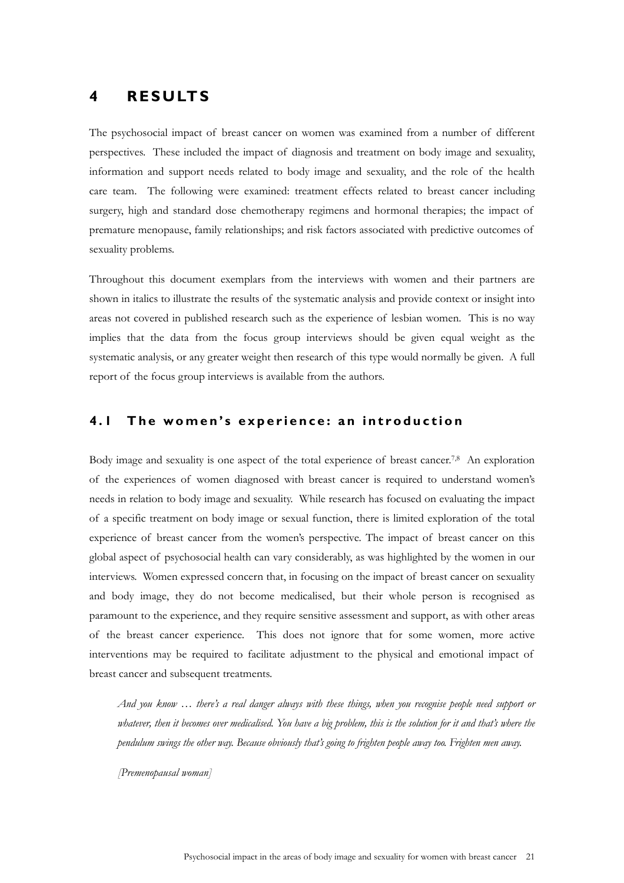# 4 RESULTS

The psychosocial impact of breast cancer on women was examined from a number of different perspectives. These included the impact of diagnosis and treatment on body image and sexuality, information and support needs related to body image and sexuality, and the role of the health care team. The following were examined: treatment effects related to breast cancer including surgery, high and standard dose chemotherapy regimens and hormonal therapies; the impact of premature menopause, family relationships; and risk factors associated with predictive outcomes of sexuality problems.

Throughout this document exemplars from the interviews with women and their partners are shown in italics to illustrate the results of the systematic analysis and provide context or insight into areas not covered in published research such as the experience of lesbian women. This is no way implies that the data from the focus group interviews should be given equal weight as the systematic analysis, or any greater weight then research of this type would normally be given. A full report of the focus group interviews is available from the authors.

## 4.1 The women's experience: an introduction

Body image and sexuality is one aspect of the total experience of breast cancer.[7,8] An exploration of the experiences of women diagnosed with breast cancer is required to understand women's needs in relation to body image and sexuality. While research has focused on evaluating the impact of a specific treatment on body image or sexual function, there is limited exploration of the total experience of breast cancer from the women's perspective. The impact of breast cancer on this global aspect of psychosocial health can vary considerably, as was highlighted by the women in our interviews. Women expressed concern that, in focusing on the impact of breast cancer on sexuality and body image, they do not become medicalised, but their whole person is recognised as paramount to the experience, and they require sensitive assessment and support, as with other areas of the breast cancer experience. This does not ignore that for some women, more active interventions may be required to facilitate adjustment to the physical and emotional impact of breast cancer and subsequent treatments.

> *And you know … there's a real danger always with these things, when you recognise people need support or whatever, then it becomes over medicalised. You have a big problem, this is the solution for it and that's where the pendulum swings the other way. Because obviously that's going to frighten people away too. Frighten men away.*
>
> *[Premenopausal woman]*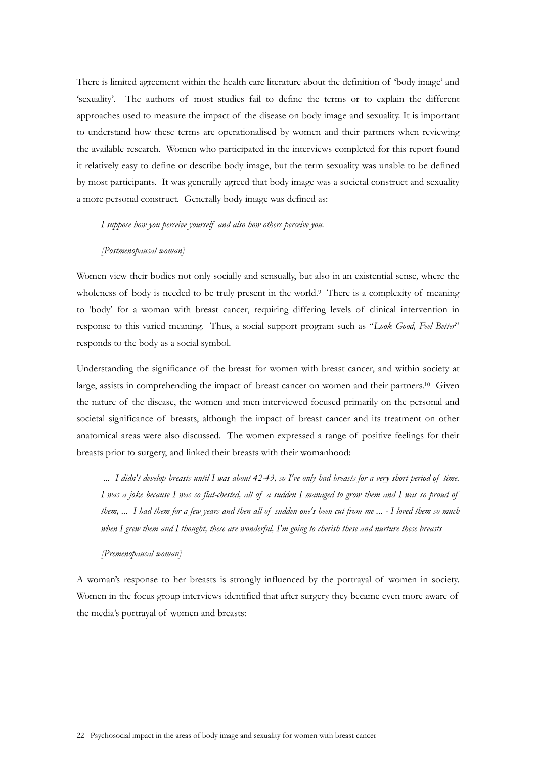There is limited agreement within the health care literature about the definition of 'body image' and 'sexuality'. The authors of most studies fail to define the terms or to explain the different approaches used to measure the impact of the disease on body image and sexuality. It is important to understand how these terms are operationalised by women and their partners when reviewing the available research. Women who participated in the interviews completed for this report found it relatively easy to define or describe body image, but the term sexuality was unable to be defined by most participants. It was generally agreed that body image was a societal construct and sexuality a more personal construct. Generally body image was defined as:

> *I suppose how you perceive yourself and also how others perceive you.*
>
> *[Postmenopausal woman]*

Women view their bodies not only socially and sensually, but also in an existential sense, where the wholeness of body is needed to be truly present in the world.[9] There is a complexity of meaning to 'body' for a woman with breast cancer, requiring differing levels of clinical intervention in response to this varied meaning. Thus, a social support program such as "*Look Good, Feel Better*" responds to the body as a social symbol.

Understanding the significance of the breast for women with breast cancer, and within society at large, assists in comprehending the impact of breast cancer on women and their partners.[10] Given the nature of the disease, the women and men interviewed focused primarily on the personal and societal significance of breasts, although the impact of breast cancer and its treatment on other anatomical areas were also discussed. The women expressed a range of positive feelings for their breasts prior to surgery, and linked their breasts with their womanhood:

> *... I didn't develop breasts until I was about 42-43, so I've only had breasts for a very short period of time. I was a joke because I was so flat-chested, all of a sudden I managed to grow them and I was so proud of them, ... I had them for a few years and then all of sudden one's been cut from me ... - I loved them so much when I grew them and I thought, these are wonderful, I'm going to cherish these and nurture these breasts*
>
> *[Premenopausal woman]*

A woman's response to her breasts is strongly influenced by the portrayal of women in society. Women in the focus group interviews identified that after surgery they became even more aware of the media's portrayal of women and breasts: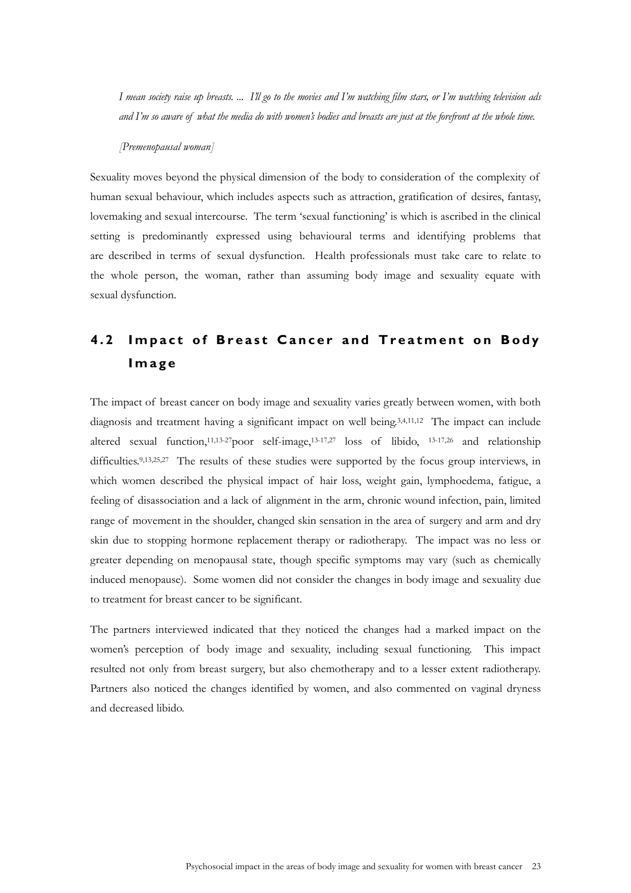*I mean society raise up breasts. ... I'll go to the movies and I'm watching film stars, or I'm watching television ads and I'm so aware of what the media do with women's bodies and breasts are just at the forefront at the whole time.*

*[Premenopausal woman]*

Sexuality moves beyond the physical dimension of the body to consideration of the complexity of human sexual behaviour, which includes aspects such as attraction, gratification of desires, fantasy, lovemaking and sexual intercourse. The term 'sexual functioning' is which is ascribed in the clinical setting is predominantly expressed using behavioural terms and identifying problems that are described in terms of sexual dysfunction. Health professionals must take care to relate to the whole person, the woman, rather than assuming body image and sexuality equate with sexual dysfunction.

## 4.2 Impact of Breast Cancer and Treatment on Body Image

The impact of breast cancer on body image and sexuality varies greatly between women, with both diagnosis and treatment having a significant impact on well being.[3,4,11,12] The impact can include altered sexual function,[11,13-27]poor self-image,[13-17,27] loss of libido, [13-17,26] and relationship difficulties.[9,13,25,27] The results of these studies were supported by the focus group interviews, in which women described the physical impact of hair loss, weight gain, lymphoedema, fatigue, a feeling of disassociation and a lack of alignment in the arm, chronic wound infection, pain, limited range of movement in the shoulder, changed skin sensation in the area of surgery and arm and dry skin due to stopping hormone replacement therapy or radiotherapy. The impact was no less or greater depending on menopausal state, though specific symptoms may vary (such as chemically induced menopause). Some women did not consider the changes in body image and sexuality due to treatment for breast cancer to be significant.

The partners interviewed indicated that they noticed the changes had a marked impact on the women's perception of body image and sexuality, including sexual functioning. This impact resulted not only from breast surgery, but also chemotherapy and to a lesser extent radiotherapy. Partners also noticed the changes identified by women, and also commented on vaginal dryness and decreased libido.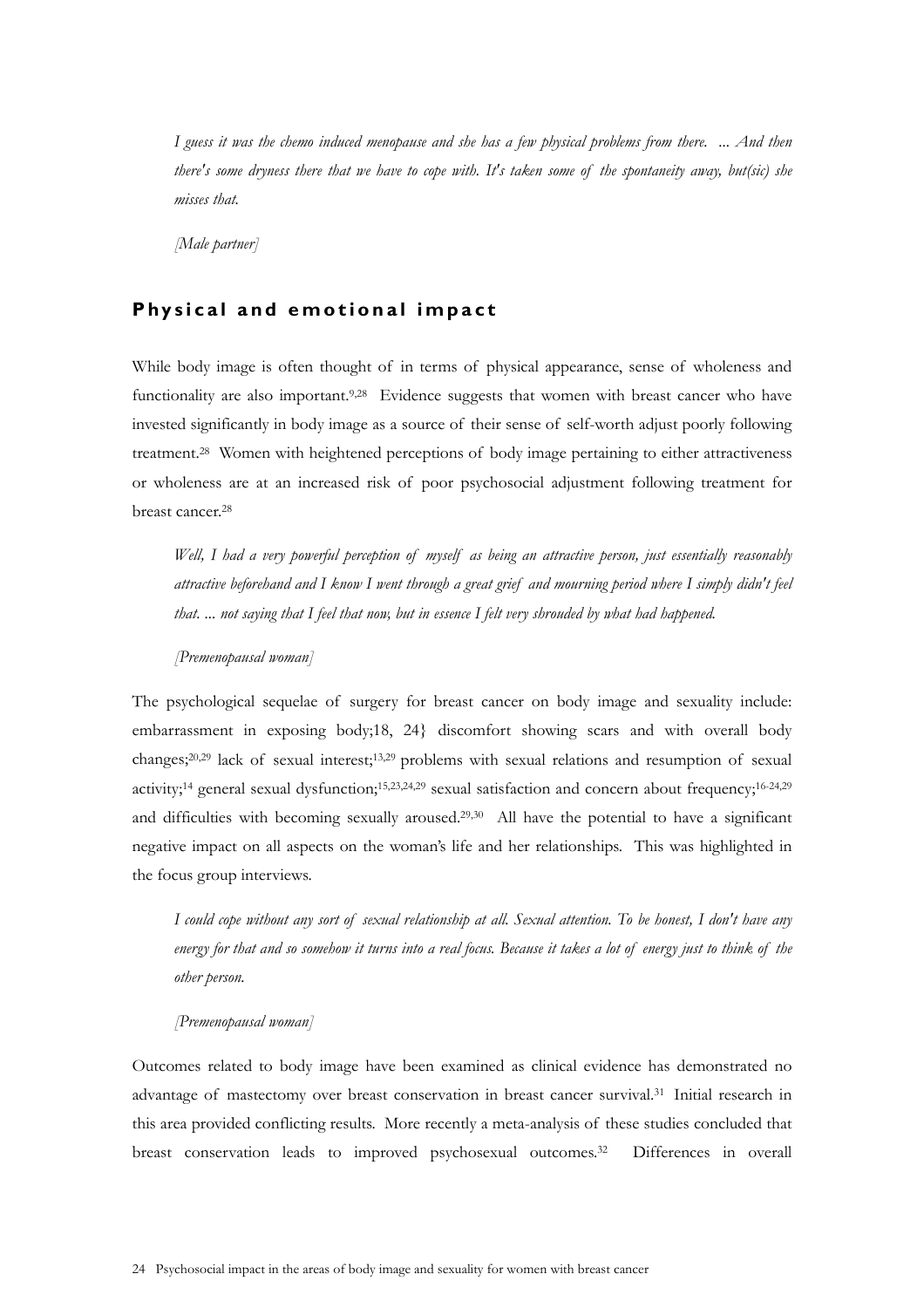*I guess it was the chemo induced menopause and she has a few physical problems from there. ... And then there's some dryness there that we have to cope with. It's taken some of the spontaneity away, but(sic) she misses that.*

*[Male partner]*

## Physical and emotional impact

While body image is often thought of in terms of physical appearance, sense of wholeness and functionality are also important.[9,28] Evidence suggests that women with breast cancer who have invested significantly in body image as a source of their sense of self-worth adjust poorly following treatment.[28] Women with heightened perceptions of body image pertaining to either attractiveness or wholeness are at an increased risk of poor psychosocial adjustment following treatment for breast cancer.[28]

*Well, I had a very powerful perception of myself as being an attractive person, just essentially reasonably attractive beforehand and I know I went through a great grief and mourning period where I simply didn't feel that. ... not saying that I feel that now, but in essence I felt very shrouded by what had happened.*

*[Premenopausal woman]*

The psychological sequelae of surgery for breast cancer on body image and sexuality include: embarrassment in exposing body;18, 24} discomfort showing scars and with overall body changes;[20,29] lack of sexual interest;[13,29] problems with sexual relations and resumption of sexual activity;[14] general sexual dysfunction;[15,23,24,29] sexual satisfaction and concern about frequency;[16-24,29] and difficulties with becoming sexually aroused.[29,30] All have the potential to have a significant negative impact on all aspects on the woman's life and her relationships. This was highlighted in the focus group interviews.

*I could cope without any sort of sexual relationship at all. Sexual attention. To be honest, I don't have any energy for that and so somehow it turns into a real focus. Because it takes a lot of energy just to think of the other person.*

*[Premenopausal woman]*

Outcomes related to body image have been examined as clinical evidence has demonstrated no advantage of mastectomy over breast conservation in breast cancer survival.[31] Initial research in this area provided conflicting results. More recently a meta-analysis of these studies concluded that breast conservation leads to improved psychosexual outcomes.[32] Differences in overall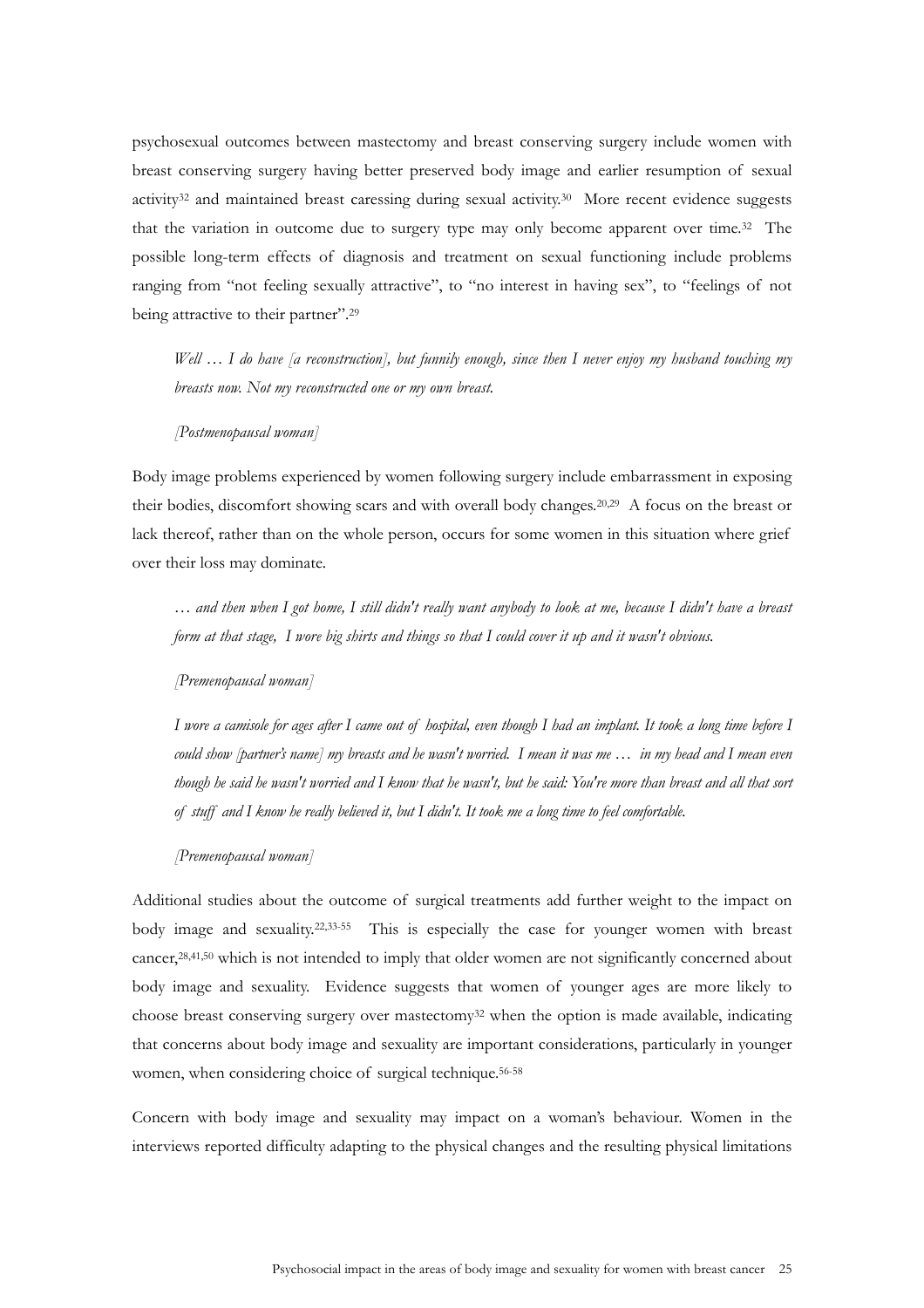psychosexual outcomes between mastectomy and breast conserving surgery include women with breast conserving surgery having better preserved body image and earlier resumption of sexual activity[32] and maintained breast caressing during sexual activity.[30] More recent evidence suggests that the variation in outcome due to surgery type may only become apparent over time.[32] The possible long-term effects of diagnosis and treatment on sexual functioning include problems ranging from "not feeling sexually attractive", to "no interest in having sex", to "feelings of not being attractive to their partner".[29]

> *Well … I do have [a reconstruction], but funnily enough, since then I never enjoy my husband touching my breasts now. Not my reconstructed one or my own breast.*
>
> *[Postmenopausal woman]*

Body image problems experienced by women following surgery include embarrassment in exposing their bodies, discomfort showing scars and with overall body changes.[20,29] A focus on the breast or lack thereof, rather than on the whole person, occurs for some women in this situation where grief over their loss may dominate.

> *… and then when I got home, I still didn't really want anybody to look at me, because I didn't have a breast form at that stage, I wore big shirts and things so that I could cover it up and it wasn't obvious.*
>
> *[Premenopausal woman]*
>
> *I wore a camisole for ages after I came out of hospital, even though I had an implant. It took a long time before I could show [partner's name] my breasts and he wasn't worried. I mean it was me … in my head and I mean even though he said he wasn't worried and I know that he wasn't, but he said: You're more than breast and all that sort of stuff and I know he really believed it, but I didn't. It took me a long time to feel comfortable.*
>
> *[Premenopausal woman]*

Additional studies about the outcome of surgical treatments add further weight to the impact on body image and sexuality.[22,33-55] This is especially the case for younger women with breast cancer,[28,41,50] which is not intended to imply that older women are not significantly concerned about body image and sexuality. Evidence suggests that women of younger ages are more likely to choose breast conserving surgery over mastectomy[32] when the option is made available, indicating that concerns about body image and sexuality are important considerations, particularly in younger women, when considering choice of surgical technique.[56-58]

Concern with body image and sexuality may impact on a woman's behaviour. Women in the interviews reported difficulty adapting to the physical changes and the resulting physical limitations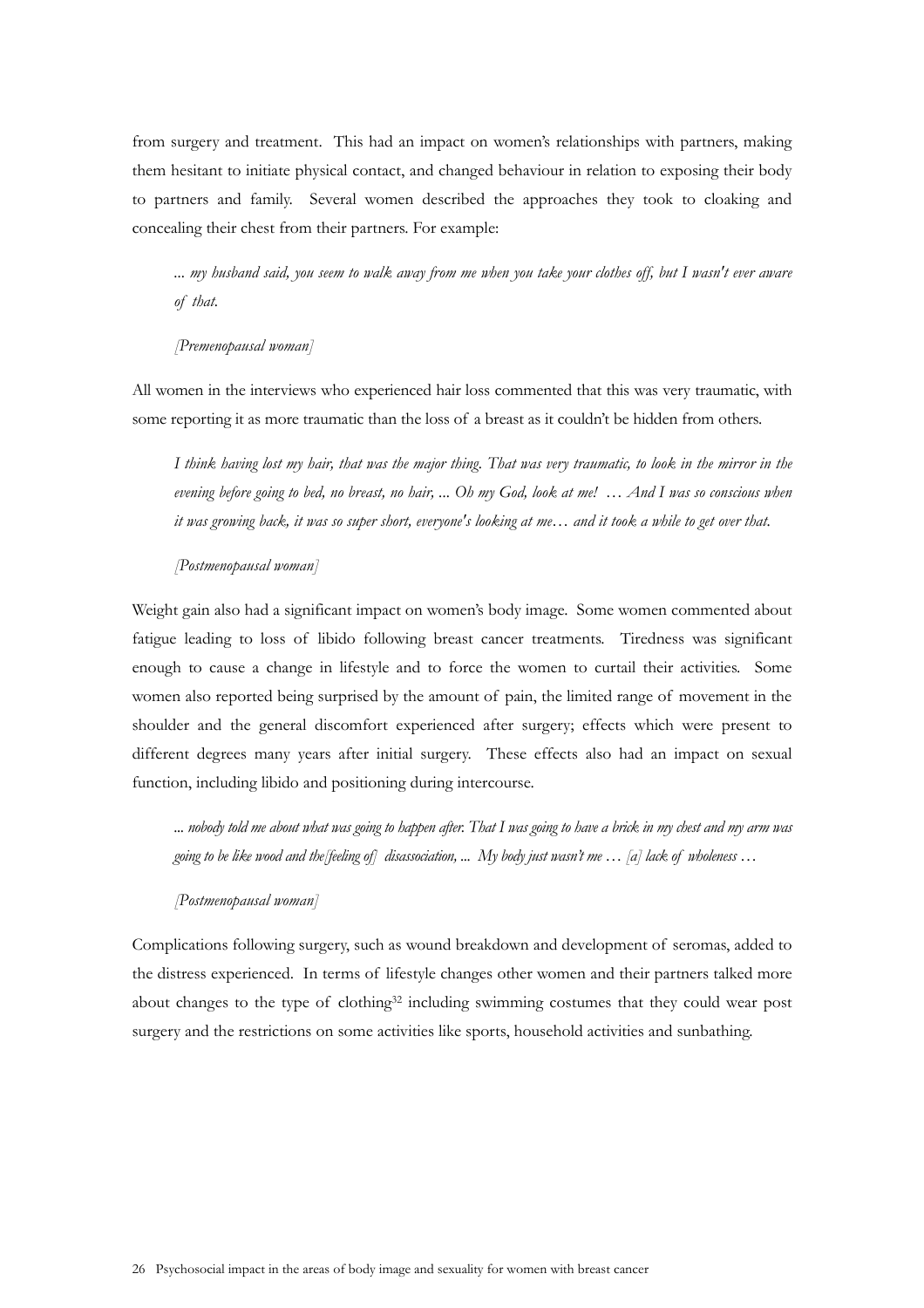from surgery and treatment. This had an impact on women's relationships with partners, making them hesitant to initiate physical contact, and changed behaviour in relation to exposing their body to partners and family. Several women described the approaches they took to cloaking and concealing their chest from their partners. For example:

> *... my husband said, you seem to walk away from me when you take your clothes off, but I wasn't ever aware of that.*
>
> *[Premenopausal woman]*

All women in the interviews who experienced hair loss commented that this was very traumatic, with some reporting it as more traumatic than the loss of a breast as it couldn't be hidden from others.

> *I think having lost my hair, that was the major thing. That was very traumatic, to look in the mirror in the evening before going to bed, no breast, no hair, ... Oh my God, look at me! … And I was so conscious when it was growing back, it was so super short, everyone's looking at me… and it took a while to get over that.*
>
> *[Postmenopausal woman]*

Weight gain also had a significant impact on women's body image. Some women commented about fatigue leading to loss of libido following breast cancer treatments. Tiredness was significant enough to cause a change in lifestyle and to force the women to curtail their activities. Some women also reported being surprised by the amount of pain, the limited range of movement in the shoulder and the general discomfort experienced after surgery; effects which were present to different degrees many years after initial surgery. These effects also had an impact on sexual function, including libido and positioning during intercourse.

> *... nobody told me about what was going to happen after. That I was going to have a brick in my chest and my arm was going to be like wood and the[feeling of] disassociation, ... My body just wasn't me … [a] lack of wholeness …*
>
> *[Postmenopausal woman]*

Complications following surgery, such as wound breakdown and development of seromas, added to the distress experienced. In terms of lifestyle changes other women and their partners talked more about changes to the type of clothing[32] including swimming costumes that they could wear post surgery and the restrictions on some activities like sports, household activities and sunbathing.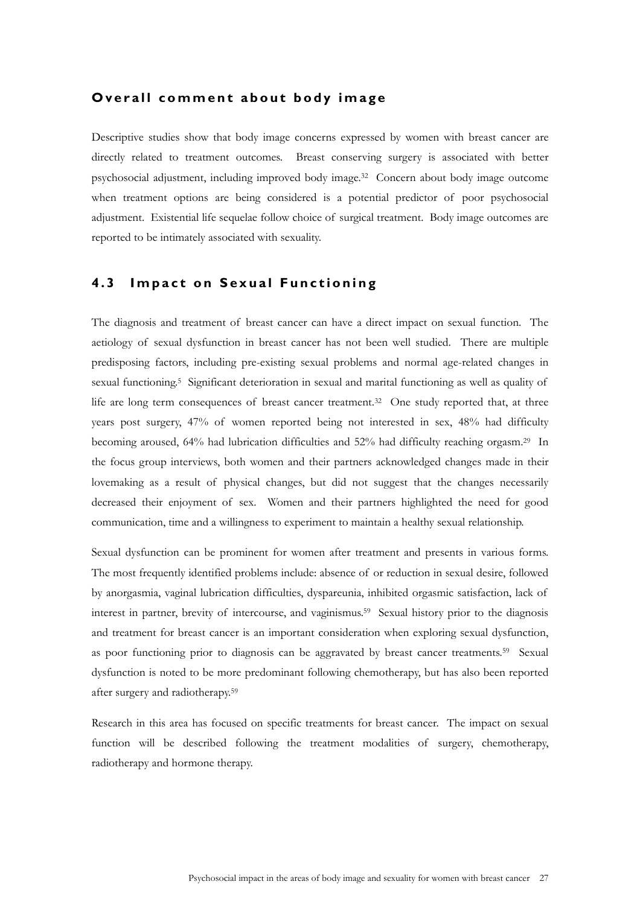### Overall comment about body image

Descriptive studies show that body image concerns expressed by women with breast cancer are directly related to treatment outcomes. Breast conserving surgery is associated with better psychosocial adjustment, including improved body image.[32] Concern about body image outcome when treatment options are being considered is a potential predictor of poor psychosocial adjustment. Existential life sequelae follow choice of surgical treatment. Body image outcomes are reported to be intimately associated with sexuality.

## 4.3 Impact on Sexual Functioning

The diagnosis and treatment of breast cancer can have a direct impact on sexual function. The aetiology of sexual dysfunction in breast cancer has not been well studied. There are multiple predisposing factors, including pre-existing sexual problems and normal age-related changes in sexual functioning.[5] Significant deterioration in sexual and marital functioning as well as quality of life are long term consequences of breast cancer treatment.[32] One study reported that, at three years post surgery, 47% of women reported being not interested in sex, 48% had difficulty becoming aroused, 64% had lubrication difficulties and 52% had difficulty reaching orgasm.[29] In the focus group interviews, both women and their partners acknowledged changes made in their lovemaking as a result of physical changes, but did not suggest that the changes necessarily decreased their enjoyment of sex. Women and their partners highlighted the need for good communication, time and a willingness to experiment to maintain a healthy sexual relationship.

Sexual dysfunction can be prominent for women after treatment and presents in various forms. The most frequently identified problems include: absence of or reduction in sexual desire, followed by anorgasmia, vaginal lubrication difficulties, dyspareunia, inhibited orgasmic satisfaction, lack of interest in partner, brevity of intercourse, and vaginismus.[59] Sexual history prior to the diagnosis and treatment for breast cancer is an important consideration when exploring sexual dysfunction, as poor functioning prior to diagnosis can be aggravated by breast cancer treatments.[59] Sexual dysfunction is noted to be more predominant following chemotherapy, but has also been reported after surgery and radiotherapy.[59]

Research in this area has focused on specific treatments for breast cancer. The impact on sexual function will be described following the treatment modalities of surgery, chemotherapy, radiotherapy and hormone therapy.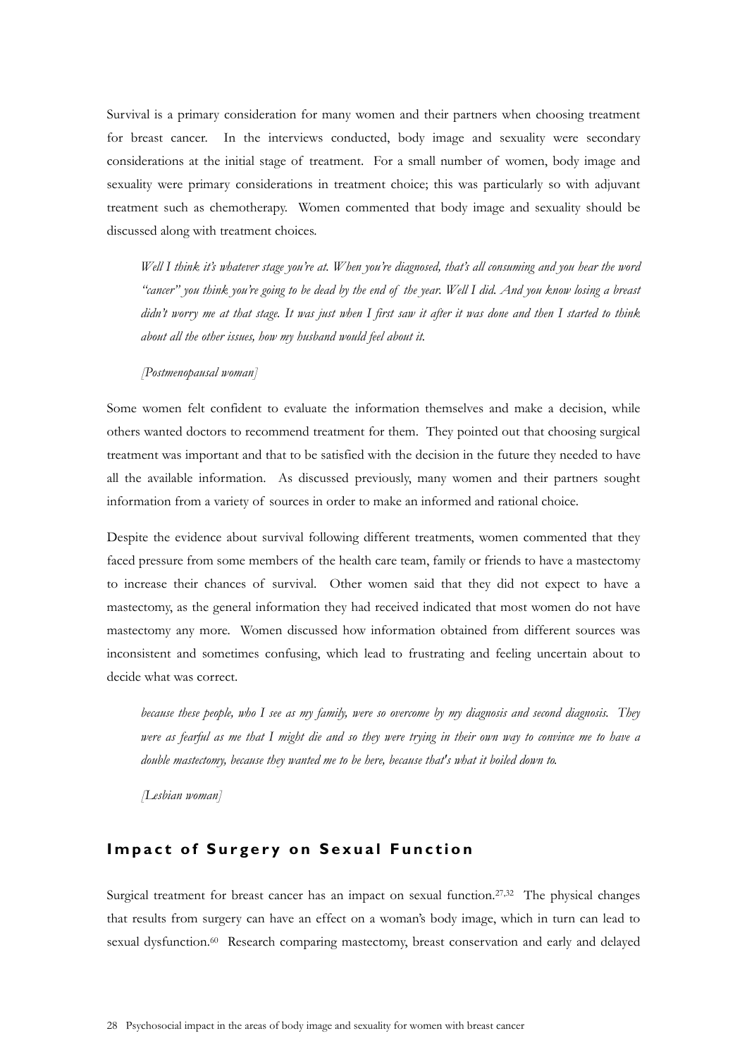Survival is a primary consideration for many women and their partners when choosing treatment for breast cancer. In the interviews conducted, body image and sexuality were secondary considerations at the initial stage of treatment. For a small number of women, body image and sexuality were primary considerations in treatment choice; this was particularly so with adjuvant treatment such as chemotherapy. Women commented that body image and sexuality should be discussed along with treatment choices.

> *Well I think it's whatever stage you're at. When you're diagnosed, that's all consuming and you hear the word "cancer" you think you're going to be dead by the end of the year. Well I did. And you know losing a breast didn't worry me at that stage. It was just when I first saw it after it was done and then I started to think about all the other issues, how my husband would feel about it.*
>
> *[Postmenopausal woman]*

Some women felt confident to evaluate the information themselves and make a decision, while others wanted doctors to recommend treatment for them. They pointed out that choosing surgical treatment was important and that to be satisfied with the decision in the future they needed to have all the available information. As discussed previously, many women and their partners sought information from a variety of sources in order to make an informed and rational choice.

Despite the evidence about survival following different treatments, women commented that they faced pressure from some members of the health care team, family or friends to have a mastectomy to increase their chances of survival. Other women said that they did not expect to have a mastectomy, as the general information they had received indicated that most women do not have mastectomy any more. Women discussed how information obtained from different sources was inconsistent and sometimes confusing, which lead to frustrating and feeling uncertain about to decide what was correct.

> *because these people, who I see as my family, were so overcome by my diagnosis and second diagnosis. They were as fearful as me that I might die and so they were trying in their own way to convince me to have a double mastectomy, because they wanted me to be here, because that's what it boiled down to.*
>
> *[Lesbian woman]*

## Impact of Surgery on Sexual Function

Surgical treatment for breast cancer has an impact on sexual function.[27,32] The physical changes that results from surgery can have an effect on a woman's body image, which in turn can lead to sexual dysfunction.[60] Research comparing mastectomy, breast conservation and early and delayed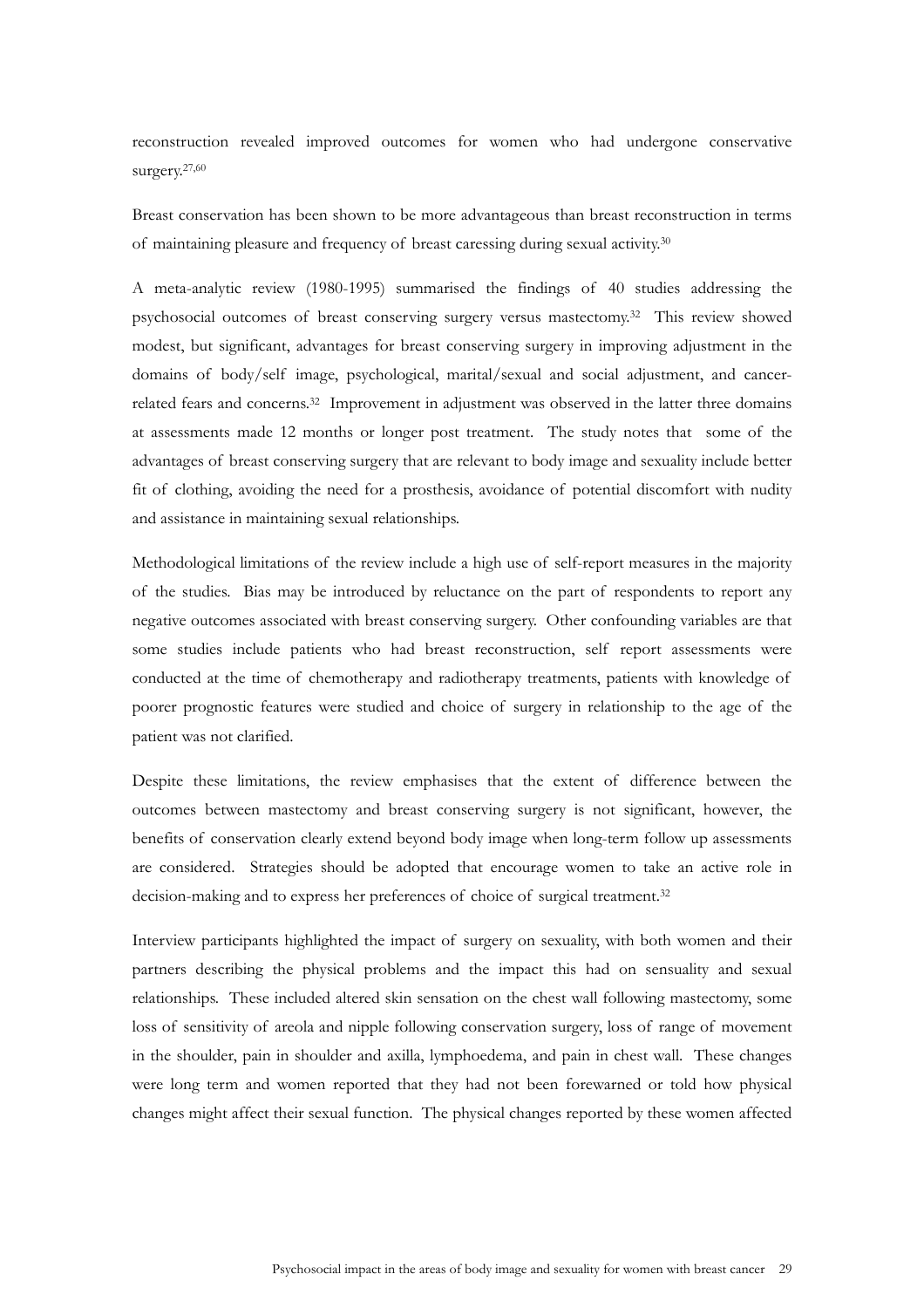reconstruction revealed improved outcomes for women who had undergone conservative surgery.[27,60]

Breast conservation has been shown to be more advantageous than breast reconstruction in terms of maintaining pleasure and frequency of breast caressing during sexual activity.[30]

A meta-analytic review (1980-1995) summarised the findings of 40 studies addressing the psychosocial outcomes of breast conserving surgery versus mastectomy.[32] This review showed modest, but significant, advantages for breast conserving surgery in improving adjustment in the domains of body/self image, psychological, marital/sexual and social adjustment, and cancer-related fears and concerns.[32] Improvement in adjustment was observed in the latter three domains at assessments made 12 months or longer post treatment. The study notes that some of the advantages of breast conserving surgery that are relevant to body image and sexuality include better fit of clothing, avoiding the need for a prosthesis, avoidance of potential discomfort with nudity and assistance in maintaining sexual relationships.

Methodological limitations of the review include a high use of self-report measures in the majority of the studies. Bias may be introduced by reluctance on the part of respondents to report any negative outcomes associated with breast conserving surgery. Other confounding variables are that some studies include patients who had breast reconstruction, self report assessments were conducted at the time of chemotherapy and radiotherapy treatments, patients with knowledge of poorer prognostic features were studied and choice of surgery in relationship to the age of the patient was not clarified.

Despite these limitations, the review emphasises that the extent of difference between the outcomes between mastectomy and breast conserving surgery is not significant, however, the benefits of conservation clearly extend beyond body image when long-term follow up assessments are considered. Strategies should be adopted that encourage women to take an active role in decision-making and to express her preferences of choice of surgical treatment.[32]

Interview participants highlighted the impact of surgery on sexuality, with both women and their partners describing the physical problems and the impact this had on sensuality and sexual relationships. These included altered skin sensation on the chest wall following mastectomy, some loss of sensitivity of areola and nipple following conservation surgery, loss of range of movement in the shoulder, pain in shoulder and axilla, lymphoedema, and pain in chest wall. These changes were long term and women reported that they had not been forewarned or told how physical changes might affect their sexual function. The physical changes reported by these women affected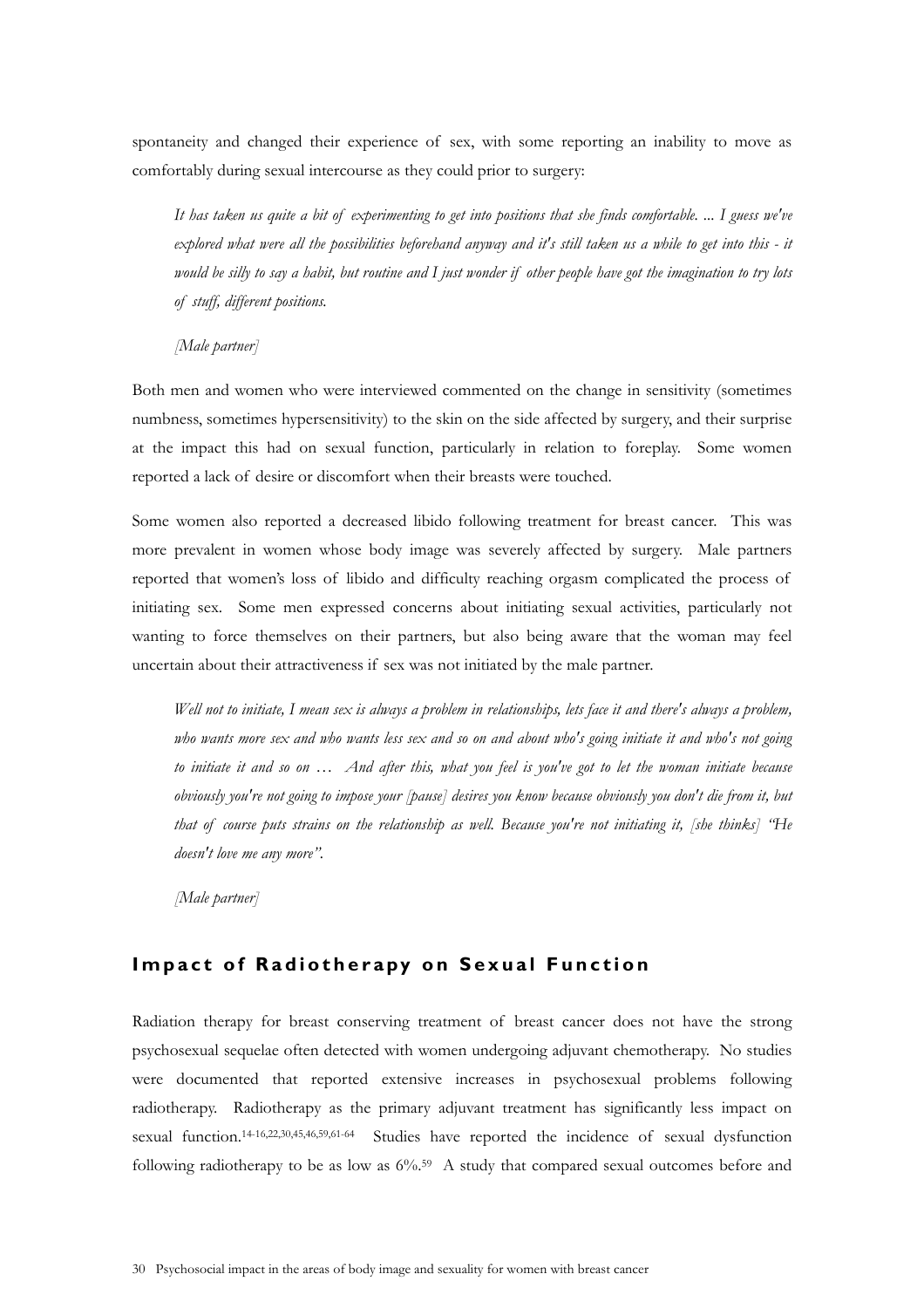spontaneity and changed their experience of sex, with some reporting an inability to move as comfortably during sexual intercourse as they could prior to surgery:

> *It has taken us quite a bit of experimenting to get into positions that she finds comfortable. ... I guess we've explored what were all the possibilities beforehand anyway and it's still taken us a while to get into this - it would be silly to say a habit, but routine and I just wonder if other people have got the imagination to try lots of stuff, different positions.*
>
> *[Male partner]*

Both men and women who were interviewed commented on the change in sensitivity (sometimes numbness, sometimes hypersensitivity) to the skin on the side affected by surgery, and their surprise at the impact this had on sexual function, particularly in relation to foreplay. Some women reported a lack of desire or discomfort when their breasts were touched.

Some women also reported a decreased libido following treatment for breast cancer. This was more prevalent in women whose body image was severely affected by surgery. Male partners reported that women's loss of libido and difficulty reaching orgasm complicated the process of initiating sex. Some men expressed concerns about initiating sexual activities, particularly not wanting to force themselves on their partners, but also being aware that the woman may feel uncertain about their attractiveness if sex was not initiated by the male partner.

> *Well not to initiate, I mean sex is always a problem in relationships, lets face it and there's always a problem, who wants more sex and who wants less sex and so on and about who's going initiate it and who's not going to initiate it and so on … And after this, what you feel is you've got to let the woman initiate because obviously you're not going to impose your [pause] desires you know because obviously you don't die from it, but that of course puts strains on the relationship as well. Because you're not initiating it, [she thinks] "He doesn't love me any more".*
>
> *[Male partner]*

## Impact of Radiotherapy on Sexual Function

Radiation therapy for breast conserving treatment of breast cancer does not have the strong psychosexual sequelae often detected with women undergoing adjuvant chemotherapy. No studies were documented that reported extensive increases in psychosexual problems following radiotherapy. Radiotherapy as the primary adjuvant treatment has significantly less impact on sexual function.[14-16,22,30,45,46,59,61-64] Studies have reported the incidence of sexual dysfunction following radiotherapy to be as low as 6%.[59] A study that compared sexual outcomes before and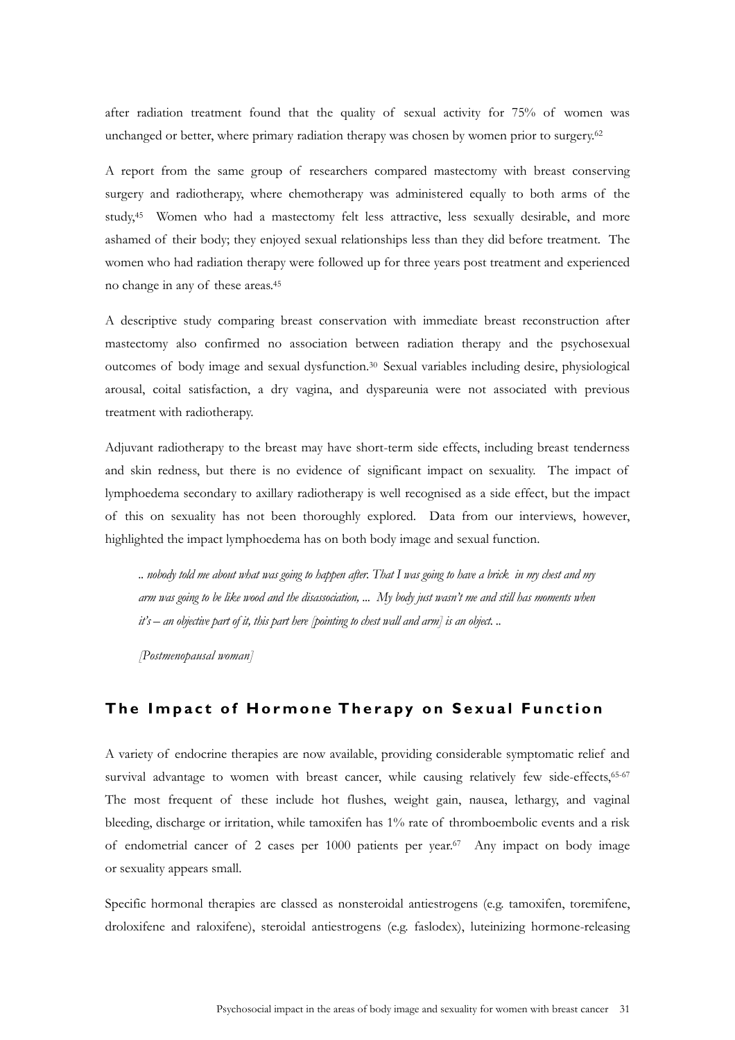after radiation treatment found that the quality of sexual activity for 75% of women was unchanged or better, where primary radiation therapy was chosen by women prior to surgery.[62]

A report from the same group of researchers compared mastectomy with breast conserving surgery and radiotherapy, where chemotherapy was administered equally to both arms of the study,[45] Women who had a mastectomy felt less attractive, less sexually desirable, and more ashamed of their body; they enjoyed sexual relationships less than they did before treatment. The women who had radiation therapy were followed up for three years post treatment and experienced no change in any of these areas.[45]

A descriptive study comparing breast conservation with immediate breast reconstruction after mastectomy also confirmed no association between radiation therapy and the psychosexual outcomes of body image and sexual dysfunction.[30] Sexual variables including desire, physiological arousal, coital satisfaction, a dry vagina, and dyspareunia were not associated with previous treatment with radiotherapy.

Adjuvant radiotherapy to the breast may have short-term side effects, including breast tenderness and skin redness, but there is no evidence of significant impact on sexuality. The impact of lymphoedema secondary to axillary radiotherapy is well recognised as a side effect, but the impact of this on sexuality has not been thoroughly explored. Data from our interviews, however, highlighted the impact lymphoedema has on both body image and sexual function.

> *.. nobody told me about what was going to happen after. That I was going to have a brick in my chest and my arm was going to be like wood and the disassociation, ... My body just wasn't me and still has moments when it's – an objective part of it, this part here [pointing to chest wall and arm] is an object. ..*
>
> *[Postmenopausal woman]*

## The Impact of Hormone Therapy on Sexual Function

A variety of endocrine therapies are now available, providing considerable symptomatic relief and survival advantage to women with breast cancer, while causing relatively few side-effects,[65-67] The most frequent of these include hot flushes, weight gain, nausea, lethargy, and vaginal bleeding, discharge or irritation, while tamoxifen has 1% rate of thromboembolic events and a risk of endometrial cancer of 2 cases per 1000 patients per year.[67] Any impact on body image or sexuality appears small.

Specific hormonal therapies are classed as nonsteroidal antiestrogens (e.g. tamoxifen, toremifene, droloxifene and raloxifene), steroidal antiestrogens (e.g. faslodex), luteinizing hormone-releasing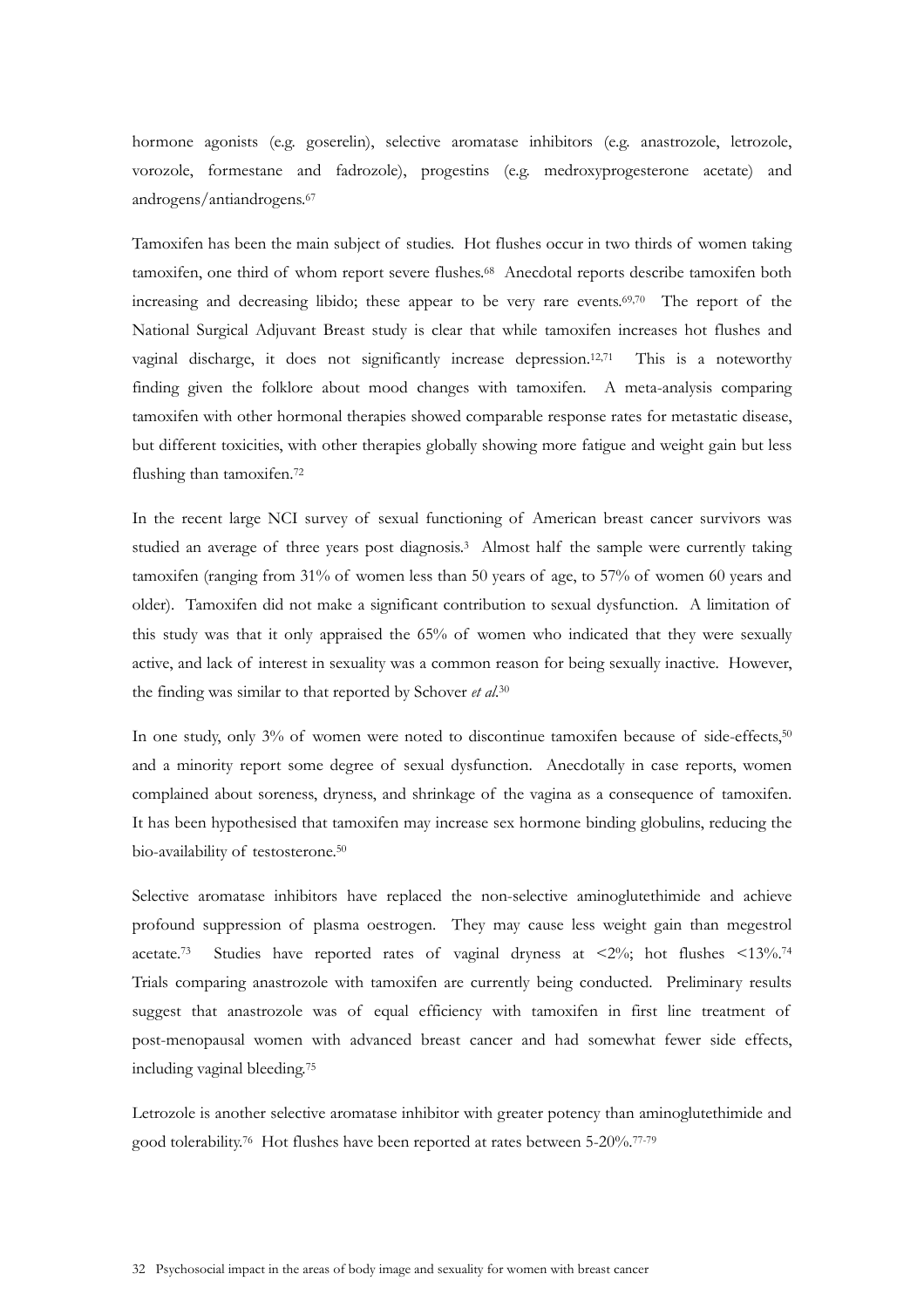hormone agonists (e.g. goserelin), selective aromatase inhibitors (e.g. anastrozole, letrozole, vorozole, formestane and fadrozole), progestins (e.g. medroxyprogesterone acetate) and androgens/antiandrogens.[67]

Tamoxifen has been the main subject of studies. Hot flushes occur in two thirds of women taking tamoxifen, one third of whom report severe flushes.[68] Anecdotal reports describe tamoxifen both increasing and decreasing libido; these appear to be very rare events.[69,70] The report of the National Surgical Adjuvant Breast study is clear that while tamoxifen increases hot flushes and vaginal discharge, it does not significantly increase depression.[12,71] This is a noteworthy finding given the folklore about mood changes with tamoxifen. A meta-analysis comparing tamoxifen with other hormonal therapies showed comparable response rates for metastatic disease, but different toxicities, with other therapies globally showing more fatigue and weight gain but less flushing than tamoxifen.[72]

In the recent large NCI survey of sexual functioning of American breast cancer survivors was studied an average of three years post diagnosis.[3] Almost half the sample were currently taking tamoxifen (ranging from 31% of women less than 50 years of age, to 57% of women 60 years and older). Tamoxifen did not make a significant contribution to sexual dysfunction. A limitation of this study was that it only appraised the 65% of women who indicated that they were sexually active, and lack of interest in sexuality was a common reason for being sexually inactive. However, the finding was similar to that reported by Schover *et al*.[30]

In one study, only 3% of women were noted to discontinue tamoxifen because of side-effects,[50] and a minority report some degree of sexual dysfunction. Anecdotally in case reports, women complained about soreness, dryness, and shrinkage of the vagina as a consequence of tamoxifen. It has been hypothesised that tamoxifen may increase sex hormone binding globulins, reducing the bio-availability of testosterone.[50]

Selective aromatase inhibitors have replaced the non-selective aminoglutethimide and achieve profound suppression of plasma oestrogen. They may cause less weight gain than megestrol acetate.[73] Studies have reported rates of vaginal dryness at <2%; hot flushes <13%.[74] Trials comparing anastrozole with tamoxifen are currently being conducted. Preliminary results suggest that anastrozole was of equal efficiency with tamoxifen in first line treatment of post-menopausal women with advanced breast cancer and had somewhat fewer side effects, including vaginal bleeding.[75]

Letrozole is another selective aromatase inhibitor with greater potency than aminoglutethimide and good tolerability.[76] Hot flushes have been reported at rates between 5-20%.[77-79]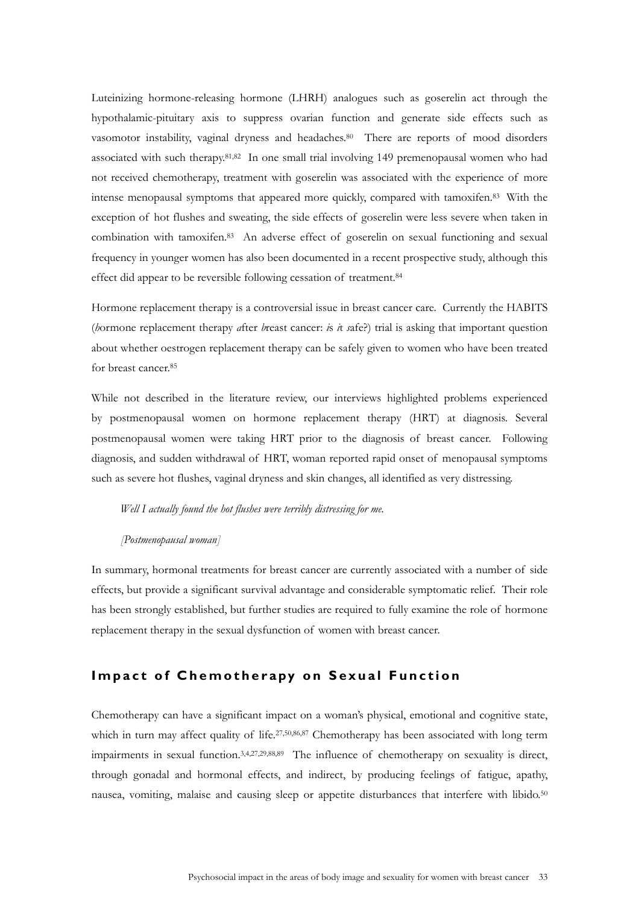Luteinizing hormone-releasing hormone (LHRH) analogues such as goserelin act through the hypothalamic-pituitary axis to suppress ovarian function and generate side effects such as vasomotor instability, vaginal dryness and headaches.[80] There are reports of mood disorders associated with such therapy.[81,82] In one small trial involving 149 premenopausal women who had not received chemotherapy, treatment with goserelin was associated with the experience of more intense menopausal symptoms that appeared more quickly, compared with tamoxifen.[83] With the exception of hot flushes and sweating, the side effects of goserelin were less severe when taken in combination with tamoxifen.[83] An adverse effect of goserelin on sexual functioning and sexual frequency in younger women has also been documented in a recent prospective study, although this effect did appear to be reversible following cessation of treatment.[84]

Hormone replacement therapy is a controversial issue in breast cancer care. Currently the HABITS (*h*ormone replacement therapy *a*fter *b*reast cancer: *i*s *i*t *s*afe?) trial is asking that important question about whether oestrogen replacement therapy can be safely given to women who have been treated for breast cancer.[85]

While not described in the literature review, our interviews highlighted problems experienced by postmenopausal women on hormone replacement therapy (HRT) at diagnosis. Several postmenopausal women were taking HRT prior to the diagnosis of breast cancer. Following diagnosis, and sudden withdrawal of HRT, woman reported rapid onset of menopausal symptoms such as severe hot flushes, vaginal dryness and skin changes, all identified as very distressing.

> *Well I actually found the hot flushes were terribly distressing for me.*
>
> *[Postmenopausal woman]*

In summary, hormonal treatments for breast cancer are currently associated with a number of side effects, but provide a significant survival advantage and considerable symptomatic relief. Their role has been strongly established, but further studies are required to fully examine the role of hormone replacement therapy in the sexual dysfunction of women with breast cancer.

## Impact of Chemotherapy on Sexual Function

Chemotherapy can have a significant impact on a woman's physical, emotional and cognitive state, which in turn may affect quality of life.[27,50,86,87] Chemotherapy has been associated with long term impairments in sexual function.[3,4,27,29,88,89] The influence of chemotherapy on sexuality is direct, through gonadal and hormonal effects, and indirect, by producing feelings of fatigue, apathy, nausea, vomiting, malaise and causing sleep or appetite disturbances that interfere with libido.[50]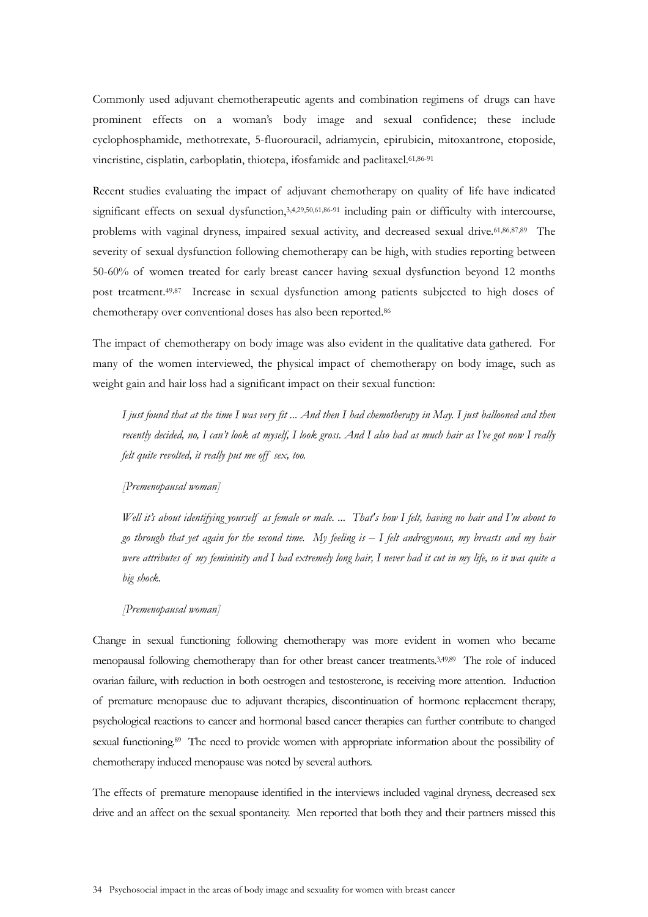Commonly used adjuvant chemotherapeutic agents and combination regimens of drugs can have prominent effects on a woman's body image and sexual confidence; these include cyclophosphamide, methotrexate, 5-fluorouracil, adriamycin, epirubicin, mitoxantrone, etoposide, vincristine, cisplatin, carboplatin, thiotepa, ifosfamide and paclitaxel.[61,86-91]

Recent studies evaluating the impact of adjuvant chemotherapy on quality of life have indicated significant effects on sexual dysfunction,[3,4,29,50,61,86-91] including pain or difficulty with intercourse, problems with vaginal dryness, impaired sexual activity, and decreased sexual drive.[61,86,87,89] The severity of sexual dysfunction following chemotherapy can be high, with studies reporting between 50-60% of women treated for early breast cancer having sexual dysfunction beyond 12 months post treatment.[49,87] Increase in sexual dysfunction among patients subjected to high doses of chemotherapy over conventional doses has also been reported.[86]

The impact of chemotherapy on body image was also evident in the qualitative data gathered. For many of the women interviewed, the physical impact of chemotherapy on body image, such as weight gain and hair loss had a significant impact on their sexual function:

> *I just found that at the time I was very fit ... And then I had chemotherapy in May. I just ballooned and then recently decided, no, I can't look at myself, I look gross. And I also had as much hair as I've got now I really felt quite revolted, it really put me off sex, too.*
>
> *[Premenopausal woman]*

> *Well it's about identifying yourself as female or male. ... That's how I felt, having no hair and I'm about to go through that yet again for the second time. My feeling is – I felt androgynous, my breasts and my hair were attributes of my femininity and I had extremely long hair, I never had it cut in my life, so it was quite a big shock.*
>
> *[Premenopausal woman]*

Change in sexual functioning following chemotherapy was more evident in women who became menopausal following chemotherapy than for other breast cancer treatments.[3,49,89] The role of induced ovarian failure, with reduction in both oestrogen and testosterone, is receiving more attention. Induction of premature menopause due to adjuvant therapies, discontinuation of hormone replacement therapy, psychological reactions to cancer and hormonal based cancer therapies can further contribute to changed sexual functioning.[89] The need to provide women with appropriate information about the possibility of chemotherapy induced menopause was noted by several authors.

The effects of premature menopause identified in the interviews included vaginal dryness, decreased sex drive and an affect on the sexual spontaneity. Men reported that both they and their partners missed this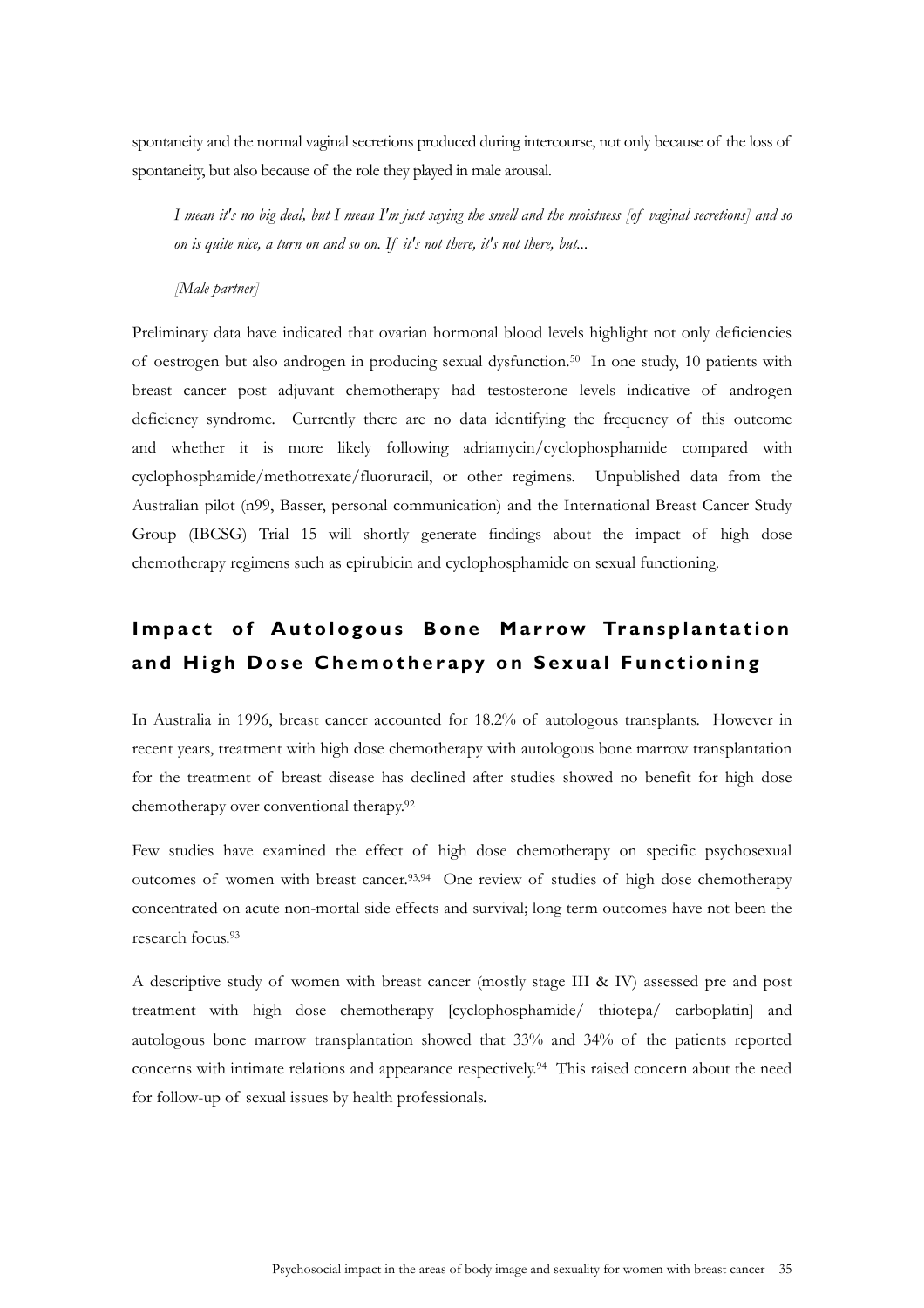spontaneity and the normal vaginal secretions produced during intercourse, not only because of the loss of spontaneity, but also because of the role they played in male arousal.

> *I mean it's no big deal, but I mean I'm just saying the smell and the moistness [of vaginal secretions] and so on is quite nice, a turn on and so on. If it's not there, it's not there, but...*
>
> *[Male partner]*

Preliminary data have indicated that ovarian hormonal blood levels highlight not only deficiencies of oestrogen but also androgen in producing sexual dysfunction.[50] In one study, 10 patients with breast cancer post adjuvant chemotherapy had testosterone levels indicative of androgen deficiency syndrome. Currently there are no data identifying the frequency of this outcome and whether it is more likely following adriamycin/cyclophosphamide compared with cyclophosphamide/methotrexate/fluoruracil, or other regimens. Unpublished data from the Australian pilot (n99, Basser, personal communication) and the International Breast Cancer Study Group (IBCSG) Trial 15 will shortly generate findings about the impact of high dose chemotherapy regimens such as epirubicin and cyclophosphamide on sexual functioning.

## Impact of Autologous Bone Marrow Transplantation and High Dose Chemotherapy on Sexual Functioning

In Australia in 1996, breast cancer accounted for 18.2% of autologous transplants. However in recent years, treatment with high dose chemotherapy with autologous bone marrow transplantation for the treatment of breast disease has declined after studies showed no benefit for high dose chemotherapy over conventional therapy.[92]

Few studies have examined the effect of high dose chemotherapy on specific psychosexual outcomes of women with breast cancer.[93,94] One review of studies of high dose chemotherapy concentrated on acute non-mortal side effects and survival; long term outcomes have not been the research focus.[93]

A descriptive study of women with breast cancer (mostly stage III & IV) assessed pre and post treatment with high dose chemotherapy [cyclophosphamide/ thiotepa/ carboplatin] and autologous bone marrow transplantation showed that 33% and 34% of the patients reported concerns with intimate relations and appearance respectively.[94] This raised concern about the need for follow-up of sexual issues by health professionals.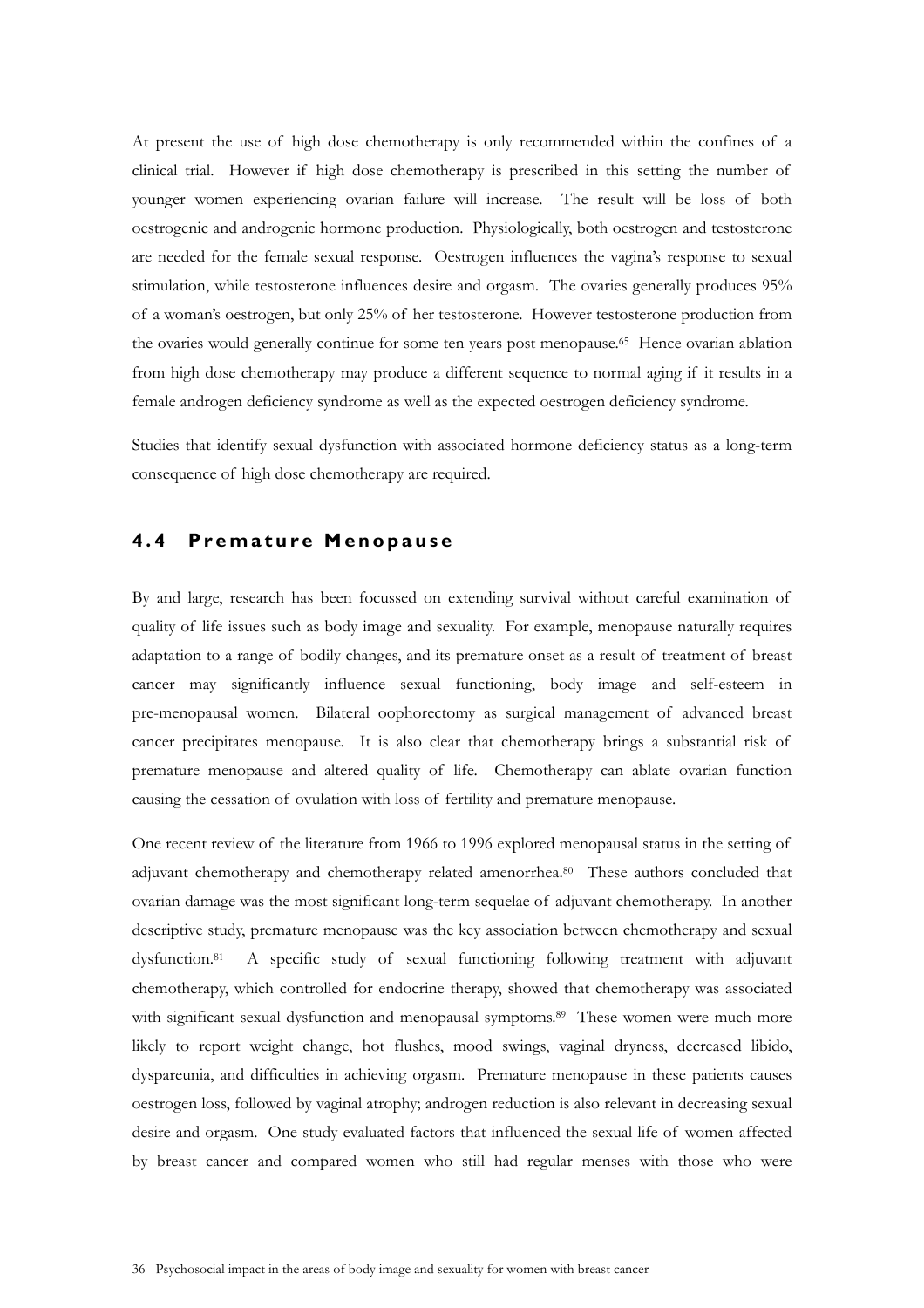At present the use of high dose chemotherapy is only recommended within the confines of a clinical trial. However if high dose chemotherapy is prescribed in this setting the number of younger women experiencing ovarian failure will increase. The result will be loss of both oestrogenic and androgenic hormone production. Physiologically, both oestrogen and testosterone are needed for the female sexual response. Oestrogen influences the vagina's response to sexual stimulation, while testosterone influences desire and orgasm. The ovaries generally produces 95% of a woman's oestrogen, but only 25% of her testosterone. However testosterone production from the ovaries would generally continue for some ten years post menopause.[65] Hence ovarian ablation from high dose chemotherapy may produce a different sequence to normal aging if it results in a female androgen deficiency syndrome as well as the expected oestrogen deficiency syndrome.

Studies that identify sexual dysfunction with associated hormone deficiency status as a long-term consequence of high dose chemotherapy are required.

## 4.4 Premature Menopause

By and large, research has been focussed on extending survival without careful examination of quality of life issues such as body image and sexuality. For example, menopause naturally requires adaptation to a range of bodily changes, and its premature onset as a result of treatment of breast cancer may significantly influence sexual functioning, body image and self-esteem in pre-menopausal women. Bilateral oophorectomy as surgical management of advanced breast cancer precipitates menopause. It is also clear that chemotherapy brings a substantial risk of premature menopause and altered quality of life. Chemotherapy can ablate ovarian function causing the cessation of ovulation with loss of fertility and premature menopause.

One recent review of the literature from 1966 to 1996 explored menopausal status in the setting of adjuvant chemotherapy and chemotherapy related amenorrhea.[80] These authors concluded that ovarian damage was the most significant long-term sequelae of adjuvant chemotherapy. In another descriptive study, premature menopause was the key association between chemotherapy and sexual dysfunction.[81] A specific study of sexual functioning following treatment with adjuvant chemotherapy, which controlled for endocrine therapy, showed that chemotherapy was associated with significant sexual dysfunction and menopausal symptoms.[89] These women were much more likely to report weight change, hot flushes, mood swings, vaginal dryness, decreased libido, dyspareunia, and difficulties in achieving orgasm. Premature menopause in these patients causes oestrogen loss, followed by vaginal atrophy; androgen reduction is also relevant in decreasing sexual desire and orgasm. One study evaluated factors that influenced the sexual life of women affected by breast cancer and compared women who still had regular menses with those who were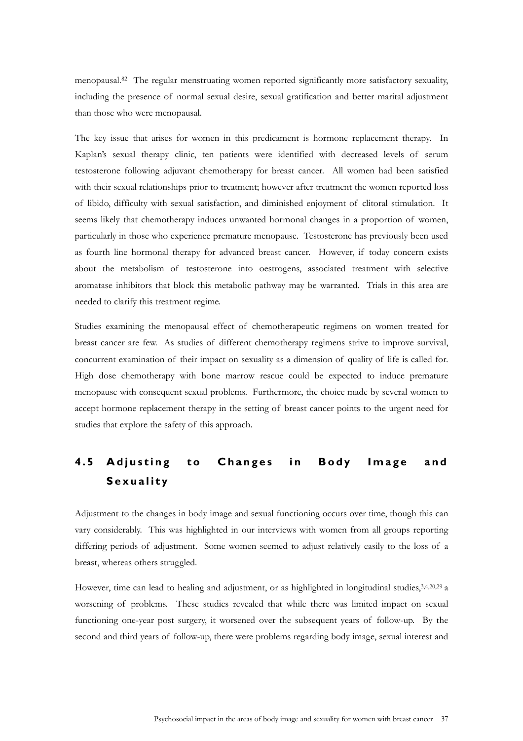menopausal.[82] The regular menstruating women reported significantly more satisfactory sexuality, including the presence of normal sexual desire, sexual gratification and better marital adjustment than those who were menopausal.

The key issue that arises for women in this predicament is hormone replacement therapy. In Kaplan's sexual therapy clinic, ten patients were identified with decreased levels of serum testosterone following adjuvant chemotherapy for breast cancer. All women had been satisfied with their sexual relationships prior to treatment; however after treatment the women reported loss of libido, difficulty with sexual satisfaction, and diminished enjoyment of clitoral stimulation. It seems likely that chemotherapy induces unwanted hormonal changes in a proportion of women, particularly in those who experience premature menopause. Testosterone has previously been used as fourth line hormonal therapy for advanced breast cancer. However, if today concern exists about the metabolism of testosterone into oestrogens, associated treatment with selective aromatase inhibitors that block this metabolic pathway may be warranted. Trials in this area are needed to clarify this treatment regime.

Studies examining the menopausal effect of chemotherapeutic regimens on women treated for breast cancer are few. As studies of different chemotherapy regimens strive to improve survival, concurrent examination of their impact on sexuality as a dimension of quality of life is called for. High dose chemotherapy with bone marrow rescue could be expected to induce premature menopause with consequent sexual problems. Furthermore, the choice made by several women to accept hormone replacement therapy in the setting of breast cancer points to the urgent need for studies that explore the safety of this approach.

## 4.5 Adjusting to Changes in Body Image and Sexuality

Adjustment to the changes in body image and sexual functioning occurs over time, though this can vary considerably. This was highlighted in our interviews with women from all groups reporting differing periods of adjustment. Some women seemed to adjust relatively easily to the loss of a breast, whereas others struggled.

However, time can lead to healing and adjustment, or as highlighted in longitudinal studies,[3,4,20,29] a worsening of problems. These studies revealed that while there was limited impact on sexual functioning one-year post surgery, it worsened over the subsequent years of follow-up. By the second and third years of follow-up, there were problems regarding body image, sexual interest and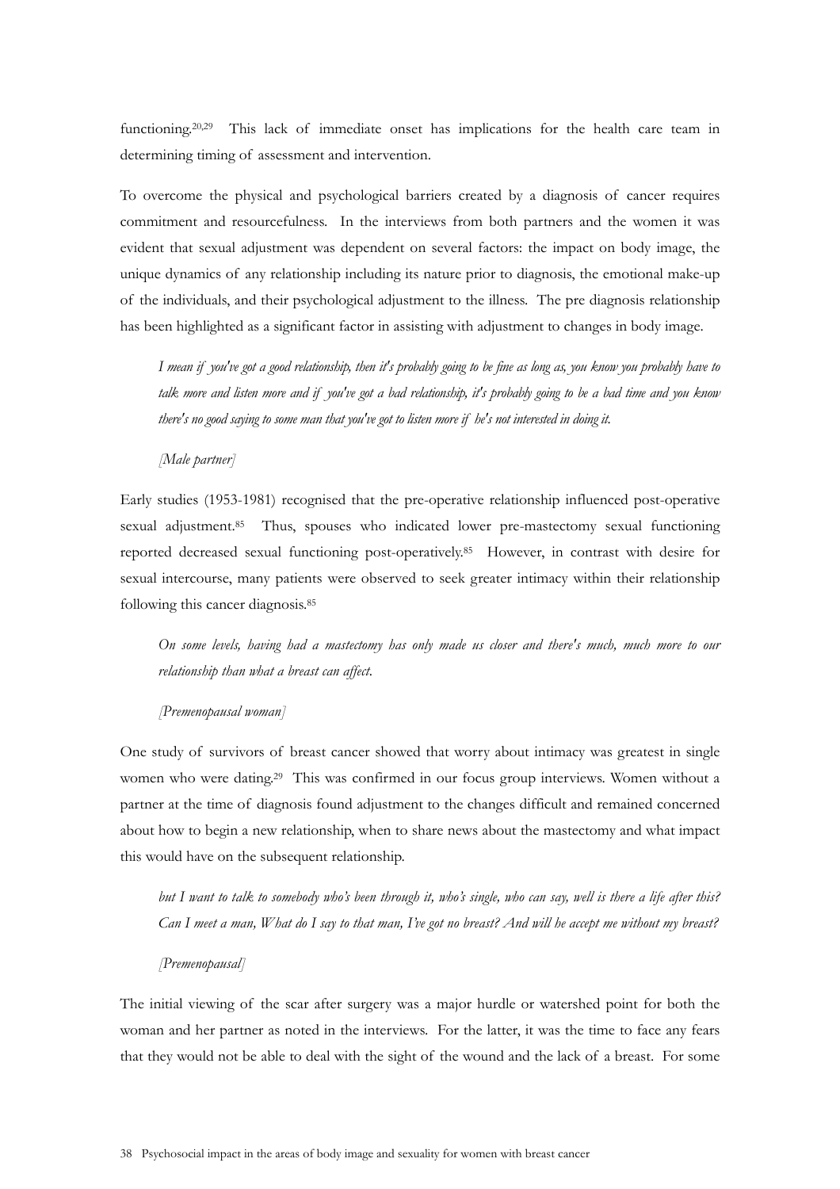functioning.[20,29] This lack of immediate onset has implications for the health care team in determining timing of assessment and intervention.

To overcome the physical and psychological barriers created by a diagnosis of cancer requires commitment and resourcefulness. In the interviews from both partners and the women it was evident that sexual adjustment was dependent on several factors: the impact on body image, the unique dynamics of any relationship including its nature prior to diagnosis, the emotional make-up of the individuals, and their psychological adjustment to the illness. The pre diagnosis relationship has been highlighted as a significant factor in assisting with adjustment to changes in body image.

> *I mean if you've got a good relationship, then it's probably going to be fine as long as, you know you probably have to talk more and listen more and if you've got a bad relationship, it's probably going to be a bad time and you know there's no good saying to some man that you've got to listen more if he's not interested in doing it.*
>
> *[Male partner]*

Early studies (1953-1981) recognised that the pre-operative relationship influenced post-operative sexual adjustment.[85] Thus, spouses who indicated lower pre-mastectomy sexual functioning reported decreased sexual functioning post-operatively.[85] However, in contrast with desire for sexual intercourse, many patients were observed to seek greater intimacy within their relationship following this cancer diagnosis.[85]

> *On some levels, having had a mastectomy has only made us closer and there's much, much more to our relationship than what a breast can affect.*
>
> *[Premenopausal woman]*

One study of survivors of breast cancer showed that worry about intimacy was greatest in single women who were dating.[29] This was confirmed in our focus group interviews. Women without a partner at the time of diagnosis found adjustment to the changes difficult and remained concerned about how to begin a new relationship, when to share news about the mastectomy and what impact this would have on the subsequent relationship.

> *but I want to talk to somebody who's been through it, who's single, who can say, well is there a life after this? Can I meet a man, What do I say to that man, I've got no breast? And will he accept me without my breast?*
>
> *[Premenopausal]*

The initial viewing of the scar after surgery was a major hurdle or watershed point for both the woman and her partner as noted in the interviews. For the latter, it was the time to face any fears that they would not be able to deal with the sight of the wound and the lack of a breast. For some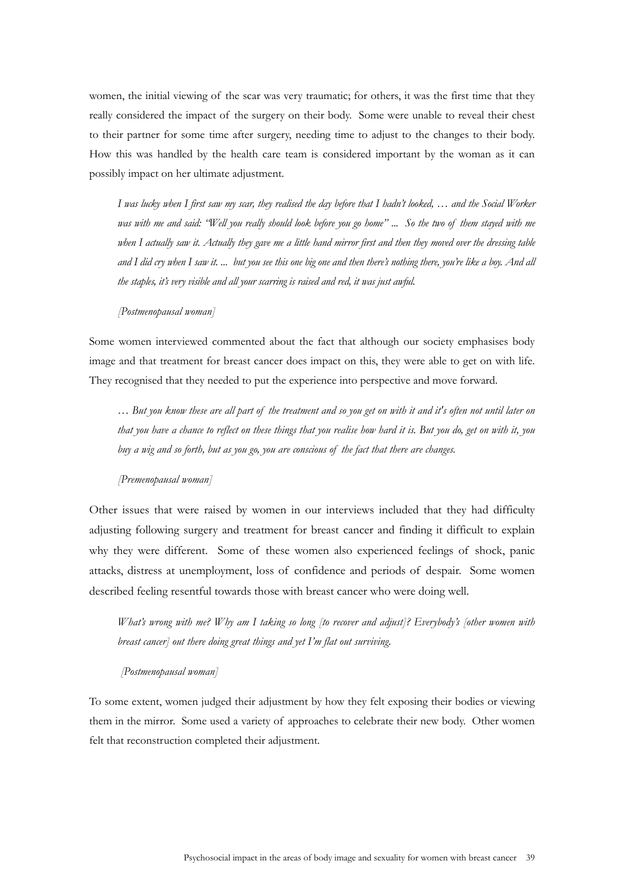women, the initial viewing of the scar was very traumatic; for others, it was the first time that they really considered the impact of the surgery on their body. Some were unable to reveal their chest to their partner for some time after surgery, needing time to adjust to the changes to their body. How this was handled by the health care team is considered important by the woman as it can possibly impact on her ultimate adjustment.

> *I was lucky when I first saw my scar, they realised the day before that I hadn't looked, … and the Social Worker was with me and said: "Well you really should look before you go home" ... So the two of them stayed with me when I actually saw it. Actually they gave me a little hand mirror first and then they moved over the dressing table and I did cry when I saw it. ... but you see this one big one and then there's nothing there, you're like a boy. And all the staples, it's very visible and all your scarring is raised and red, it was just awful.*
>
> *[Postmenopausal woman]*

Some women interviewed commented about the fact that although our society emphasises body image and that treatment for breast cancer does impact on this, they were able to get on with life. They recognised that they needed to put the experience into perspective and move forward.

> *… But you know these are all part of the treatment and so you get on with it and it's often not until later on that you have a chance to reflect on these things that you realise how hard it is. But you do, get on with it, you buy a wig and so forth, but as you go, you are conscious of the fact that there are changes.*
>
> *[Premenopausal woman]*

Other issues that were raised by women in our interviews included that they had difficulty adjusting following surgery and treatment for breast cancer and finding it difficult to explain why they were different. Some of these women also experienced feelings of shock, panic attacks, distress at unemployment, loss of confidence and periods of despair. Some women described feeling resentful towards those with breast cancer who were doing well.

> *What's wrong with me? Why am I taking so long [to recover and adjust]? Everybody's [other women with breast cancer] out there doing great things and yet I'm flat out surviving.*
>
> *[Postmenopausal woman]*

To some extent, women judged their adjustment by how they felt exposing their bodies or viewing them in the mirror. Some used a variety of approaches to celebrate their new body. Other women felt that reconstruction completed their adjustment.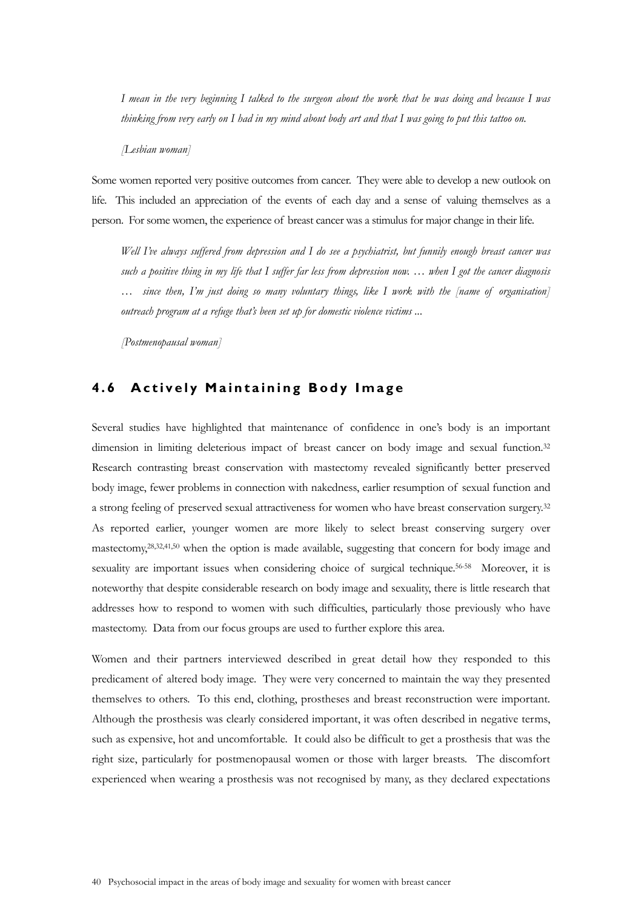*I mean in the very beginning I talked to the surgeon about the work that he was doing and because I was thinking from very early on I had in my mind about body art and that I was going to put this tattoo on.*

*[Lesbian woman]*

Some women reported very positive outcomes from cancer. They were able to develop a new outlook on life. This included an appreciation of the events of each day and a sense of valuing themselves as a person. For some women, the experience of breast cancer was a stimulus for major change in their life.

*Well I've always suffered from depression and I do see a psychiatrist, but funnily enough breast cancer was such a positive thing in my life that I suffer far less from depression now. … when I got the cancer diagnosis … since then, I'm just doing so many voluntary things, like I work with the [name of organisation] outreach program at a refuge that's been set up for domestic violence victims ...*

*[Postmenopausal woman]*

## 4.6 Actively Maintaining Body Image

Several studies have highlighted that maintenance of confidence in one's body is an important dimension in limiting deleterious impact of breast cancer on body image and sexual function.[32] Research contrasting breast conservation with mastectomy revealed significantly better preserved body image, fewer problems in connection with nakedness, earlier resumption of sexual function and a strong feeling of preserved sexual attractiveness for women who have breast conservation surgery.[32] As reported earlier, younger women are more likely to select breast conserving surgery over mastectomy,[28,32,41,50] when the option is made available, suggesting that concern for body image and sexuality are important issues when considering choice of surgical technique.[56-58] Moreover, it is noteworthy that despite considerable research on body image and sexuality, there is little research that addresses how to respond to women with such difficulties, particularly those previously who have mastectomy. Data from our focus groups are used to further explore this area.

Women and their partners interviewed described in great detail how they responded to this predicament of altered body image. They were very concerned to maintain the way they presented themselves to others. To this end, clothing, prostheses and breast reconstruction were important. Although the prosthesis was clearly considered important, it was often described in negative terms, such as expensive, hot and uncomfortable. It could also be difficult to get a prosthesis that was the right size, particularly for postmenopausal women or those with larger breasts. The discomfort experienced when wearing a prosthesis was not recognised by many, as they declared expectations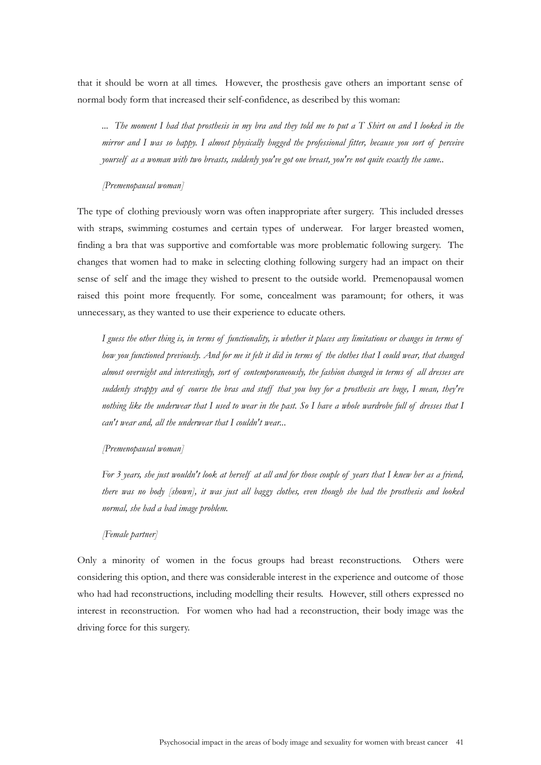that it should be worn at all times. However, the prosthesis gave others an important sense of normal body form that increased their self-confidence, as described by this woman:

*... The moment I had that prosthesis in my bra and they told me to put a T Shirt on and I looked in the mirror and I was so happy. I almost physically hugged the professional fitter, because you sort of perceive yourself as a woman with two breasts, suddenly you've got one breast, you're not quite exactly the same..*

*[Premenopausal woman]*

The type of clothing previously worn was often inappropriate after surgery. This included dresses with straps, swimming costumes and certain types of underwear. For larger breasted women, finding a bra that was supportive and comfortable was more problematic following surgery. The changes that women had to make in selecting clothing following surgery had an impact on their sense of self and the image they wished to present to the outside world. Premenopausal women raised this point more frequently. For some, concealment was paramount; for others, it was unnecessary, as they wanted to use their experience to educate others.

*I guess the other thing is, in terms of functionality, is whether it places any limitations or changes in terms of how you functioned previously. And for me it felt it did in terms of the clothes that I could wear, that changed almost overnight and interestingly, sort of contemporaneously, the fashion changed in terms of all dresses are suddenly strappy and of course the bras and stuff that you buy for a prosthesis are huge, I mean, they're nothing like the underwear that I used to wear in the past. So I have a whole wardrobe full of dresses that I can't wear and, all the underwear that I couldn't wear...*

*[Premenopausal woman]*

*For 3 years, she just wouldn't look at herself at all and for those couple of years that I knew her as a friend, there was no body [shown], it was just all baggy clothes, even though she had the prosthesis and looked normal, she had a bad image problem.*

*[Female partner]*

Only a minority of women in the focus groups had breast reconstructions. Others were considering this option, and there was considerable interest in the experience and outcome of those who had had reconstructions, including modelling their results. However, still others expressed no interest in reconstruction. For women who had had a reconstruction, their body image was the driving force for this surgery.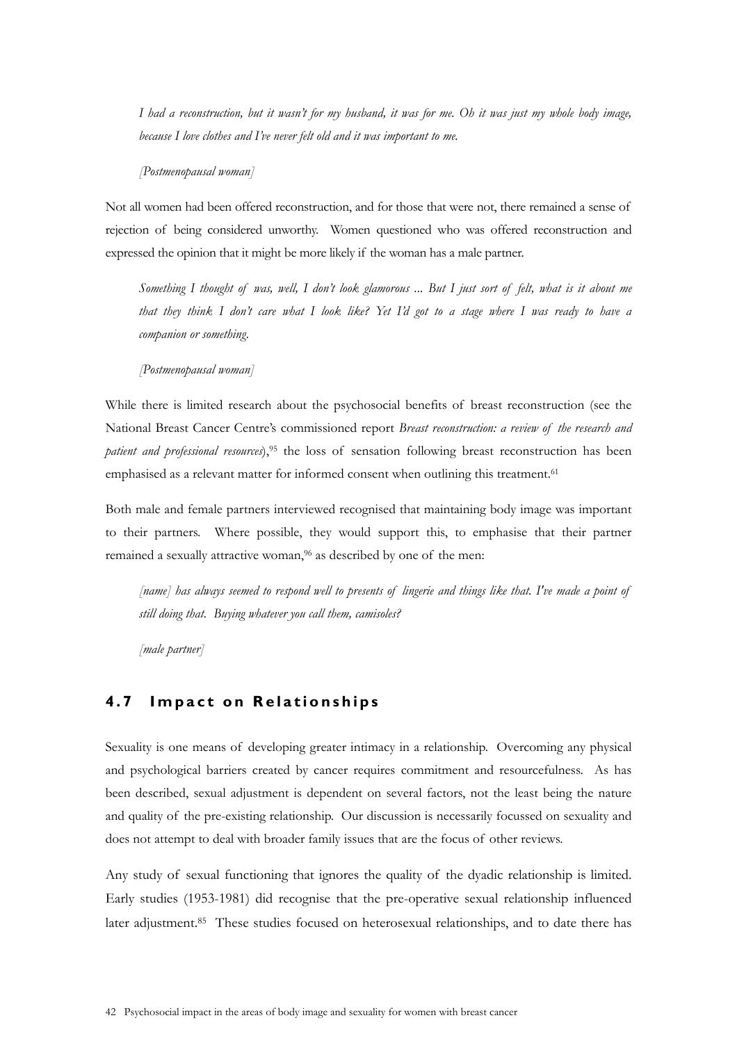*I had a reconstruction, but it wasn't for my husband, it was for me. Oh it was just my whole body image, because I love clothes and I've never felt old and it was important to me.*

*[Postmenopausal woman]*

Not all women had been offered reconstruction, and for those that were not, there remained a sense of rejection of being considered unworthy. Women questioned who was offered reconstruction and expressed the opinion that it might be more likely if the woman has a male partner.

*Something I thought of was, well, I don't look glamorous ... But I just sort of felt, what is it about me that they think I don't care what I look like? Yet I'd got to a stage where I was ready to have a companion or something.*

*[Postmenopausal woman]*

While there is limited research about the psychosocial benefits of breast reconstruction (see the National Breast Cancer Centre's commissioned report *Breast reconstruction: a review of the research and patient and professional resources*),[95] the loss of sensation following breast reconstruction has been emphasised as a relevant matter for informed consent when outlining this treatment.[61]

Both male and female partners interviewed recognised that maintaining body image was important to their partners. Where possible, they would support this, to emphasise that their partner remained a sexually attractive woman,[96] as described by one of the men:

*[name] has always seemed to respond well to presents of lingerie and things like that. I've made a point of still doing that. Buying whatever you call them, camisoles?*

*[male partner]*

## 4.7 Impact on Relationships

Sexuality is one means of developing greater intimacy in a relationship. Overcoming any physical and psychological barriers created by cancer requires commitment and resourcefulness. As has been described, sexual adjustment is dependent on several factors, not the least being the nature and quality of the pre-existing relationship. Our discussion is necessarily focussed on sexuality and does not attempt to deal with broader family issues that are the focus of other reviews.

Any study of sexual functioning that ignores the quality of the dyadic relationship is limited. Early studies (1953-1981) did recognise that the pre-operative sexual relationship influenced later adjustment.[85] These studies focused on heterosexual relationships, and to date there has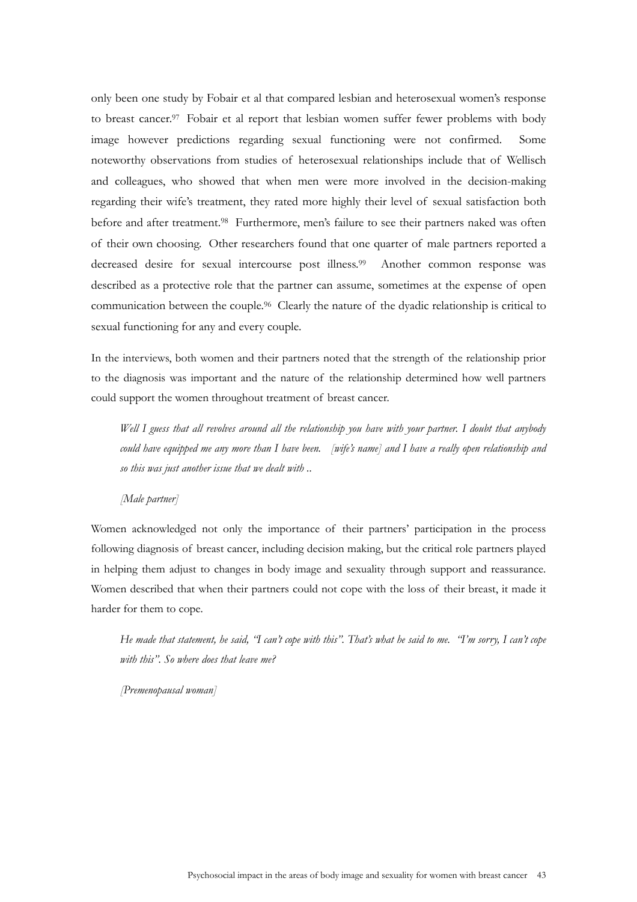only been one study by Fobair et al that compared lesbian and heterosexual women's response to breast cancer.[97] Fobair et al report that lesbian women suffer fewer problems with body image however predictions regarding sexual functioning were not confirmed. Some noteworthy observations from studies of heterosexual relationships include that of Wellisch and colleagues, who showed that when men were more involved in the decision-making regarding their wife's treatment, they rated more highly their level of sexual satisfaction both before and after treatment.[98] Furthermore, men's failure to see their partners naked was often of their own choosing. Other researchers found that one quarter of male partners reported a decreased desire for sexual intercourse post illness.[99] Another common response was described as a protective role that the partner can assume, sometimes at the expense of open communication between the couple.[96] Clearly the nature of the dyadic relationship is critical to sexual functioning for any and every couple.

In the interviews, both women and their partners noted that the strength of the relationship prior to the diagnosis was important and the nature of the relationship determined how well partners could support the women throughout treatment of breast cancer.

> *Well I guess that all revolves around all the relationship you have with your partner. I doubt that anybody could have equipped me any more than I have been. [wife's name] and I have a really open relationship and so this was just another issue that we dealt with ..*
>
> *[Male partner]*

Women acknowledged not only the importance of their partners' participation in the process following diagnosis of breast cancer, including decision making, but the critical role partners played in helping them adjust to changes in body image and sexuality through support and reassurance. Women described that when their partners could not cope with the loss of their breast, it made it harder for them to cope.

> *He made that statement, he said, "I can't cope with this". That's what he said to me. "I'm sorry, I can't cope with this". So where does that leave me?*
>
> *[Premenopausal woman]*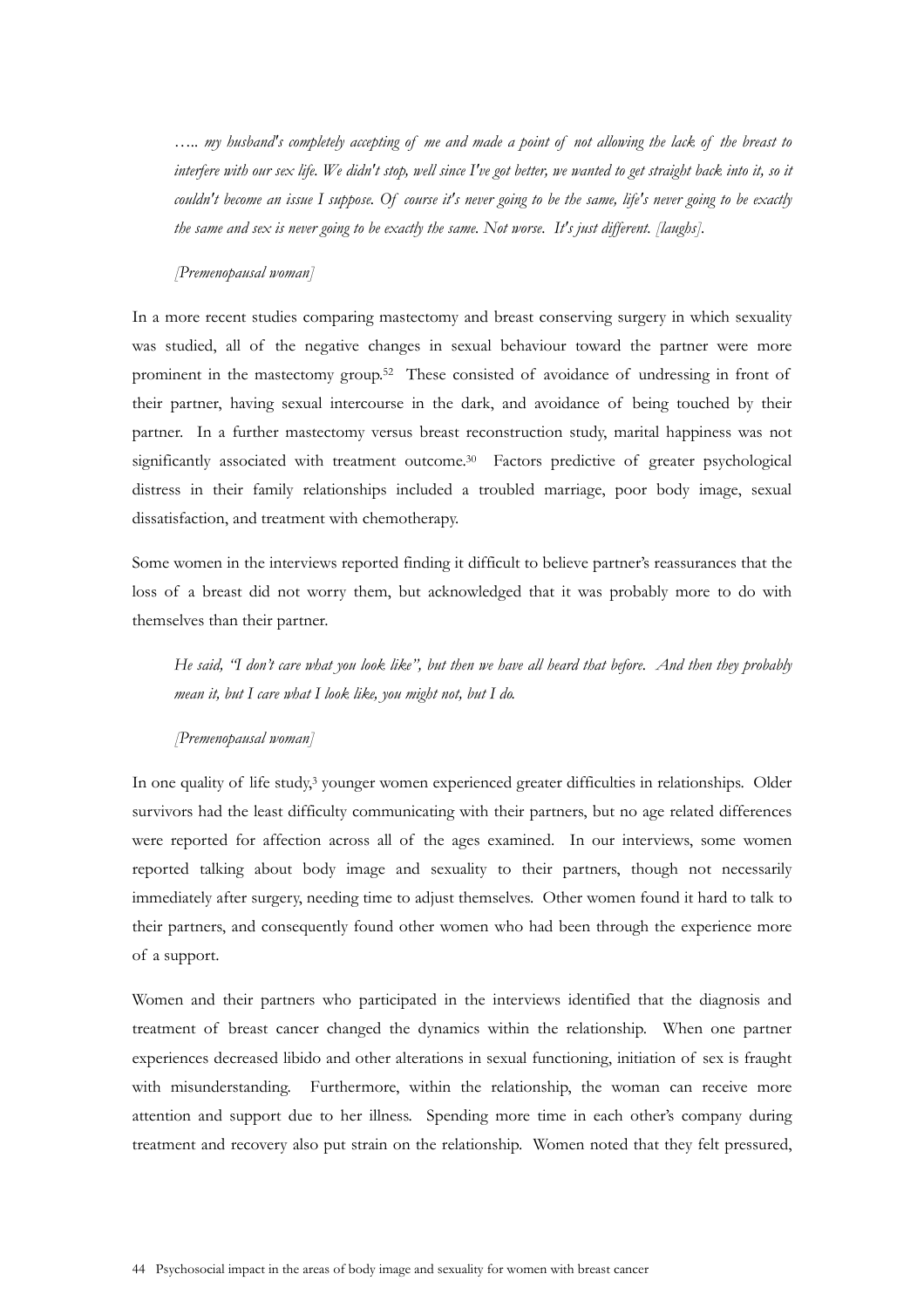*….. my husband's completely accepting of me and made a point of not allowing the lack of the breast to interfere with our sex life. We didn't stop, well since I've got better, we wanted to get straight back into it, so it couldn't become an issue I suppose. Of course it's never going to be the same, life's never going to be exactly the same and sex is never going to be exactly the same. Not worse. It's just different. [laughs].*

*[Premenopausal woman]*

In a more recent studies comparing mastectomy and breast conserving surgery in which sexuality was studied, all of the negative changes in sexual behaviour toward the partner were more prominent in the mastectomy group.[52] These consisted of avoidance of undressing in front of their partner, having sexual intercourse in the dark, and avoidance of being touched by their partner. In a further mastectomy versus breast reconstruction study, marital happiness was not significantly associated with treatment outcome.[30] Factors predictive of greater psychological distress in their family relationships included a troubled marriage, poor body image, sexual dissatisfaction, and treatment with chemotherapy.

Some women in the interviews reported finding it difficult to believe partner's reassurances that the loss of a breast did not worry them, but acknowledged that it was probably more to do with themselves than their partner.

*He said, "I don't care what you look like", but then we have all heard that before. And then they probably mean it, but I care what I look like, you might not, but I do.*

*[Premenopausal woman]*

In one quality of life study,[3] younger women experienced greater difficulties in relationships. Older survivors had the least difficulty communicating with their partners, but no age related differences were reported for affection across all of the ages examined. In our interviews, some women reported talking about body image and sexuality to their partners, though not necessarily immediately after surgery, needing time to adjust themselves. Other women found it hard to talk to their partners, and consequently found other women who had been through the experience more of a support.

Women and their partners who participated in the interviews identified that the diagnosis and treatment of breast cancer changed the dynamics within the relationship. When one partner experiences decreased libido and other alterations in sexual functioning, initiation of sex is fraught with misunderstanding. Furthermore, within the relationship, the woman can receive more attention and support due to her illness. Spending more time in each other's company during treatment and recovery also put strain on the relationship. Women noted that they felt pressured,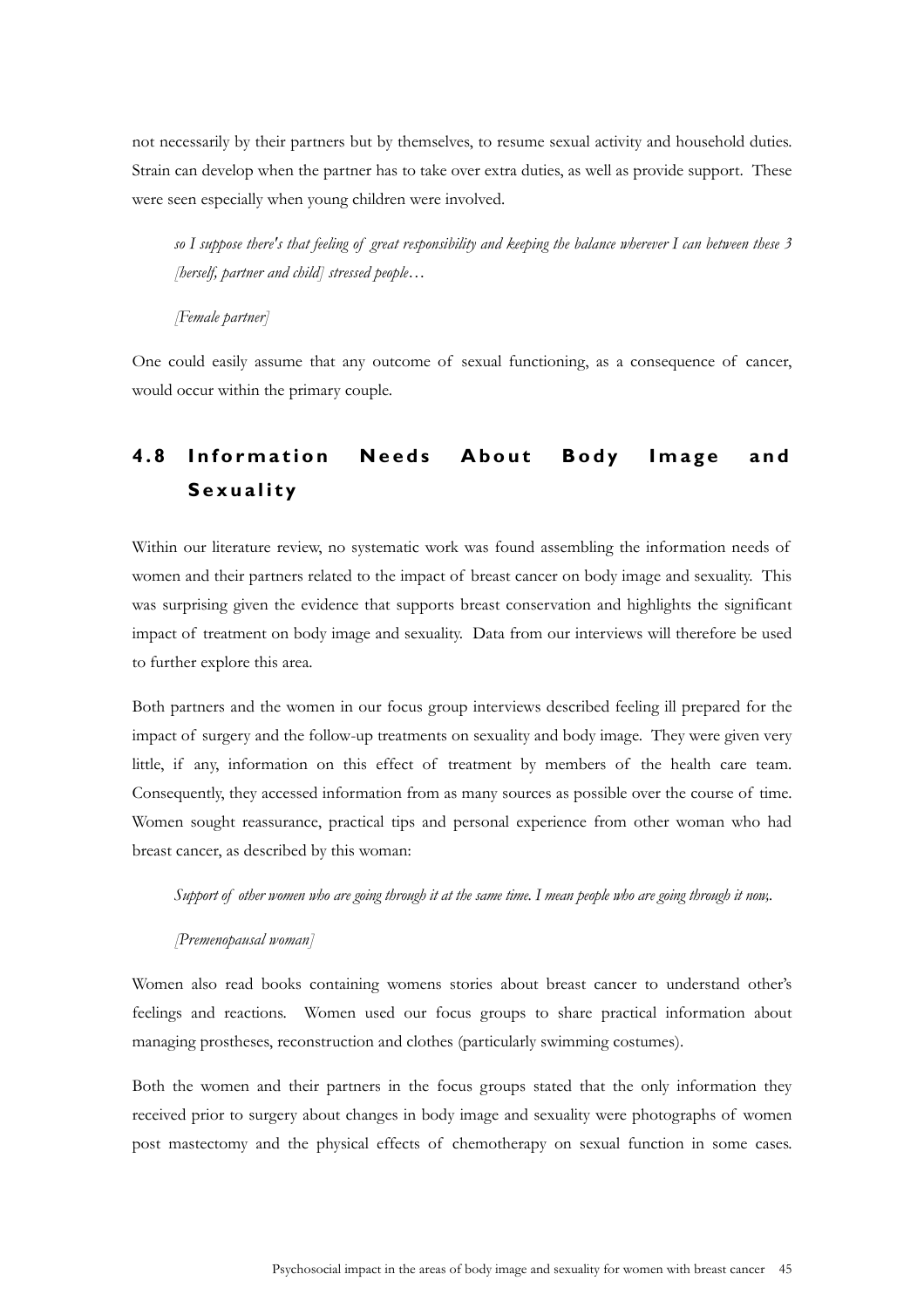not necessarily by their partners but by themselves, to resume sexual activity and household duties. Strain can develop when the partner has to take over extra duties, as well as provide support. These were seen especially when young children were involved.

> *so I suppose there's that feeling of great responsibility and keeping the balance wherever I can between these 3 [herself, partner and child] stressed people…*
>
> *[Female partner]*

One could easily assume that any outcome of sexual functioning, as a consequence of cancer, would occur within the primary couple.

## 4.8 Information Needs About Body Image and Sexuality

Within our literature review, no systematic work was found assembling the information needs of women and their partners related to the impact of breast cancer on body image and sexuality. This was surprising given the evidence that supports breast conservation and highlights the significant impact of treatment on body image and sexuality. Data from our interviews will therefore be used to further explore this area.

Both partners and the women in our focus group interviews described feeling ill prepared for the impact of surgery and the follow-up treatments on sexuality and body image. They were given very little, if any, information on this effect of treatment by members of the health care team. Consequently, they accessed information from as many sources as possible over the course of time. Women sought reassurance, practical tips and personal experience from other woman who had breast cancer, as described by this woman:

> *Support of other women who are going through it at the same time. I mean people who are going through it now,.*
>
> *[Premenopausal woman]*

Women also read books containing womens stories about breast cancer to understand other's feelings and reactions. Women used our focus groups to share practical information about managing prostheses, reconstruction and clothes (particularly swimming costumes).

Both the women and their partners in the focus groups stated that the only information they received prior to surgery about changes in body image and sexuality were photographs of women post mastectomy and the physical effects of chemotherapy on sexual function in some cases.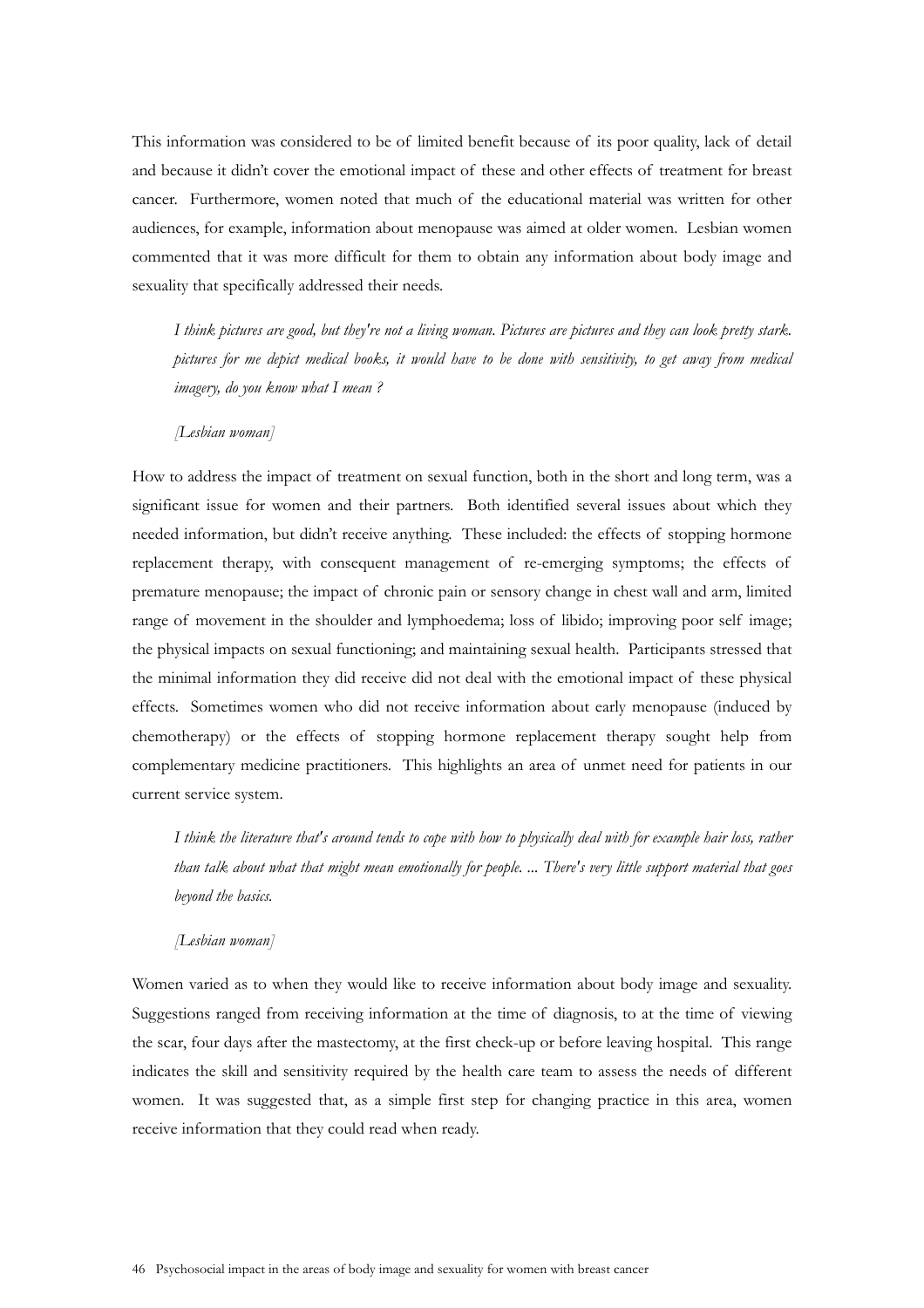This information was considered to be of limited benefit because of its poor quality, lack of detail and because it didn't cover the emotional impact of these and other effects of treatment for breast cancer. Furthermore, women noted that much of the educational material was written for other audiences, for example, information about menopause was aimed at older women. Lesbian women commented that it was more difficult for them to obtain any information about body image and sexuality that specifically addressed their needs.

> *I think pictures are good, but they're not a living woman. Pictures are pictures and they can look pretty stark. pictures for me depict medical books, it would have to be done with sensitivity, to get away from medical imagery, do you know what I mean ?*
>
> *[Lesbian woman]*

How to address the impact of treatment on sexual function, both in the short and long term, was a significant issue for women and their partners. Both identified several issues about which they needed information, but didn't receive anything. These included: the effects of stopping hormone replacement therapy, with consequent management of re-emerging symptoms; the effects of premature menopause; the impact of chronic pain or sensory change in chest wall and arm, limited range of movement in the shoulder and lymphoedema; loss of libido; improving poor self image; the physical impacts on sexual functioning; and maintaining sexual health. Participants stressed that the minimal information they did receive did not deal with the emotional impact of these physical effects. Sometimes women who did not receive information about early menopause (induced by chemotherapy) or the effects of stopping hormone replacement therapy sought help from complementary medicine practitioners. This highlights an area of unmet need for patients in our current service system.

> *I think the literature that's around tends to cope with how to physically deal with for example hair loss, rather than talk about what that might mean emotionally for people. ... There's very little support material that goes beyond the basics.*
>
> *[Lesbian woman]*

Women varied as to when they would like to receive information about body image and sexuality. Suggestions ranged from receiving information at the time of diagnosis, to at the time of viewing the scar, four days after the mastectomy, at the first check-up or before leaving hospital. This range indicates the skill and sensitivity required by the health care team to assess the needs of different women. It was suggested that, as a simple first step for changing practice in this area, women receive information that they could read when ready.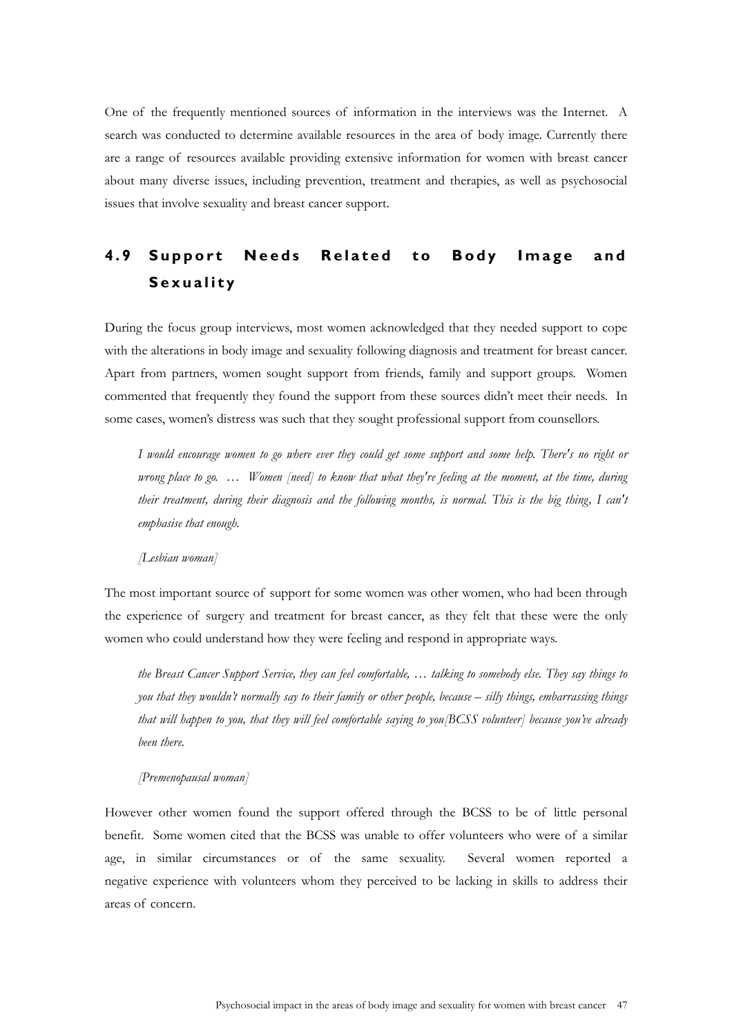One of the frequently mentioned sources of information in the interviews was the Internet. A search was conducted to determine available resources in the area of body image. Currently there are a range of resources available providing extensive information for women with breast cancer about many diverse issues, including prevention, treatment and therapies, as well as psychosocial issues that involve sexuality and breast cancer support.

## 4.9 Support Needs Related to Body Image and Sexuality

During the focus group interviews, most women acknowledged that they needed support to cope with the alterations in body image and sexuality following diagnosis and treatment for breast cancer. Apart from partners, women sought support from friends, family and support groups. Women commented that frequently they found the support from these sources didn't meet their needs. In some cases, women's distress was such that they sought professional support from counsellors.

> *I would encourage women to go where ever they could get some support and some help. There's no right or wrong place to go. … Women [need] to know that what they're feeling at the moment, at the time, during their treatment, during their diagnosis and the following months, is normal. This is the big thing, I can't emphasise that enough.*
>
> *[Lesbian woman]*

The most important source of support for some women was other women, who had been through the experience of surgery and treatment for breast cancer, as they felt that these were the only women who could understand how they were feeling and respond in appropriate ways.

> *the Breast Cancer Support Service, they can feel comfortable, … talking to somebody else. They say things to you that they wouldn't normally say to their family or other people, because – silly things, embarrassing things that will happen to you, that they will feel comfortable saying to you[BCSS volunteer] because you've already been there.*
>
> *[Premenopausal woman]*

However other women found the support offered through the BCSS to be of little personal benefit. Some women cited that the BCSS was unable to offer volunteers who were of a similar age, in similar circumstances or of the same sexuality. Several women reported a negative experience with volunteers whom they perceived to be lacking in skills to address their areas of concern.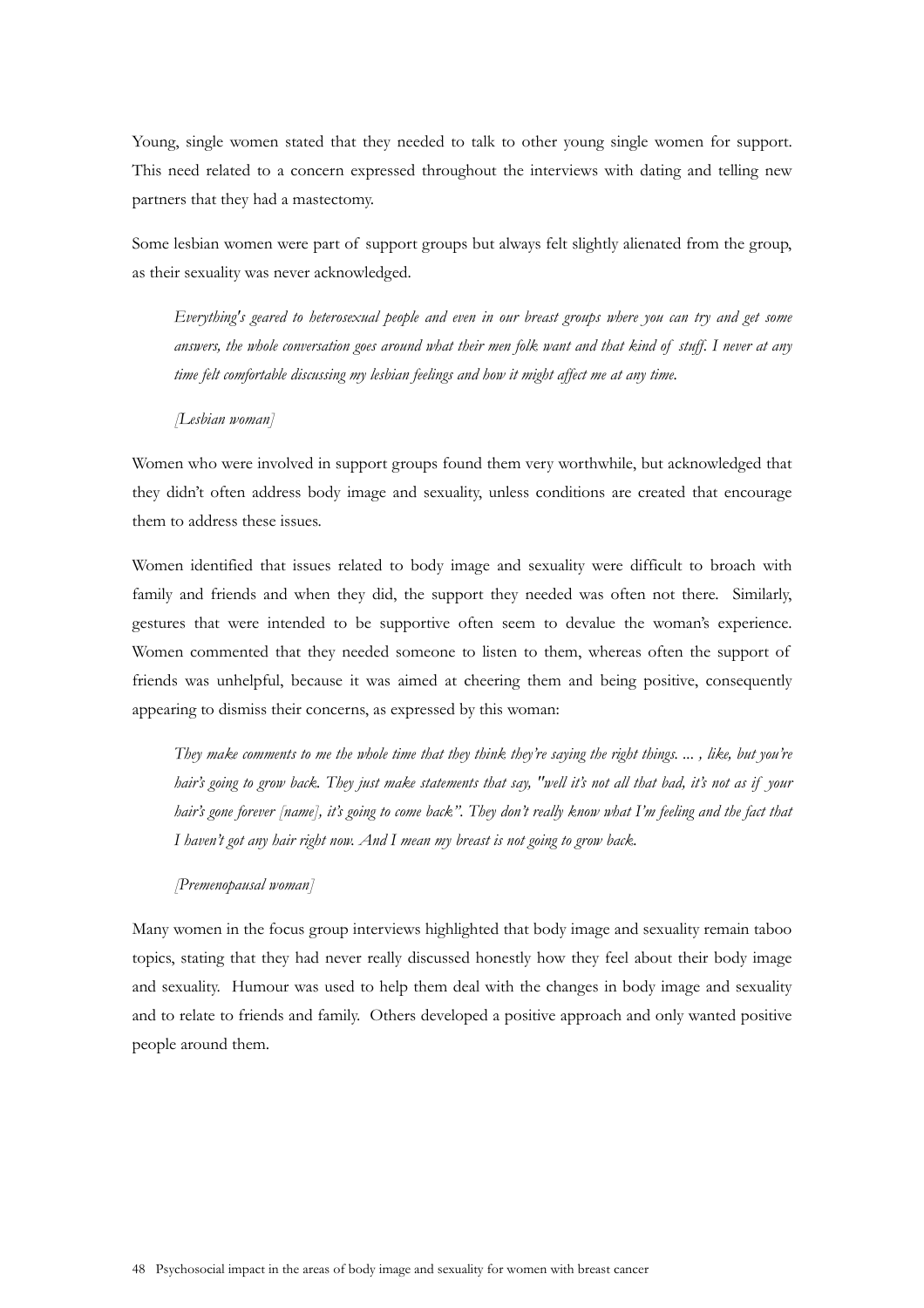Young, single women stated that they needed to talk to other young single women for support. This need related to a concern expressed throughout the interviews with dating and telling new partners that they had a mastectomy.

Some lesbian women were part of support groups but always felt slightly alienated from the group, as their sexuality was never acknowledged.

> *Everything's geared to heterosexual people and even in our breast groups where you can try and get some answers, the whole conversation goes around what their men folk want and that kind of stuff. I never at any time felt comfortable discussing my lesbian feelings and how it might affect me at any time.*
>
> *[Lesbian woman]*

Women who were involved in support groups found them very worthwhile, but acknowledged that they didn't often address body image and sexuality, unless conditions are created that encourage them to address these issues.

Women identified that issues related to body image and sexuality were difficult to broach with family and friends and when they did, the support they needed was often not there. Similarly, gestures that were intended to be supportive often seem to devalue the woman's experience. Women commented that they needed someone to listen to them, whereas often the support of friends was unhelpful, because it was aimed at cheering them and being positive, consequently appearing to dismiss their concerns, as expressed by this woman:

> *They make comments to me the whole time that they think they're saying the right things. ... , like, but you're hair's going to grow back. They just make statements that say, "well it's not all that bad, it's not as if your hair's gone forever [name], it's going to come back". They don't really know what I'm feeling and the fact that I haven't got any hair right now. And I mean my breast is not going to grow back.*
>
> *[Premenopausal woman]*

Many women in the focus group interviews highlighted that body image and sexuality remain taboo topics, stating that they had never really discussed honestly how they feel about their body image and sexuality. Humour was used to help them deal with the changes in body image and sexuality and to relate to friends and family. Others developed a positive approach and only wanted positive people around them.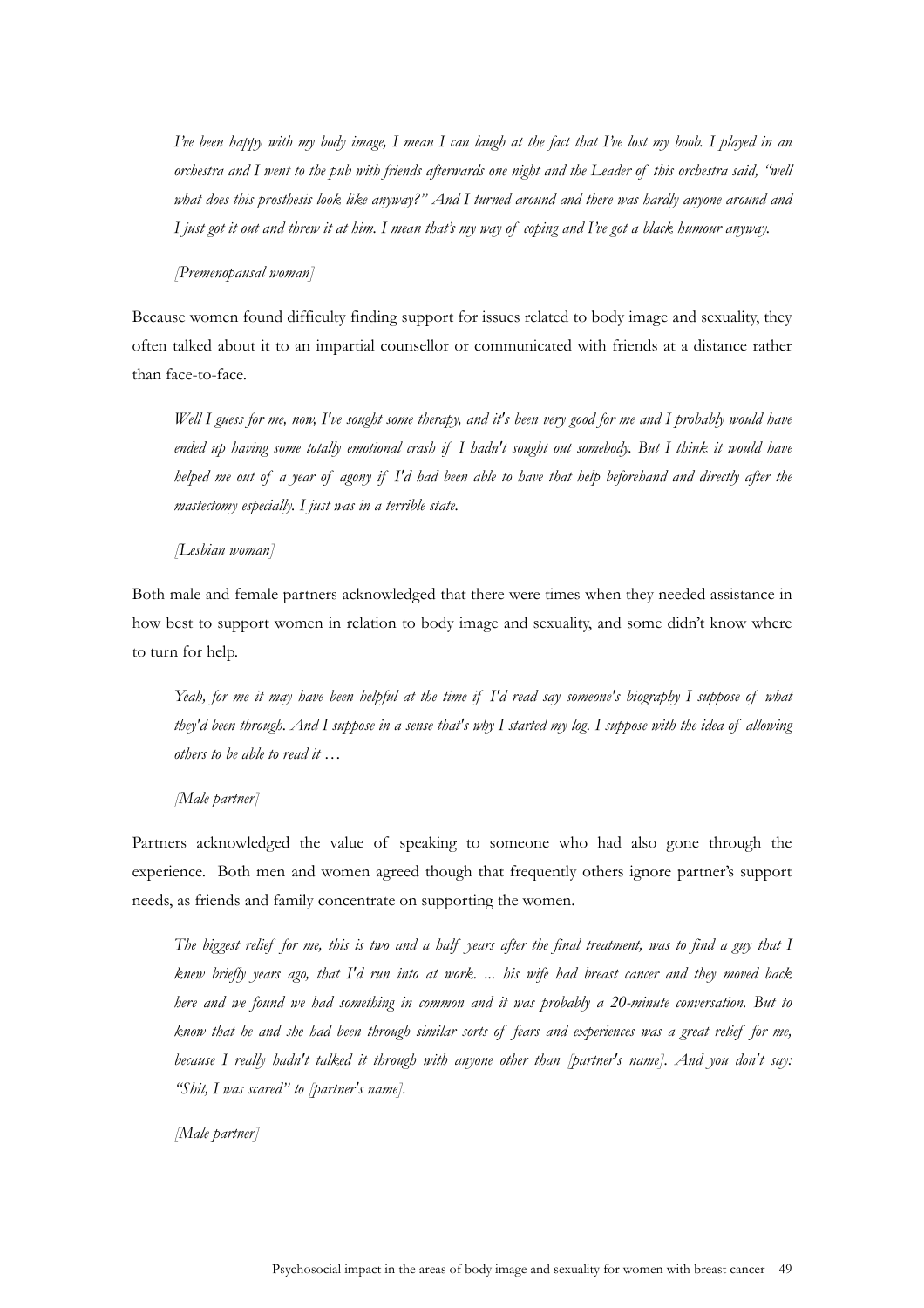*I've been happy with my body image, I mean I can laugh at the fact that I've lost my boob. I played in an orchestra and I went to the pub with friends afterwards one night and the Leader of this orchestra said, "well what does this prosthesis look like anyway?" And I turned around and there was hardly anyone around and I just got it out and threw it at him. I mean that's my way of coping and I've got a black humour anyway.*

*[Premenopausal woman]*

Because women found difficulty finding support for issues related to body image and sexuality, they often talked about it to an impartial counsellor or communicated with friends at a distance rather than face-to-face.

*Well I guess for me, now, I've sought some therapy, and it's been very good for me and I probably would have ended up having some totally emotional crash if I hadn't sought out somebody. But I think it would have helped me out of a year of agony if I'd had been able to have that help beforehand and directly after the mastectomy especially. I just was in a terrible state.*

*[Lesbian woman]*

Both male and female partners acknowledged that there were times when they needed assistance in how best to support women in relation to body image and sexuality, and some didn't know where to turn for help.

*Yeah, for me it may have been helpful at the time if I'd read say someone's biography I suppose of what they'd been through. And I suppose in a sense that's why I started my log. I suppose with the idea of allowing others to be able to read it …*

*[Male partner]*

Partners acknowledged the value of speaking to someone who had also gone through the experience. Both men and women agreed though that frequently others ignore partner's support needs, as friends and family concentrate on supporting the women.

*The biggest relief for me, this is two and a half years after the final treatment, was to find a guy that I knew briefly years ago, that I'd run into at work. ... his wife had breast cancer and they moved back here and we found we had something in common and it was probably a 20-minute conversation. But to know that he and she had been through similar sorts of fears and experiences was a great relief for me, because I really hadn't talked it through with anyone other than [partner's name]. And you don't say: "Shit, I was scared" to [partner's name].*

*[Male partner]*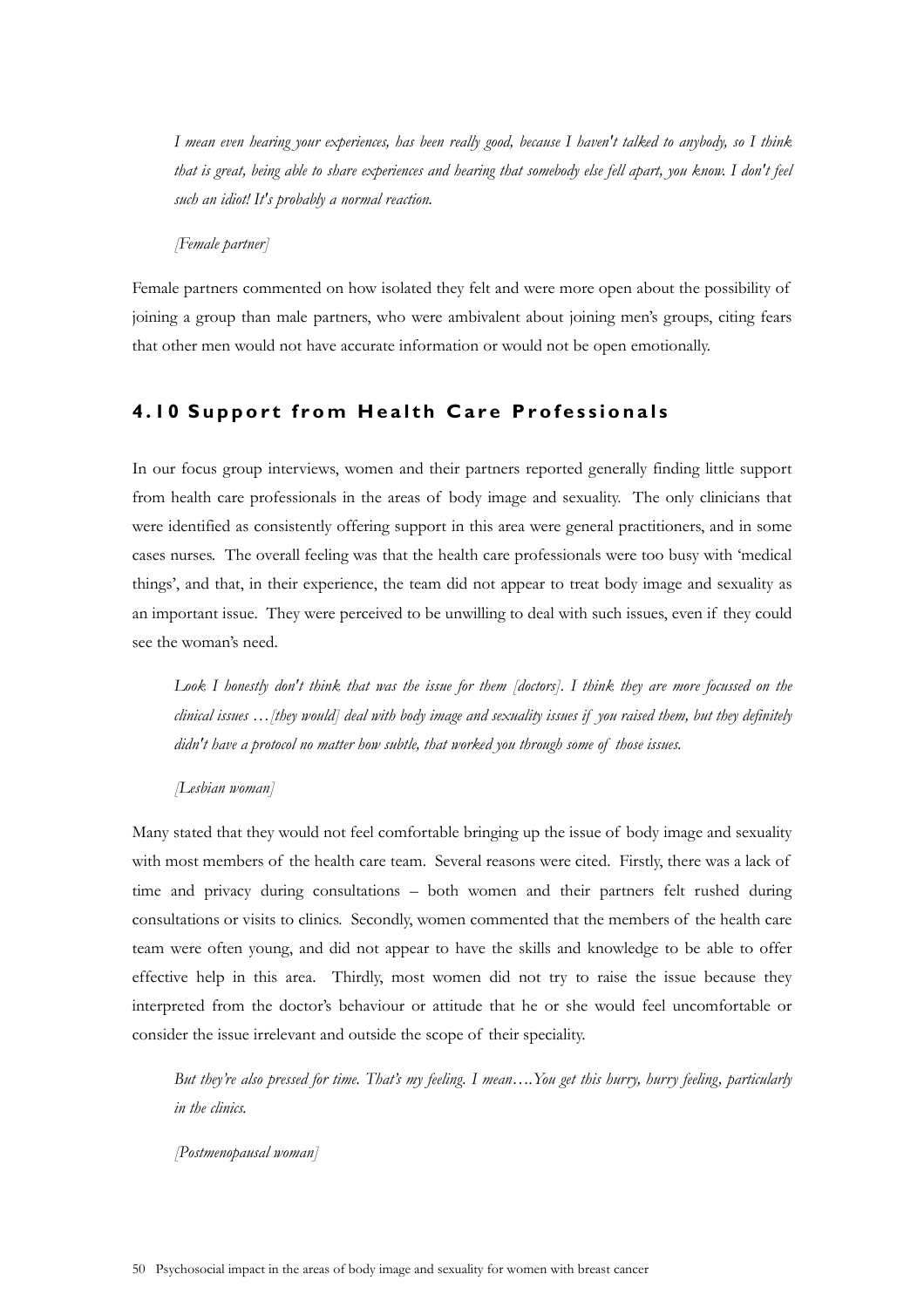*I mean even hearing your experiences, has been really good, because I haven't talked to anybody, so I think that is great, being able to share experiences and hearing that somebody else fell apart, you know. I don't feel such an idiot! It's probably a normal reaction.*

*[Female partner]*

Female partners commented on how isolated they felt and were more open about the possibility of joining a group than male partners, who were ambivalent about joining men's groups, citing fears that other men would not have accurate information or would not be open emotionally.

## 4.10 Support from Health Care Professionals

In our focus group interviews, women and their partners reported generally finding little support from health care professionals in the areas of body image and sexuality. The only clinicians that were identified as consistently offering support in this area were general practitioners, and in some cases nurses. The overall feeling was that the health care professionals were too busy with 'medical things', and that, in their experience, the team did not appear to treat body image and sexuality as an important issue. They were perceived to be unwilling to deal with such issues, even if they could see the woman's need.

*Look I honestly don't think that was the issue for them [doctors]. I think they are more focussed on the clinical issues …[they would] deal with body image and sexuality issues if you raised them, but they definitely didn't have a protocol no matter how subtle, that worked you through some of those issues.*

*[Lesbian woman]*

Many stated that they would not feel comfortable bringing up the issue of body image and sexuality with most members of the health care team. Several reasons were cited. Firstly, there was a lack of time and privacy during consultations – both women and their partners felt rushed during consultations or visits to clinics. Secondly, women commented that the members of the health care team were often young, and did not appear to have the skills and knowledge to be able to offer effective help in this area. Thirdly, most women did not try to raise the issue because they interpreted from the doctor's behaviour or attitude that he or she would feel uncomfortable or consider the issue irrelevant and outside the scope of their speciality.

*But they're also pressed for time. That's my feeling. I mean….You get this hurry, hurry feeling, particularly in the clinics.*

*[Postmenopausal woman]*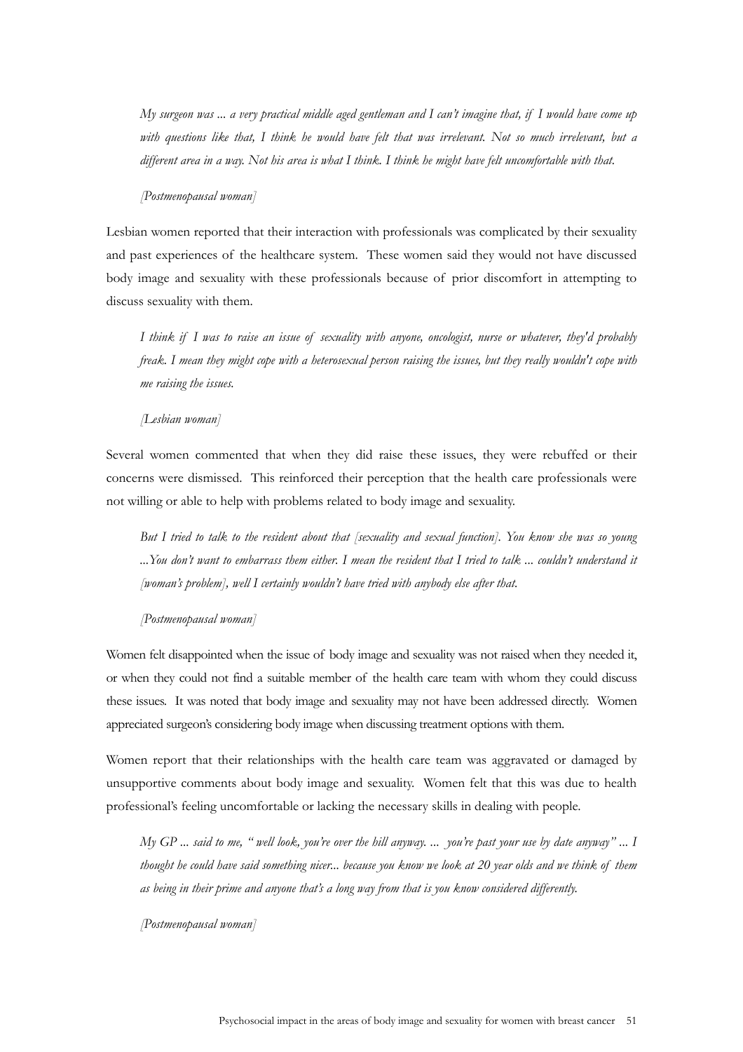*My surgeon was ... a very practical middle aged gentleman and I can't imagine that, if I would have come up with questions like that, I think he would have felt that was irrelevant. Not so much irrelevant, but a different area in a way. Not his area is what I think. I think he might have felt uncomfortable with that.*

*[Postmenopausal woman]*

Lesbian women reported that their interaction with professionals was complicated by their sexuality and past experiences of the healthcare system. These women said they would not have discussed body image and sexuality with these professionals because of prior discomfort in attempting to discuss sexuality with them.

*I think if I was to raise an issue of sexuality with anyone, oncologist, nurse or whatever, they'd probably freak. I mean they might cope with a heterosexual person raising the issues, but they really wouldn't cope with me raising the issues.*

*[Lesbian woman]*

Several women commented that when they did raise these issues, they were rebuffed or their concerns were dismissed. This reinforced their perception that the health care professionals were not willing or able to help with problems related to body image and sexuality.

*But I tried to talk to the resident about that [sexuality and sexual function]. You know she was so young ...You don't want to embarrass them either. I mean the resident that I tried to talk ... couldn't understand it [woman's problem], well I certainly wouldn't have tried with anybody else after that.*

*[Postmenopausal woman]*

Women felt disappointed when the issue of body image and sexuality was not raised when they needed it, or when they could not find a suitable member of the health care team with whom they could discuss these issues. It was noted that body image and sexuality may not have been addressed directly. Women appreciated surgeon's considering body image when discussing treatment options with them.

Women report that their relationships with the health care team was aggravated or damaged by unsupportive comments about body image and sexuality. Women felt that this was due to health professional's feeling uncomfortable or lacking the necessary skills in dealing with people.

*My GP ... said to me, " well look, you're over the hill anyway. ... you're past your use by date anyway" ... I thought he could have said something nicer... because you know we look at 20 year olds and we think of them as being in their prime and anyone that's a long way from that is you know considered differently.*

*[Postmenopausal woman]*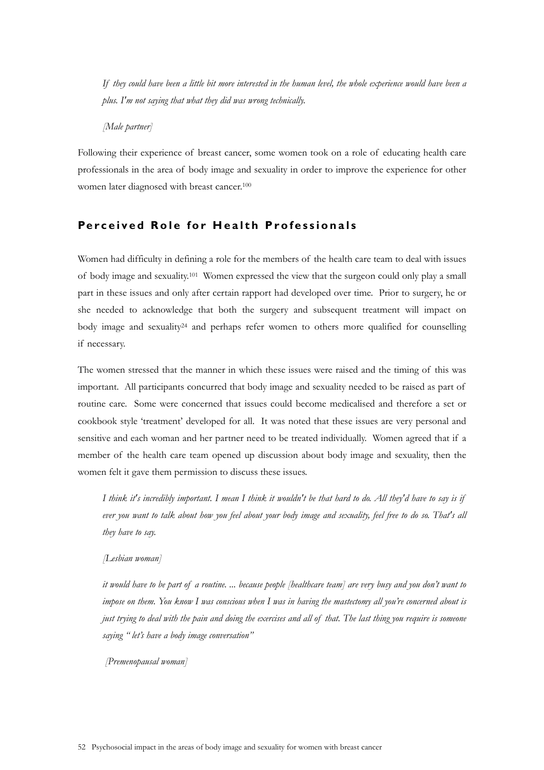*If they could have been a little bit more interested in the human level, the whole experience would have been a plus. I'm not saying that what they did was wrong technically.*

*[Male partner]*

Following their experience of breast cancer, some women took on a role of educating health care professionals in the area of body image and sexuality in order to improve the experience for other women later diagnosed with breast cancer.[100]

## Perceived Role for Health Professionals

Women had difficulty in defining a role for the members of the health care team to deal with issues of body image and sexuality.[101] Women expressed the view that the surgeon could only play a small part in these issues and only after certain rapport had developed over time. Prior to surgery, he or she needed to acknowledge that both the surgery and subsequent treatment will impact on body image and sexuality[24] and perhaps refer women to others more qualified for counselling if necessary.

The women stressed that the manner in which these issues were raised and the timing of this was important. All participants concurred that body image and sexuality needed to be raised as part of routine care. Some were concerned that issues could become medicalised and therefore a set or cookbook style 'treatment' developed for all. It was noted that these issues are very personal and sensitive and each woman and her partner need to be treated individually. Women agreed that if a member of the health care team opened up discussion about body image and sexuality, then the women felt it gave them permission to discuss these issues.

*I think it's incredibly important. I mean I think it wouldn't be that hard to do. All they'd have to say is if ever you want to talk about how you feel about your body image and sexuality, feel free to do so. That's all they have to say.*

*[Lesbian woman]*

*it would have to be part of a routine. ... because people [healthcare team] are very busy and you don't want to impose on them. You know I was conscious when I was in having the mastectomy all you're concerned about is just trying to deal with the pain and doing the exercises and all of that. The last thing you require is someone saying " let's have a body image conversation"*

*[Premenopausal woman]*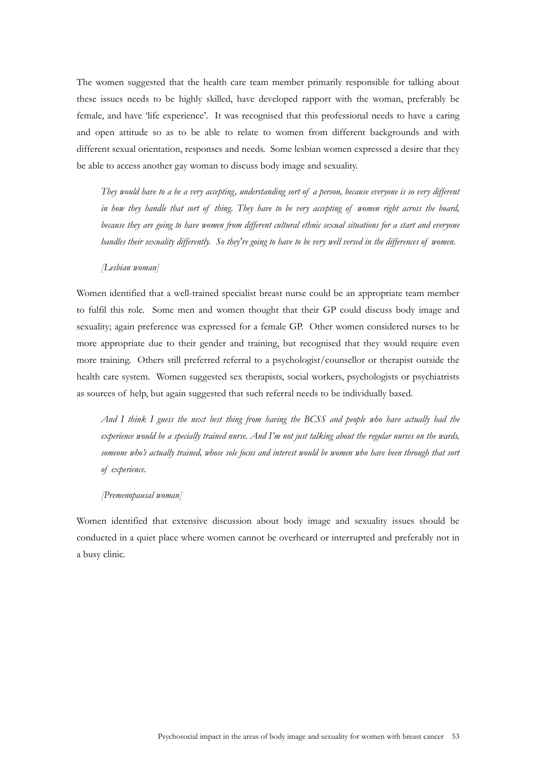The women suggested that the health care team member primarily responsible for talking about these issues needs to be highly skilled, have developed rapport with the woman, preferably be female, and have 'life experience'. It was recognised that this professional needs to have a caring and open attitude so as to be able to relate to women from different backgrounds and with different sexual orientation, responses and needs. Some lesbian women expressed a desire that they be able to access another gay woman to discuss body image and sexuality.

> *They would have to a be a very accepting, understanding sort of a person, because everyone is so very different in how they handle that sort of thing. They have to be very accepting of women right across the board, because they are going to have women from different cultural ethnic sexual situations for a start and everyone handles their sexuality differently. So they're going to have to be very well versed in the differences of women.*
>
> *[Lesbian woman]*

Women identified that a well-trained specialist breast nurse could be an appropriate team member to fulfil this role. Some men and women thought that their GP could discuss body image and sexuality; again preference was expressed for a female GP. Other women considered nurses to be more appropriate due to their gender and training, but recognised that they would require even more training. Others still preferred referral to a psychologist/counsellor or therapist outside the health care system. Women suggested sex therapists, social workers, psychologists or psychiatrists as sources of help, but again suggested that such referral needs to be individually based.

> *And I think I guess the next best thing from having the BCSS and people who have actually had the experience would be a specially trained nurse. And I'm not just talking about the regular nurses on the wards, someone who's actually trained, whose sole focus and interest would be women who have been through that sort of experience.*
>
> *[Premenopausal woman]*

Women identified that extensive discussion about body image and sexuality issues should be conducted in a quiet place where women cannot be overheard or interrupted and preferably not in a busy clinic.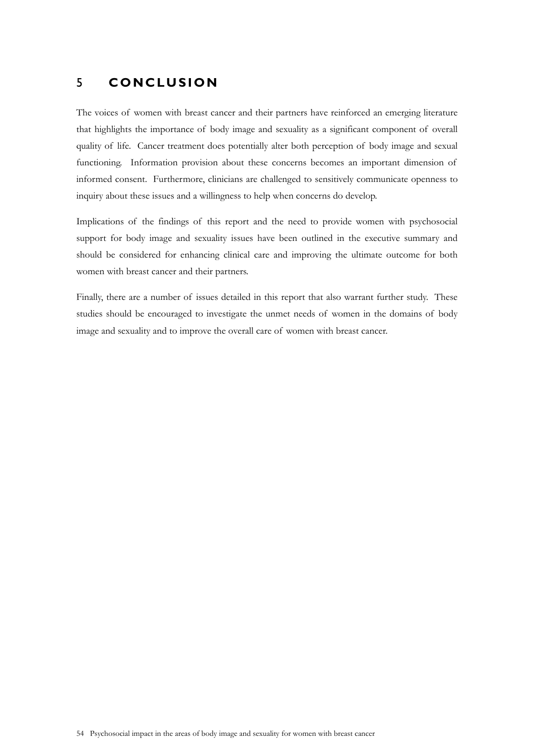# 5 CONCLUSION

The voices of women with breast cancer and their partners have reinforced an emerging literature that highlights the importance of body image and sexuality as a significant component of overall quality of life. Cancer treatment does potentially alter both perception of body image and sexual functioning. Information provision about these concerns becomes an important dimension of informed consent. Furthermore, clinicians are challenged to sensitively communicate openness to inquiry about these issues and a willingness to help when concerns do develop.

Implications of the findings of this report and the need to provide women with psychosocial support for body image and sexuality issues have been outlined in the executive summary and should be considered for enhancing clinical care and improving the ultimate outcome for both women with breast cancer and their partners.

Finally, there are a number of issues detailed in this report that also warrant further study. These studies should be encouraged to investigate the unmet needs of women in the domains of body image and sexuality and to improve the overall care of women with breast cancer.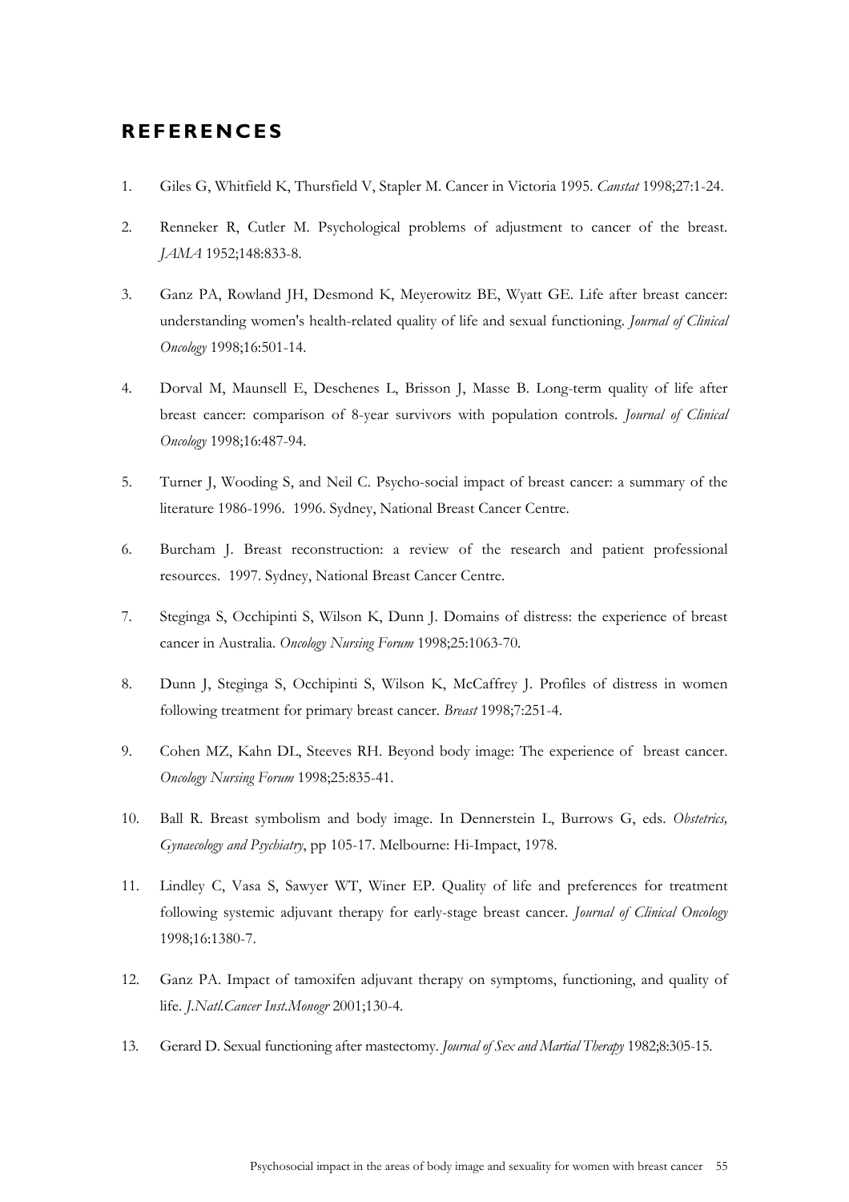## REFERENCES

1. Giles G, Whitfield K, Thursfield V, Stapler M. Cancer in Victoria 1995. *Canstat* 1998;27:1-24.
2. Renneker R, Cutler M. Psychological problems of adjustment to cancer of the breast. *JAMA* 1952;148:833-8.
3. Ganz PA, Rowland JH, Desmond K, Meyerowitz BE, Wyatt GE. Life after breast cancer: understanding women's health-related quality of life and sexual functioning. *Journal of Clinical Oncology* 1998;16:501-14.
4. Dorval M, Maunsell E, Deschenes L, Brisson J, Masse B. Long-term quality of life after breast cancer: comparison of 8-year survivors with population controls. *Journal of Clinical Oncology* 1998;16:487-94.
5. Turner J, Wooding S, and Neil C. Psycho-social impact of breast cancer: a summary of the literature 1986-1996. 1996. Sydney, National Breast Cancer Centre.
6. Burcham J. Breast reconstruction: a review of the research and patient professional resources. 1997. Sydney, National Breast Cancer Centre.
7. Steginga S, Occhipinti S, Wilson K, Dunn J. Domains of distress: the experience of breast cancer in Australia. *Oncology Nursing Forum* 1998;25:1063-70.
8. Dunn J, Steginga S, Occhipinti S, Wilson K, McCaffrey J. Profiles of distress in women following treatment for primary breast cancer. *Breast* 1998;7:251-4.
9. Cohen MZ, Kahn DL, Steeves RH. Beyond body image: The experience of breast cancer. *Oncology Nursing Forum* 1998;25:835-41.
10. Ball R. Breast symbolism and body image. In Dennerstein L, Burrows G, eds. *Obstetrics, Gynaecology and Psychiatry*, pp 105-17. Melbourne: Hi-Impact, 1978.
11. Lindley C, Vasa S, Sawyer WT, Winer EP. Quality of life and preferences for treatment following systemic adjuvant therapy for early-stage breast cancer. *Journal of Clinical Oncology* 1998;16:1380-7.
12. Ganz PA. Impact of tamoxifen adjuvant therapy on symptoms, functioning, and quality of life. *J.Natl.Cancer Inst.Monogr* 2001;130-4.
13. Gerard D. Sexual functioning after mastectomy. *Journal of Sex and Martial Therapy* 1982;8:305-15.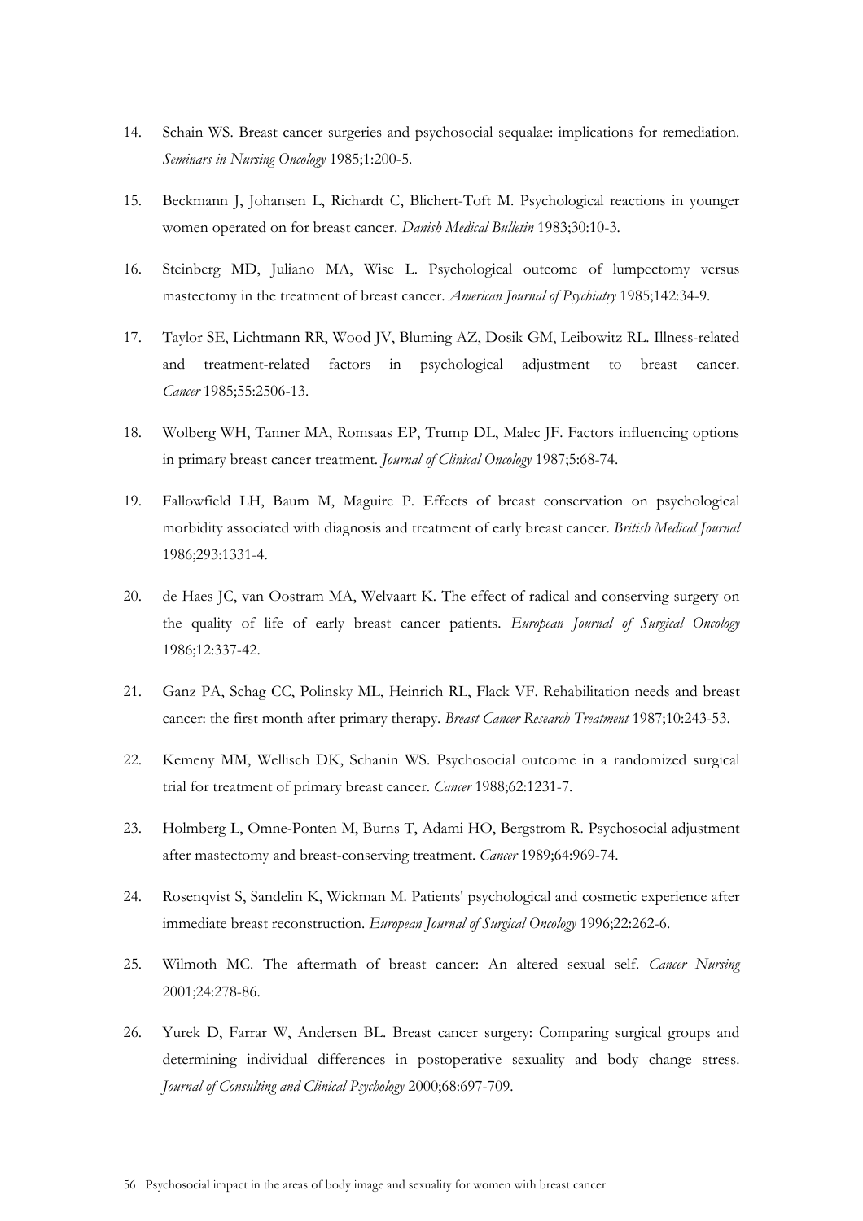14. Schain WS. Breast cancer surgeries and psychosocial sequalae: implications for remediation. *Seminars in Nursing Oncology* 1985;1:200-5.

15. Beckmann J, Johansen L, Richardt C, Blichert-Toft M. Psychological reactions in younger women operated on for breast cancer. *Danish Medical Bulletin* 1983;30:10-3.

16. Steinberg MD, Juliano MA, Wise L. Psychological outcome of lumpectomy versus mastectomy in the treatment of breast cancer. *American Journal of Psychiatry* 1985;142:34-9.

17. Taylor SE, Lichtmann RR, Wood JV, Bluming AZ, Dosik GM, Leibowitz RL. Illness-related and treatment-related factors in psychological adjustment to breast cancer. *Cancer* 1985;55:2506-13.

18. Wolberg WH, Tanner MA, Romsaas EP, Trump DL, Malec JF. Factors influencing options in primary breast cancer treatment. *Journal of Clinical Oncology* 1987;5:68-74.

19. Fallowfield LH, Baum M, Maguire P. Effects of breast conservation on psychological morbidity associated with diagnosis and treatment of early breast cancer. *British Medical Journal* 1986;293:1331-4.

20. de Haes JC, van Oostram MA, Welvaart K. The effect of radical and conserving surgery on the quality of life of early breast cancer patients. *European Journal of Surgical Oncology* 1986;12:337-42.

21. Ganz PA, Schag CC, Polinsky ML, Heinrich RL, Flack VF. Rehabilitation needs and breast cancer: the first month after primary therapy. *Breast Cancer Research Treatment* 1987;10:243-53.

22. Kemeny MM, Wellisch DK, Schanin WS. Psychosocial outcome in a randomized surgical trial for treatment of primary breast cancer. *Cancer* 1988;62:1231-7.

23. Holmberg L, Omne-Ponten M, Burns T, Adami HO, Bergstrom R. Psychosocial adjustment after mastectomy and breast-conserving treatment. *Cancer* 1989;64:969-74.

24. Rosenqvist S, Sandelin K, Wickman M. Patients' psychological and cosmetic experience after immediate breast reconstruction. *European Journal of Surgical Oncology* 1996;22:262-6.

25. Wilmoth MC. The aftermath of breast cancer: An altered sexual self. *Cancer Nursing* 2001;24:278-86.

26. Yurek D, Farrar W, Andersen BL. Breast cancer surgery: Comparing surgical groups and determining individual differences in postoperative sexuality and body change stress. *Journal of Consulting and Clinical Psychology* 2000;68:697-709.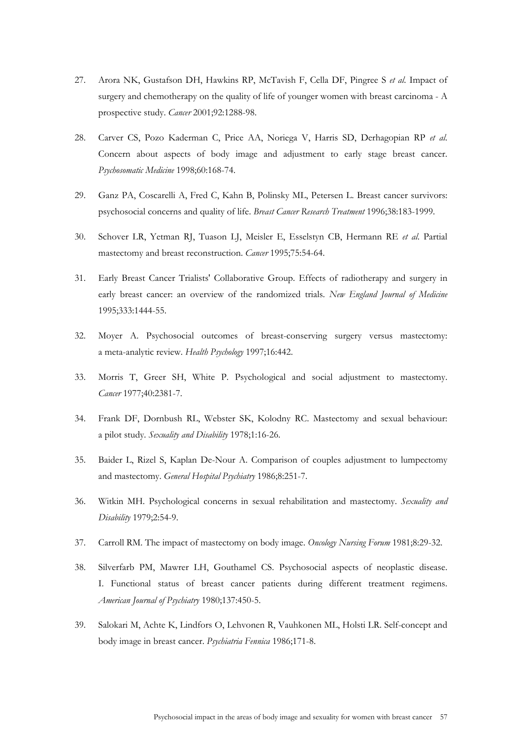27. Arora NK, Gustafson DH, Hawkins RP, McTavish F, Cella DF, Pingree S *et al.* Impact of surgery and chemotherapy on the quality of life of younger women with breast carcinoma - A prospective study. *Cancer* 2001;92:1288-98.

28. Carver CS, Pozo Kaderman C, Price AA, Noriega V, Harris SD, Derhagopian RP *et al.* Concern about aspects of body image and adjustment to early stage breast cancer. *Psychosomatic Medicine* 1998;60:168-74.

29. Ganz PA, Coscarelli A, Fred C, Kahn B, Polinsky ML, Petersen L. Breast cancer survivors: psychosocial concerns and quality of life. *Breast Cancer Research Treatment* 1996;38:183-1999.

30. Schover LR, Yetman RJ, Tuason LJ, Meisler E, Esselstyn CB, Hermann RE *et al.* Partial mastectomy and breast reconstruction. *Cancer* 1995;75:54-64.

31. Early Breast Cancer Trialists' Collaborative Group. Effects of radiotherapy and surgery in early breast cancer: an overview of the randomized trials. *New England Journal of Medicine* 1995;333:1444-55.

32. Moyer A. Psychosocial outcomes of breast-conserving surgery versus mastectomy: a meta-analytic review. *Health Psychology* 1997;16:442.

33. Morris T, Greer SH, White P. Psychological and social adjustment to mastectomy. *Cancer* 1977;40:2381-7.

34. Frank DF, Dornbush RL, Webster SK, Kolodny RC. Mastectomy and sexual behaviour: a pilot study. *Sexuality and Disability* 1978;1:16-26.

35. Baider L, Rizel S, Kaplan De-Nour A. Comparison of couples adjustment to lumpectomy and mastectomy. *General Hospital Psychiatry* 1986;8:251-7.

36. Witkin MH. Psychological concerns in sexual rehabilitation and mastectomy. *Sexuality and Disability* 1979;2:54-9.

37. Carroll RM. The impact of mastectomy on body image. *Oncology Nursing Forum* 1981;8:29-32.

38. Silverfarb PM, Mawrer LH, Gouthamel CS. Psychosocial aspects of neoplastic disease. I. Functional status of breast cancer patients during different treatment regimens. *American Journal of Psychiatry* 1980;137:450-5.

39. Salokari M, Achte K, Lindfors O, Lehvonen R, Vauhkonen ML, Holsti LR. Self-concept and body image in breast cancer. *Psychiatria Fennica* 1986;171-8.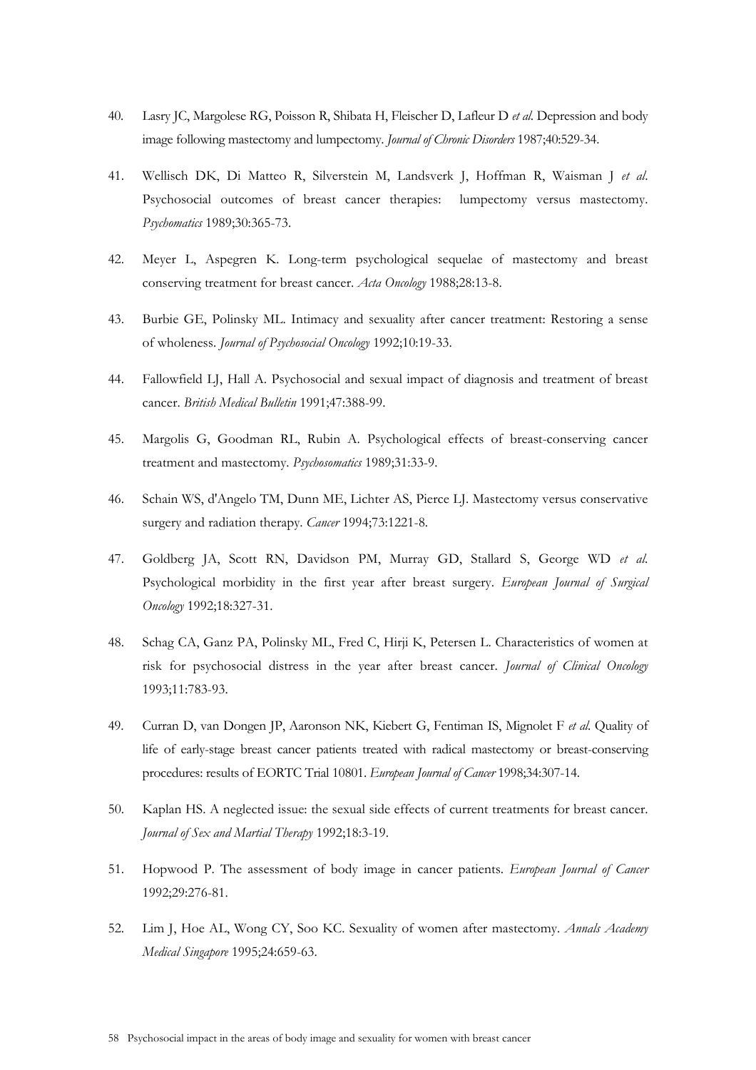40. Lasry JC, Margolese RG, Poisson R, Shibata H, Fleischer D, Lafleur D *et al.* Depression and body image following mastectomy and lumpectomy. *Journal of Chronic Disorders* 1987;40:529-34.

41. Wellisch DK, Di Matteo R, Silverstein M, Landsverk J, Hoffman R, Waisman J *et al.* Psychosocial outcomes of breast cancer therapies: lumpectomy versus mastectomy. *Psychomatics* 1989;30:365-73.

42. Meyer L, Aspegren K. Long-term psychological sequelae of mastectomy and breast conserving treatment for breast cancer. *Acta Oncology* 1988;28:13-8.

43. Burbie GE, Polinsky ML. Intimacy and sexuality after cancer treatment: Restoring a sense of wholeness. *Journal of Psychosocial Oncology* 1992;10:19-33.

44. Fallowfield LJ, Hall A. Psychosocial and sexual impact of diagnosis and treatment of breast cancer. *British Medical Bulletin* 1991;47:388-99.

45. Margolis G, Goodman RL, Rubin A. Psychological effects of breast-conserving cancer treatment and mastectomy. *Psychosomatics* 1989;31:33-9.

46. Schain WS, d'Angelo TM, Dunn ME, Lichter AS, Pierce LJ. Mastectomy versus conservative surgery and radiation therapy. *Cancer* 1994;73:1221-8.

47. Goldberg JA, Scott RN, Davidson PM, Murray GD, Stallard S, George WD *et al.* Psychological morbidity in the first year after breast surgery. *European Journal of Surgical Oncology* 1992;18:327-31.

48. Schag CA, Ganz PA, Polinsky ML, Fred C, Hirji K, Petersen L. Characteristics of women at risk for psychosocial distress in the year after breast cancer. *Journal of Clinical Oncology* 1993;11:783-93.

49. Curran D, van Dongen JP, Aaronson NK, Kiebert G, Fentiman IS, Mignolet F *et al.* Quality of life of early-stage breast cancer patients treated with radical mastectomy or breast-conserving procedures: results of EORTC Trial 10801. *European Journal of Cancer* 1998;34:307-14.

50. Kaplan HS. A neglected issue: the sexual side effects of current treatments for breast cancer. *Journal of Sex and Martial Therapy* 1992;18:3-19.

51. Hopwood P. The assessment of body image in cancer patients. *European Journal of Cancer* 1992;29:276-81.

52. Lim J, Hoe AL, Wong CY, Soo KC. Sexuality of women after mastectomy. *Annals Academy Medical Singapore* 1995;24:659-63.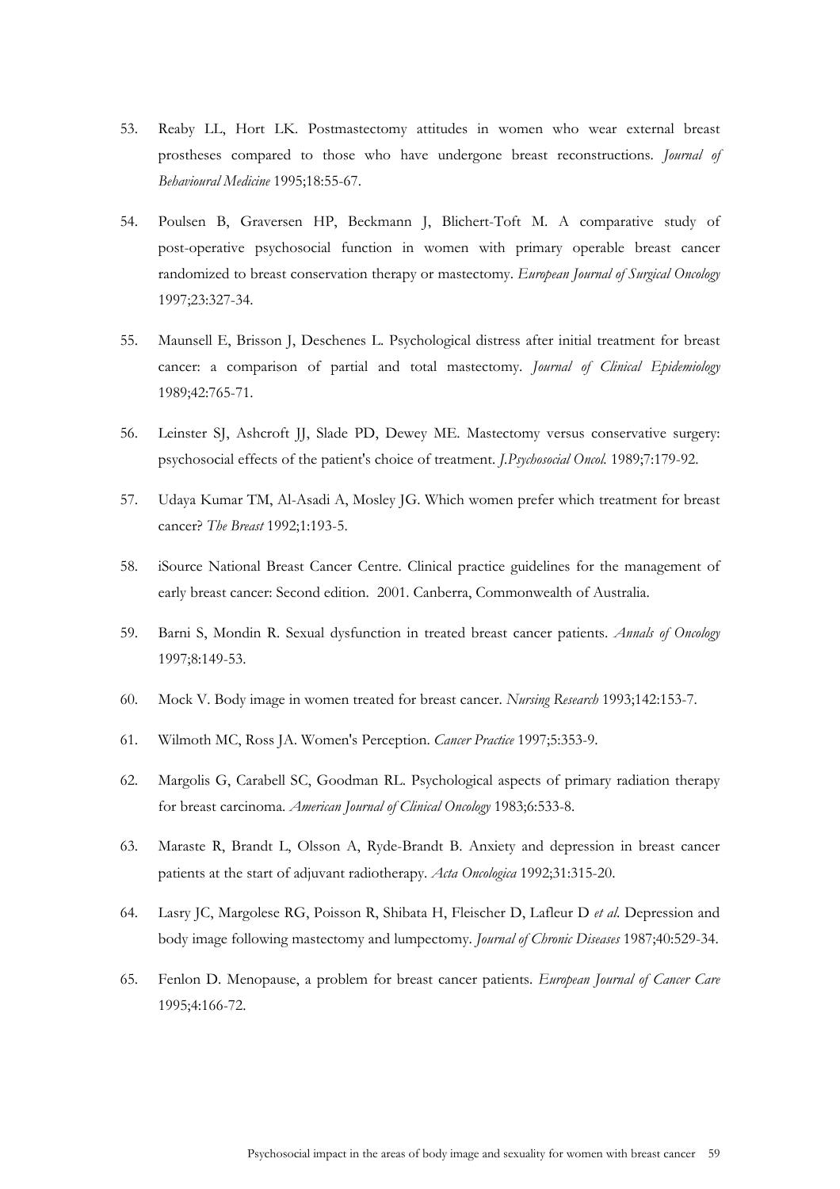53. Reaby LL, Hort LK. Postmastectomy attitudes in women who wear external breast prostheses compared to those who have undergone breast reconstructions. *Journal of Behavioural Medicine* 1995;18:55-67.

54. Poulsen B, Graversen HP, Beckmann J, Blichert-Toft M. A comparative study of post-operative psychosocial function in women with primary operable breast cancer randomized to breast conservation therapy or mastectomy. *European Journal of Surgical Oncology* 1997;23:327-34.

55. Maunsell E, Brisson J, Deschenes L. Psychological distress after initial treatment for breast cancer: a comparison of partial and total mastectomy. *Journal of Clinical Epidemiology* 1989;42:765-71.

56. Leinster SJ, Ashcroft JJ, Slade PD, Dewey ME. Mastectomy versus conservative surgery: psychosocial effects of the patient's choice of treatment. *J.Psychosocial Oncol.* 1989;7:179-92.

57. Udaya Kumar TM, Al-Asadi A, Mosley JG. Which women prefer which treatment for breast cancer? *The Breast* 1992;1:193-5.

58. iSource National Breast Cancer Centre. Clinical practice guidelines for the management of early breast cancer: Second edition. 2001. Canberra, Commonwealth of Australia.

59. Barni S, Mondin R. Sexual dysfunction in treated breast cancer patients. *Annals of Oncology* 1997;8:149-53.

60. Mock V. Body image in women treated for breast cancer. *Nursing Research* 1993;142:153-7.

61. Wilmoth MC, Ross JA. Women's Perception. *Cancer Practice* 1997;5:353-9.

62. Margolis G, Carabell SC, Goodman RL. Psychological aspects of primary radiation therapy for breast carcinoma. *American Journal of Clinical Oncology* 1983;6:533-8.

63. Maraste R, Brandt L, Olsson A, Ryde-Brandt B. Anxiety and depression in breast cancer patients at the start of adjuvant radiotherapy. *Acta Oncologica* 1992;31:315-20.

64. Lasry JC, Margolese RG, Poisson R, Shibata H, Fleischer D, Lafleur D *et al.* Depression and body image following mastectomy and lumpectomy. *Journal of Chronic Diseases* 1987;40:529-34.

65. Fenlon D. Menopause, a problem for breast cancer patients. *European Journal of Cancer Care* 1995;4:166-72.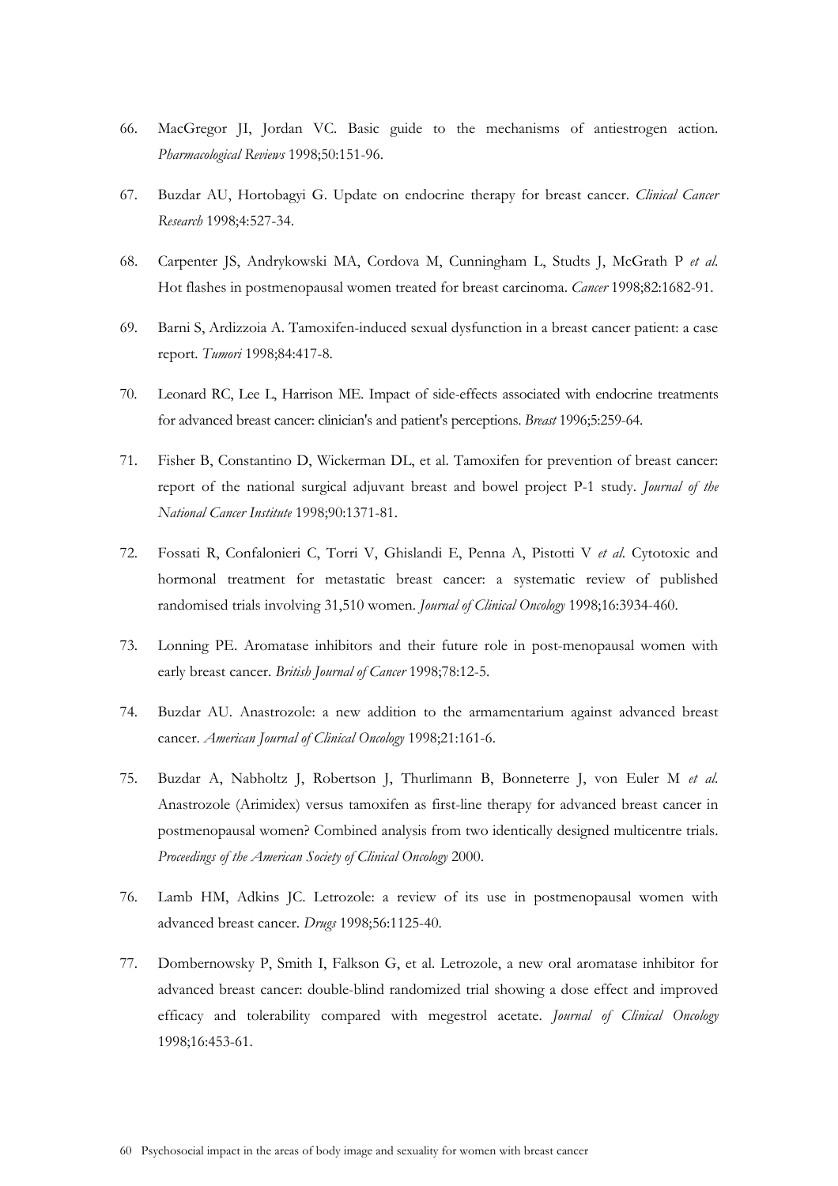66. MacGregor JI, Jordan VC. Basic guide to the mechanisms of antiestrogen action. *Pharmacological Reviews* 1998;50:151-96.

67. Buzdar AU, Hortobagyi G. Update on endocrine therapy for breast cancer. *Clinical Cancer Research* 1998;4:527-34.

68. Carpenter JS, Andrykowski MA, Cordova M, Cunningham L, Studts J, McGrath P *et al.* Hot flashes in postmenopausal women treated for breast carcinoma. *Cancer* 1998;82:1682-91.

69. Barni S, Ardizzoia A. Tamoxifen-induced sexual dysfunction in a breast cancer patient: a case report. *Tumori* 1998;84:417-8.

70. Leonard RC, Lee L, Harrison ME. Impact of side-effects associated with endocrine treatments for advanced breast cancer: clinician's and patient's perceptions. *Breast* 1996;5:259-64.

71. Fisher B, Constantino D, Wickerman DL, et al. Tamoxifen for prevention of breast cancer: report of the national surgical adjuvant breast and bowel project P-1 study. *Journal of the National Cancer Institute* 1998;90:1371-81.

72. Fossati R, Confalonieri C, Torri V, Ghislandi E, Penna A, Pistotti V *et al.* Cytotoxic and hormonal treatment for metastatic breast cancer: a systematic review of published randomised trials involving 31,510 women. *Journal of Clinical Oncology* 1998;16:3934-460.

73. Lonning PE. Aromatase inhibitors and their future role in post-menopausal women with early breast cancer. *British Journal of Cancer* 1998;78:12-5.

74. Buzdar AU. Anastrozole: a new addition to the armamentarium against advanced breast cancer. *American Journal of Clinical Oncology* 1998;21:161-6.

75. Buzdar A, Nabholtz J, Robertson J, Thurlimann B, Bonneterre J, von Euler M *et al.* Anastrozole (Arimidex) versus tamoxifen as first-line therapy for advanced breast cancer in postmenopausal women? Combined analysis from two identically designed multicentre trials. *Proceedings of the American Society of Clinical Oncology* 2000.

76. Lamb HM, Adkins JC. Letrozole: a review of its use in postmenopausal women with advanced breast cancer. *Drugs* 1998;56:1125-40.

77. Dombernowsky P, Smith I, Falkson G, et al. Letrozole, a new oral aromatase inhibitor for advanced breast cancer: double-blind randomized trial showing a dose effect and improved efficacy and tolerability compared with megestrol acetate. *Journal of Clinical Oncology* 1998;16:453-61.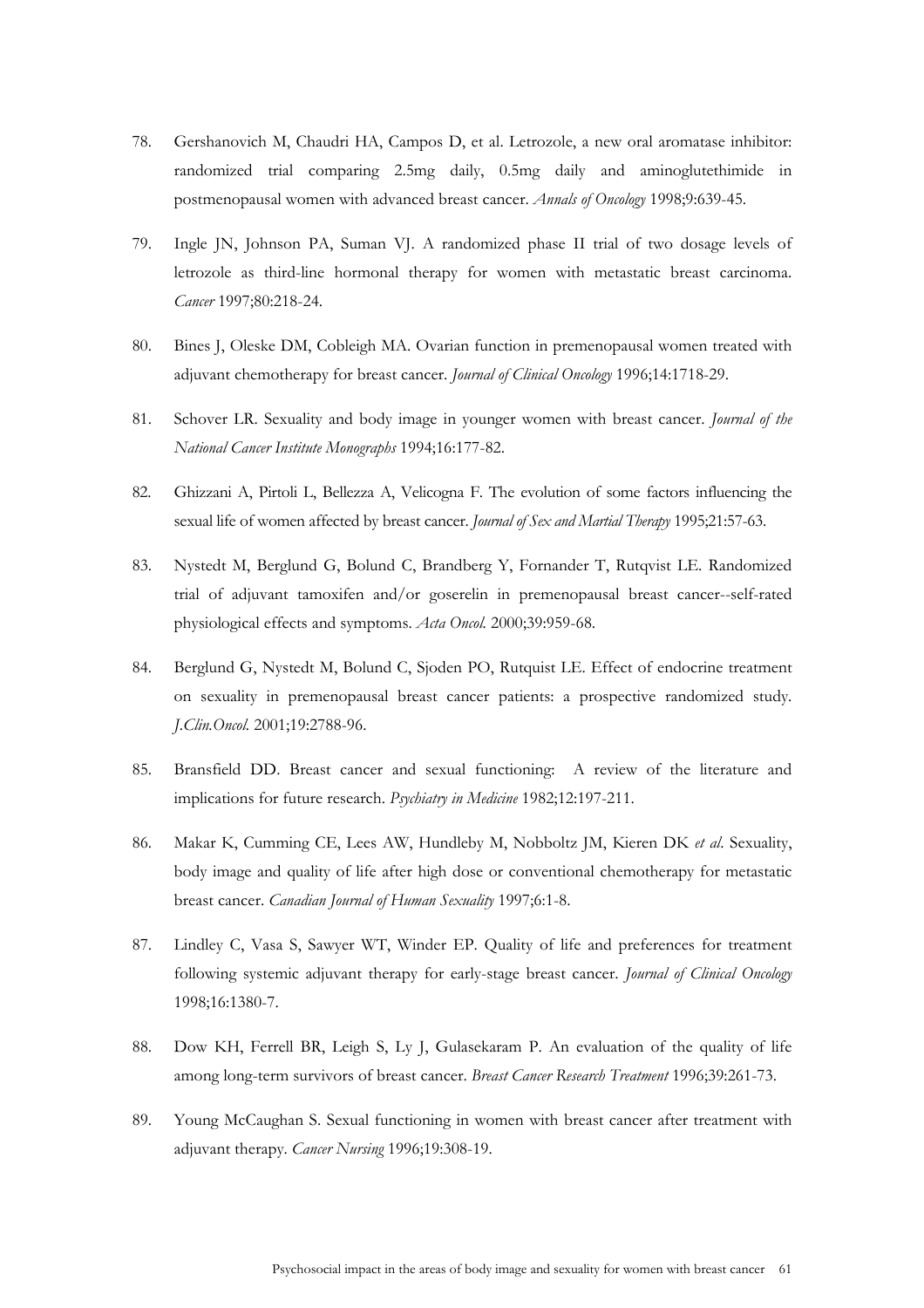78. Gershanovich M, Chaudri HA, Campos D, et al. Letrozole, a new oral aromatase inhibitor: randomized trial comparing 2.5mg daily, 0.5mg daily and aminoglutethimide in postmenopausal women with advanced breast cancer. *Annals of Oncology* 1998;9:639-45.

79. Ingle JN, Johnson PA, Suman VJ. A randomized phase II trial of two dosage levels of letrozole as third-line hormonal therapy for women with metastatic breast carcinoma. *Cancer* 1997;80:218-24.

80. Bines J, Oleske DM, Cobleigh MA. Ovarian function in premenopausal women treated with adjuvant chemotherapy for breast cancer. *Journal of Clinical Oncology* 1996;14:1718-29.

81. Schover LR. Sexuality and body image in younger women with breast cancer. *Journal of the National Cancer Institute Monographs* 1994;16:177-82.

82. Ghizzani A, Pirtoli L, Bellezza A, Velicogna F. The evolution of some factors influencing the sexual life of women affected by breast cancer. *Journal of Sex and Martial Therapy* 1995;21:57-63.

83. Nystedt M, Berglund G, Bolund C, Brandberg Y, Fornander T, Rutqvist LE. Randomized trial of adjuvant tamoxifen and/or goserelin in premenopausal breast cancer--self-rated physiological effects and symptoms. *Acta Oncol.* 2000;39:959-68.

84. Berglund G, Nystedt M, Bolund C, Sjoden PO, Rutquist LE. Effect of endocrine treatment on sexuality in premenopausal breast cancer patients: a prospective randomized study. *J.Clin.Oncol.* 2001;19:2788-96.

85. Bransfield DD. Breast cancer and sexual functioning: A review of the literature and implications for future research. *Psychiatry in Medicine* 1982;12:197-211.

86. Makar K, Cumming CE, Lees AW, Hundleby M, Nobboltz JM, Kieren DK *et al*. Sexuality, body image and quality of life after high dose or conventional chemotherapy for metastatic breast cancer. *Canadian Journal of Human Sexuality* 1997;6:1-8.

87. Lindley C, Vasa S, Sawyer WT, Winder EP. Quality of life and preferences for treatment following systemic adjuvant therapy for early-stage breast cancer. *Journal of Clinical Oncology* 1998;16:1380-7.

88. Dow KH, Ferrell BR, Leigh S, Ly J, Gulasekaram P. An evaluation of the quality of life among long-term survivors of breast cancer. *Breast Cancer Research Treatment* 1996;39:261-73.

89. Young McCaughan S. Sexual functioning in women with breast cancer after treatment with adjuvant therapy. *Cancer Nursing* 1996;19:308-19.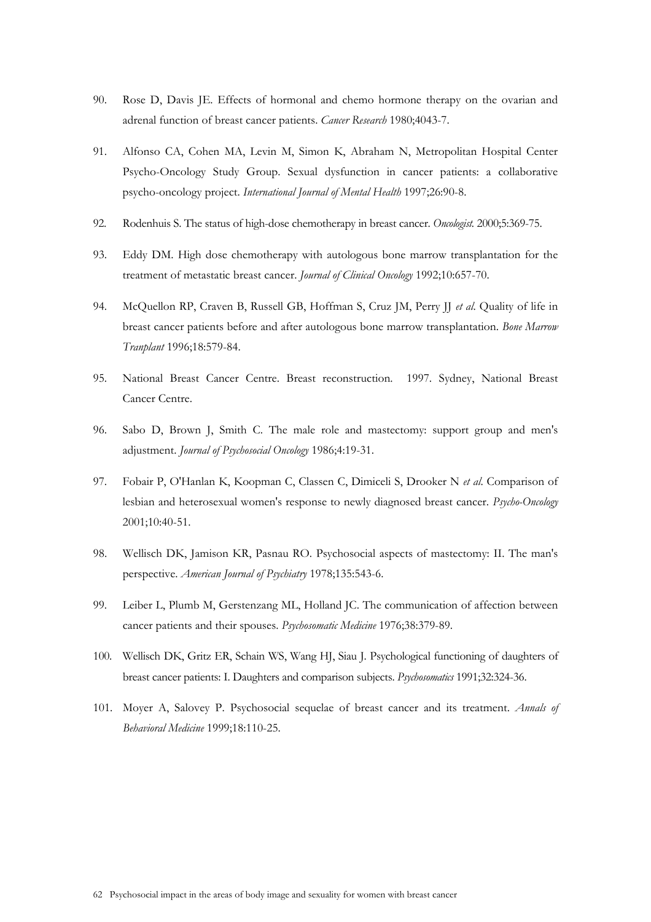90. Rose D, Davis JE. Effects of hormonal and chemo hormone therapy on the ovarian and adrenal function of breast cancer patients. *Cancer Research* 1980;4043-7.

91. Alfonso CA, Cohen MA, Levin M, Simon K, Abraham N, Metropolitan Hospital Center Psycho-Oncology Study Group. Sexual dysfunction in cancer patients: a collaborative psycho-oncology project. *International Journal of Mental Health* 1997;26:90-8.

92. Rodenhuis S. The status of high-dose chemotherapy in breast cancer. *Oncologist.* 2000;5:369-75.

93. Eddy DM. High dose chemotherapy with autologous bone marrow transplantation for the treatment of metastatic breast cancer. *Journal of Clinical Oncology* 1992;10:657-70.

94. McQuellon RP, Craven B, Russell GB, Hoffman S, Cruz JM, Perry JJ *et al*. Quality of life in breast cancer patients before and after autologous bone marrow transplantation. *Bone Marrow Tranplant* 1996;18:579-84.

95. National Breast Cancer Centre. Breast reconstruction. 1997. Sydney, National Breast Cancer Centre.

96. Sabo D, Brown J, Smith C. The male role and mastectomy: support group and men's adjustment. *Journal of Psychosocial Oncology* 1986;4:19-31.

97. Fobair P, O'Hanlan K, Koopman C, Classen C, Dimiceli S, Drooker N *et al*. Comparison of lesbian and heterosexual women's response to newly diagnosed breast cancer. *Psycho-Oncology* 2001;10:40-51.

98. Wellisch DK, Jamison KR, Pasnau RO. Psychosocial aspects of mastectomy: II. The man's perspective. *American Journal of Psychiatry* 1978;135:543-6.

99. Leiber L, Plumb M, Gerstenzang ML, Holland JC. The communication of affection between cancer patients and their spouses. *Psychosomatic Medicine* 1976;38:379-89.

100. Wellisch DK, Gritz ER, Schain WS, Wang HJ, Siau J. Psychological functioning of daughters of breast cancer patients: I. Daughters and comparison subjects. *Psychosomatics* 1991;32:324-36.

101. Moyer A, Salovey P. Psychosocial sequelae of breast cancer and its treatment. *Annals of Behavioral Medicine* 1999;18:110-25.